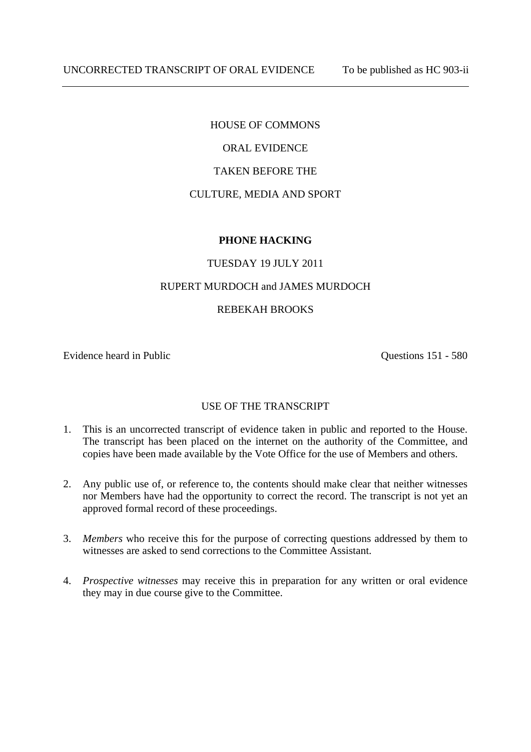UNCORRECTED TRANSCRIPT OF ORAL EVIDENCE To be published as HC 903-ii

---

HOUSE OF COMMONS

ORAL EVIDENCE

TAKEN BEFORE THE

CULTURE, MEDIA AND SPORT

**PHONE HACKING**

TUESDAY 19 JULY 2011

RUPERT MURDOCH and JAMES MURDOCH

REBEKAH BROOKS

Evidence heard in Public Questions 151 - 580

USE OF THE TRANSCRIPT

1. This is an uncorrected transcript of evidence taken in public and reported to the House. The transcript has been placed on the internet on the authority of the Committee, and copies have been made available by the Vote Office for the use of Members and others.

2. Any public use of, or reference to, the contents should make clear that neither witnesses nor Members have had the opportunity to correct the record. The transcript is not yet an approved formal record of these proceedings.

3. *Members* who receive this for the purpose of correcting questions addressed by them to witnesses are asked to send corrections to the Committee Assistant.

4. *Prospective witnesses* may receive this in preparation for any written or oral evidence they may in due course give to the Committee.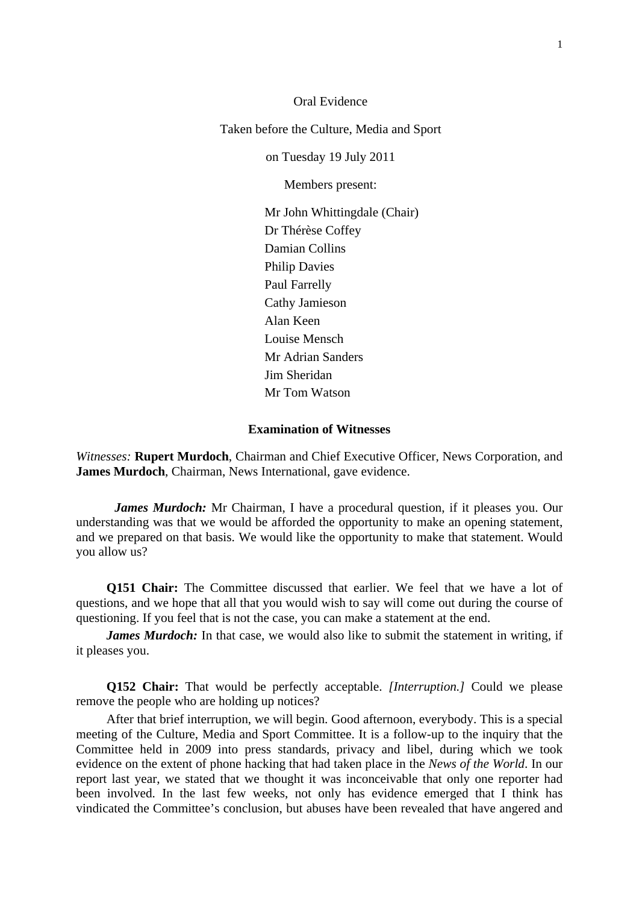Oral Evidence

Taken before the Culture, Media and Sport

on Tuesday 19 July 2011

Members present:

Mr John Whittingdale (Chair)
Dr Thérèse Coffey
Damian Collins
Philip Davies
Paul Farrelly
Cathy Jamieson
Alan Keen
Louise Mensch
Mr Adrian Sanders
Jim Sheridan
Mr Tom Watson

**Examination of Witnesses**

*Witnesses:* **Rupert Murdoch**, Chairman and Chief Executive Officer, News Corporation, and **James Murdoch**, Chairman, News International, gave evidence.

***James Murdoch:*** Mr Chairman, I have a procedural question, if it pleases you. Our understanding was that we would be afforded the opportunity to make an opening statement, and we prepared on that basis. We would like the opportunity to make that statement. Would you allow us?

**Q151 Chair:** The Committee discussed that earlier. We feel that we have a lot of questions, and we hope that all that you would wish to say will come out during the course of questioning. If you feel that is not the case, you can make a statement at the end.

***James Murdoch:*** In that case, we would also like to submit the statement in writing, if it pleases you.

**Q152 Chair:** That would be perfectly acceptable. *[Interruption.]* Could we please remove the people who are holding up notices?

After that brief interruption, we will begin. Good afternoon, everybody. This is a special meeting of the Culture, Media and Sport Committee. It is a follow-up to the inquiry that the Committee held in 2009 into press standards, privacy and libel, during which we took evidence on the extent of phone hacking that had taken place in the *News of the World*. In our report last year, we stated that we thought it was inconceivable that only one reporter had been involved. In the last few weeks, not only has evidence emerged that I think has vindicated the Committee's conclusion, but abuses have been revealed that have angered and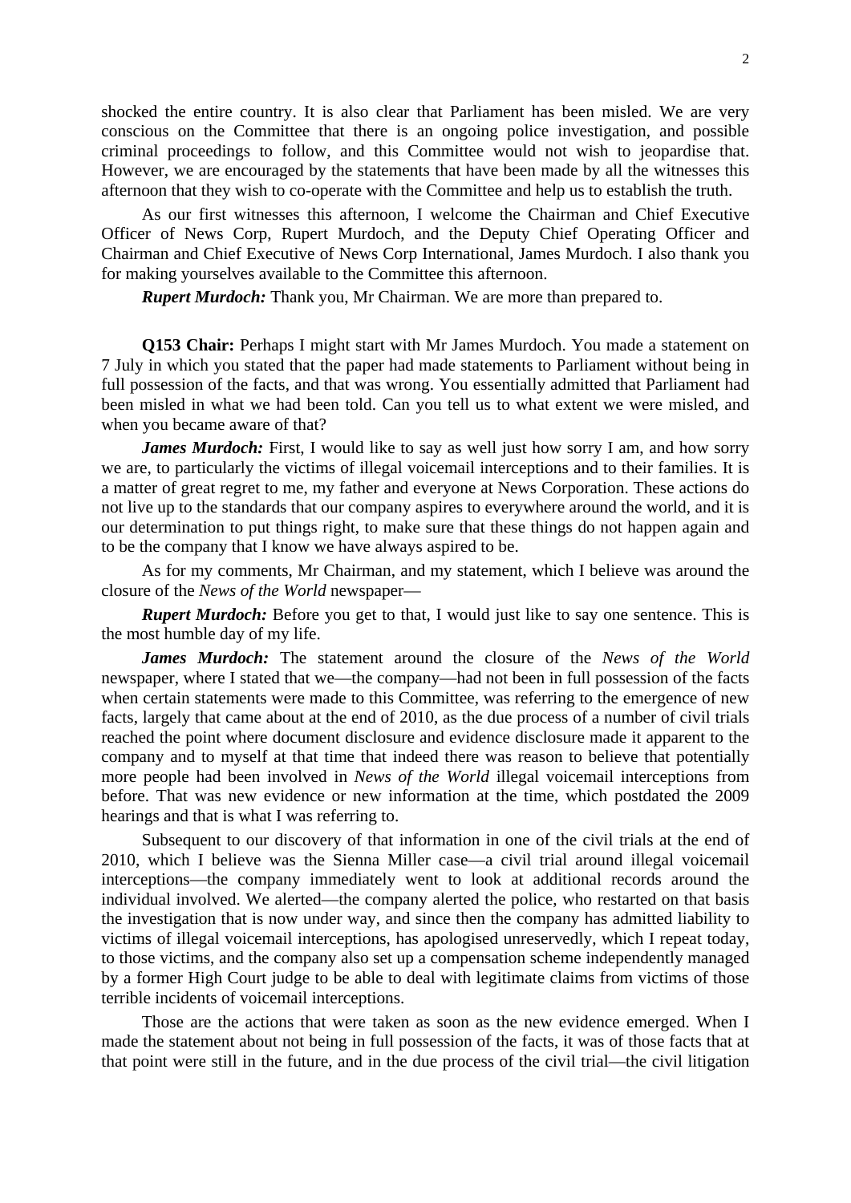shocked the entire country. It is also clear that Parliament has been misled. We are very conscious on the Committee that there is an ongoing police investigation, and possible criminal proceedings to follow, and this Committee would not wish to jeopardise that. However, we are encouraged by the statements that have been made by all the witnesses this afternoon that they wish to co-operate with the Committee and help us to establish the truth.

As our first witnesses this afternoon, I welcome the Chairman and Chief Executive Officer of News Corp, Rupert Murdoch, and the Deputy Chief Operating Officer and Chairman and Chief Executive of News Corp International, James Murdoch. I also thank you for making yourselves available to the Committee this afternoon.

***Rupert Murdoch:*** Thank you, Mr Chairman. We are more than prepared to.

**Q153 Chair:** Perhaps I might start with Mr James Murdoch. You made a statement on 7 July in which you stated that the paper had made statements to Parliament without being in full possession of the facts, and that was wrong. You essentially admitted that Parliament had been misled in what we had been told. Can you tell us to what extent we were misled, and when you became aware of that?

***James Murdoch:*** First, I would like to say as well just how sorry I am, and how sorry we are, to particularly the victims of illegal voicemail interceptions and to their families. It is a matter of great regret to me, my father and everyone at News Corporation. These actions do not live up to the standards that our company aspires to everywhere around the world, and it is our determination to put things right, to make sure that these things do not happen again and to be the company that I know we have always aspired to be.

As for my comments, Mr Chairman, and my statement, which I believe was around the closure of the *News of the World* newspaper—

***Rupert Murdoch:*** Before you get to that, I would just like to say one sentence. This is the most humble day of my life.

***James Murdoch:*** The statement around the closure of the *News of the World* newspaper, where I stated that we—the company—had not been in full possession of the facts when certain statements were made to this Committee, was referring to the emergence of new facts, largely that came about at the end of 2010, as the due process of a number of civil trials reached the point where document disclosure and evidence disclosure made it apparent to the company and to myself at that time that indeed there was reason to believe that potentially more people had been involved in *News of the World* illegal voicemail interceptions from before. That was new evidence or new information at the time, which postdated the 2009 hearings and that is what I was referring to.

Subsequent to our discovery of that information in one of the civil trials at the end of 2010, which I believe was the Sienna Miller case—a civil trial around illegal voicemail interceptions—the company immediately went to look at additional records around the individual involved. We alerted—the company alerted the police, who restarted on that basis the investigation that is now under way, and since then the company has admitted liability to victims of illegal voicemail interceptions, has apologised unreservedly, which I repeat today, to those victims, and the company also set up a compensation scheme independently managed by a former High Court judge to be able to deal with legitimate claims from victims of those terrible incidents of voicemail interceptions.

Those are the actions that were taken as soon as the new evidence emerged. When I made the statement about not being in full possession of the facts, it was of those facts that at that point were still in the future, and in the due process of the civil trial—the civil litigation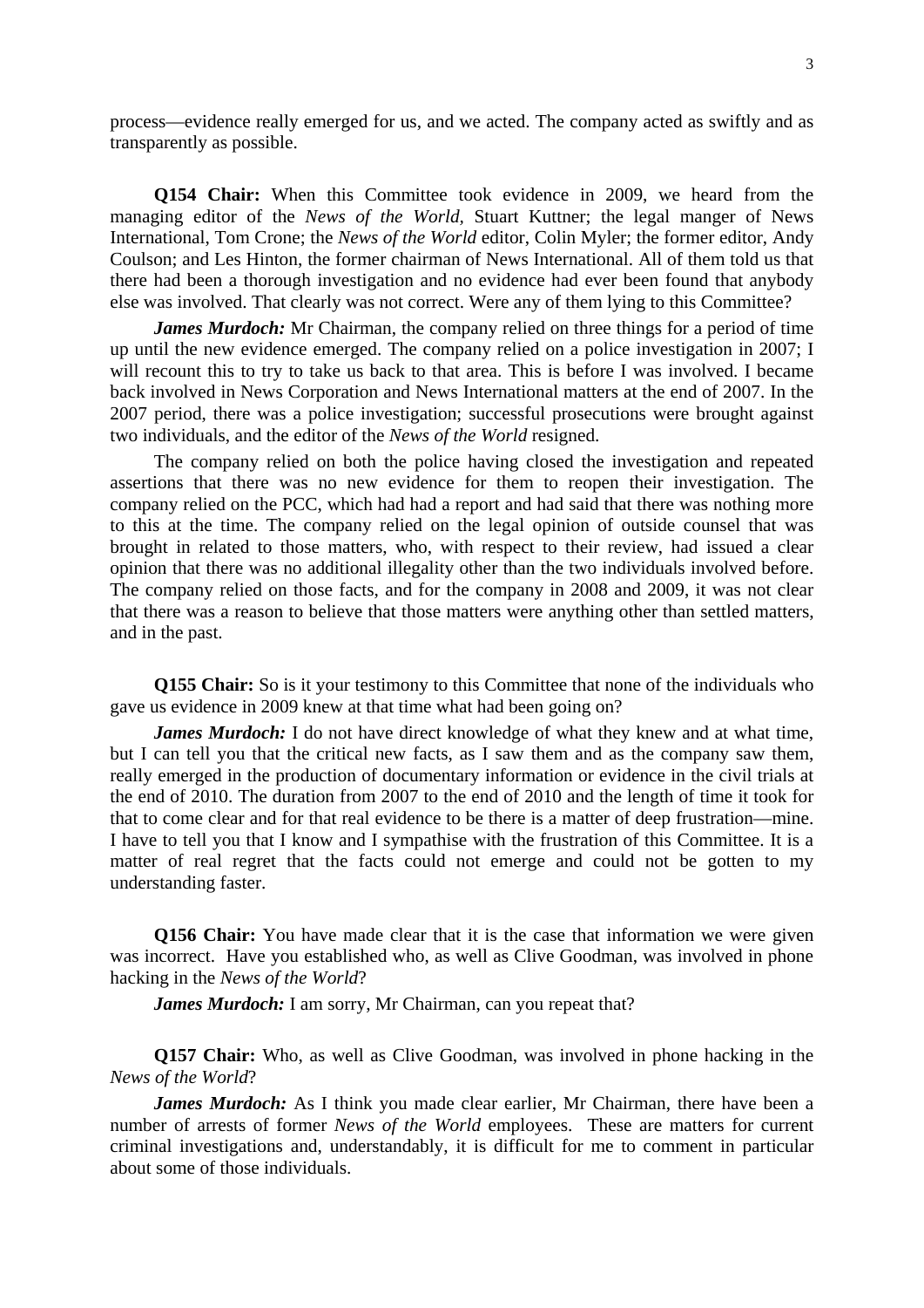process—evidence really emerged for us, and we acted. The company acted as swiftly and as transparently as possible.

**Q154 Chair:** When this Committee took evidence in 2009, we heard from the managing editor of the *News of the World*, Stuart Kuttner; the legal manger of News International, Tom Crone; the *News of the World* editor, Colin Myler; the former editor, Andy Coulson; and Les Hinton, the former chairman of News International. All of them told us that there had been a thorough investigation and no evidence had ever been found that anybody else was involved. That clearly was not correct. Were any of them lying to this Committee?

***James Murdoch:*** Mr Chairman, the company relied on three things for a period of time up until the new evidence emerged. The company relied on a police investigation in 2007; I will recount this to try to take us back to that area. This is before I was involved. I became back involved in News Corporation and News International matters at the end of 2007. In the 2007 period, there was a police investigation; successful prosecutions were brought against two individuals, and the editor of the *News of the World* resigned.

The company relied on both the police having closed the investigation and repeated assertions that there was no new evidence for them to reopen their investigation. The company relied on the PCC, which had had a report and had said that there was nothing more to this at the time. The company relied on the legal opinion of outside counsel that was brought in related to those matters, who, with respect to their review, had issued a clear opinion that there was no additional illegality other than the two individuals involved before. The company relied on those facts, and for the company in 2008 and 2009, it was not clear that there was a reason to believe that those matters were anything other than settled matters, and in the past.

**Q155 Chair:** So is it your testimony to this Committee that none of the individuals who gave us evidence in 2009 knew at that time what had been going on?

***James Murdoch:*** I do not have direct knowledge of what they knew and at what time, but I can tell you that the critical new facts, as I saw them and as the company saw them, really emerged in the production of documentary information or evidence in the civil trials at the end of 2010. The duration from 2007 to the end of 2010 and the length of time it took for that to come clear and for that real evidence to be there is a matter of deep frustration—mine. I have to tell you that I know and I sympathise with the frustration of this Committee. It is a matter of real regret that the facts could not emerge and could not be gotten to my understanding faster.

**Q156 Chair:** You have made clear that it is the case that information we were given was incorrect. Have you established who, as well as Clive Goodman, was involved in phone hacking in the *News of the World*?

***James Murdoch:*** I am sorry, Mr Chairman, can you repeat that?

**Q157 Chair:** Who, as well as Clive Goodman, was involved in phone hacking in the *News of the World*?

***James Murdoch:*** As I think you made clear earlier, Mr Chairman, there have been a number of arrests of former *News of the World* employees. These are matters for current criminal investigations and, understandably, it is difficult for me to comment in particular about some of those individuals.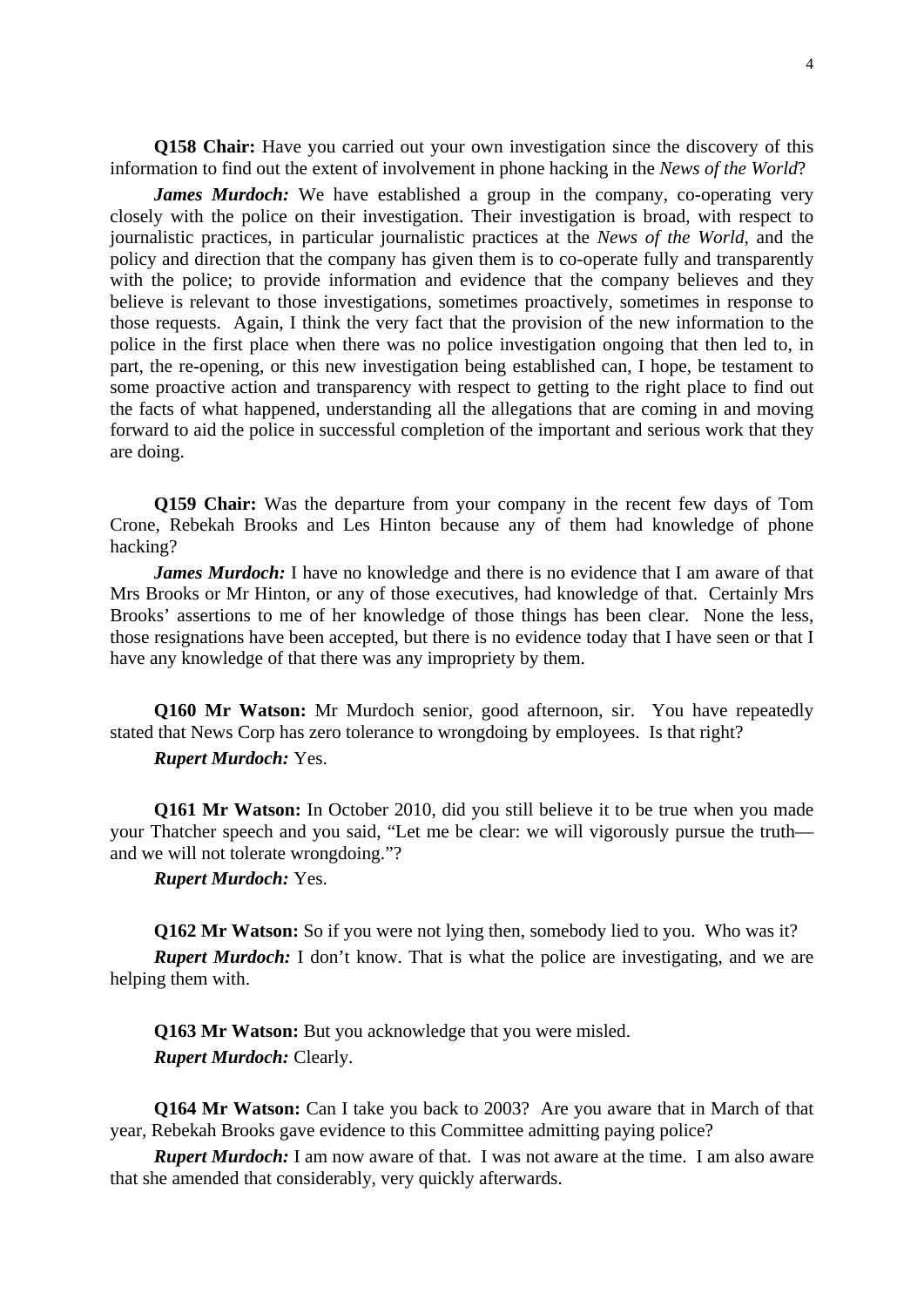**Q158 Chair:** Have you carried out your own investigation since the discovery of this information to find out the extent of involvement in phone hacking in the *News of the World*?

***James Murdoch:*** We have established a group in the company, co-operating very closely with the police on their investigation. Their investigation is broad, with respect to journalistic practices, in particular journalistic practices at the *News of the World,* and the policy and direction that the company has given them is to co-operate fully and transparently with the police; to provide information and evidence that the company believes and they believe is relevant to those investigations, sometimes proactively, sometimes in response to those requests. Again, I think the very fact that the provision of the new information to the police in the first place when there was no police investigation ongoing that then led to, in part, the re-opening, or this new investigation being established can, I hope, be testament to some proactive action and transparency with respect to getting to the right place to find out the facts of what happened, understanding all the allegations that are coming in and moving forward to aid the police in successful completion of the important and serious work that they are doing.

**Q159 Chair:** Was the departure from your company in the recent few days of Tom Crone, Rebekah Brooks and Les Hinton because any of them had knowledge of phone hacking?

***James Murdoch:*** I have no knowledge and there is no evidence that I am aware of that Mrs Brooks or Mr Hinton, or any of those executives, had knowledge of that. Certainly Mrs Brooks' assertions to me of her knowledge of those things has been clear. None the less, those resignations have been accepted, but there is no evidence today that I have seen or that I have any knowledge of that there was any impropriety by them.

**Q160 Mr Watson:** Mr Murdoch senior, good afternoon, sir. You have repeatedly stated that News Corp has zero tolerance to wrongdoing by employees. Is that right?

***Rupert Murdoch:*** Yes.

**Q161 Mr Watson:** In October 2010, did you still believe it to be true when you made your Thatcher speech and you said, "Let me be clear: we will vigorously pursue the truth—and we will not tolerate wrongdoing."?

***Rupert Murdoch:*** Yes.

**Q162 Mr Watson:** So if you were not lying then, somebody lied to you. Who was it?

***Rupert Murdoch:*** I don't know. That is what the police are investigating, and we are helping them with.

**Q163 Mr Watson:** But you acknowledge that you were misled.

***Rupert Murdoch:*** Clearly.

**Q164 Mr Watson:** Can I take you back to 2003? Are you aware that in March of that year, Rebekah Brooks gave evidence to this Committee admitting paying police?

***Rupert Murdoch:*** I am now aware of that. I was not aware at the time. I am also aware that she amended that considerably, very quickly afterwards.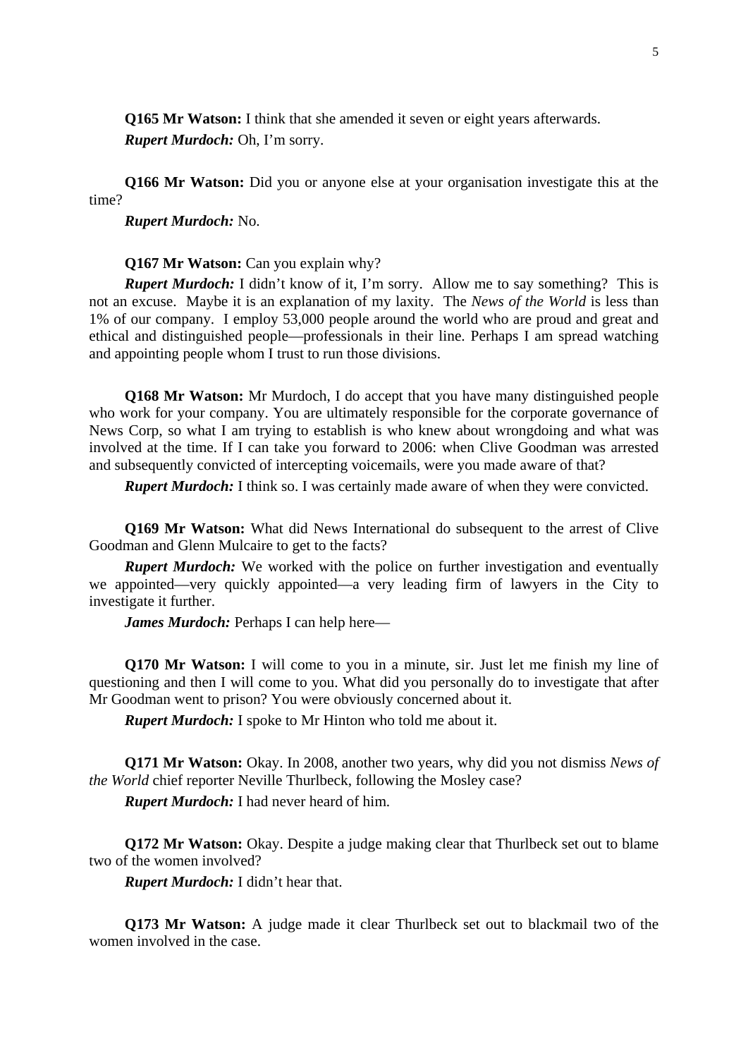**Q165 Mr Watson:** I think that she amended it seven or eight years afterwards.

***Rupert Murdoch:*** Oh, I'm sorry.

**Q166 Mr Watson:** Did you or anyone else at your organisation investigate this at the time?

***Rupert Murdoch:*** No.

**Q167 Mr Watson:** Can you explain why?

***Rupert Murdoch:*** I didn't know of it, I'm sorry. Allow me to say something? This is not an excuse. Maybe it is an explanation of my laxity. The *News of the World* is less than 1% of our company. I employ 53,000 people around the world who are proud and great and ethical and distinguished people—professionals in their line. Perhaps I am spread watching and appointing people whom I trust to run those divisions.

**Q168 Mr Watson:** Mr Murdoch, I do accept that you have many distinguished people who work for your company. You are ultimately responsible for the corporate governance of News Corp, so what I am trying to establish is who knew about wrongdoing and what was involved at the time. If I can take you forward to 2006: when Clive Goodman was arrested and subsequently convicted of intercepting voicemails, were you made aware of that?

***Rupert Murdoch:*** I think so. I was certainly made aware of when they were convicted.

**Q169 Mr Watson:** What did News International do subsequent to the arrest of Clive Goodman and Glenn Mulcaire to get to the facts?

***Rupert Murdoch:*** We worked with the police on further investigation and eventually we appointed—very quickly appointed—a very leading firm of lawyers in the City to investigate it further.

***James Murdoch:*** Perhaps I can help here—

**Q170 Mr Watson:** I will come to you in a minute, sir. Just let me finish my line of questioning and then I will come to you. What did you personally do to investigate that after Mr Goodman went to prison? You were obviously concerned about it.

***Rupert Murdoch:*** I spoke to Mr Hinton who told me about it.

**Q171 Mr Watson:** Okay. In 2008, another two years, why did you not dismiss *News of the World* chief reporter Neville Thurlbeck, following the Mosley case?

***Rupert Murdoch:*** I had never heard of him.

**Q172 Mr Watson:** Okay. Despite a judge making clear that Thurlbeck set out to blame two of the women involved?

***Rupert Murdoch:*** I didn't hear that.

**Q173 Mr Watson:** A judge made it clear Thurlbeck set out to blackmail two of the women involved in the case.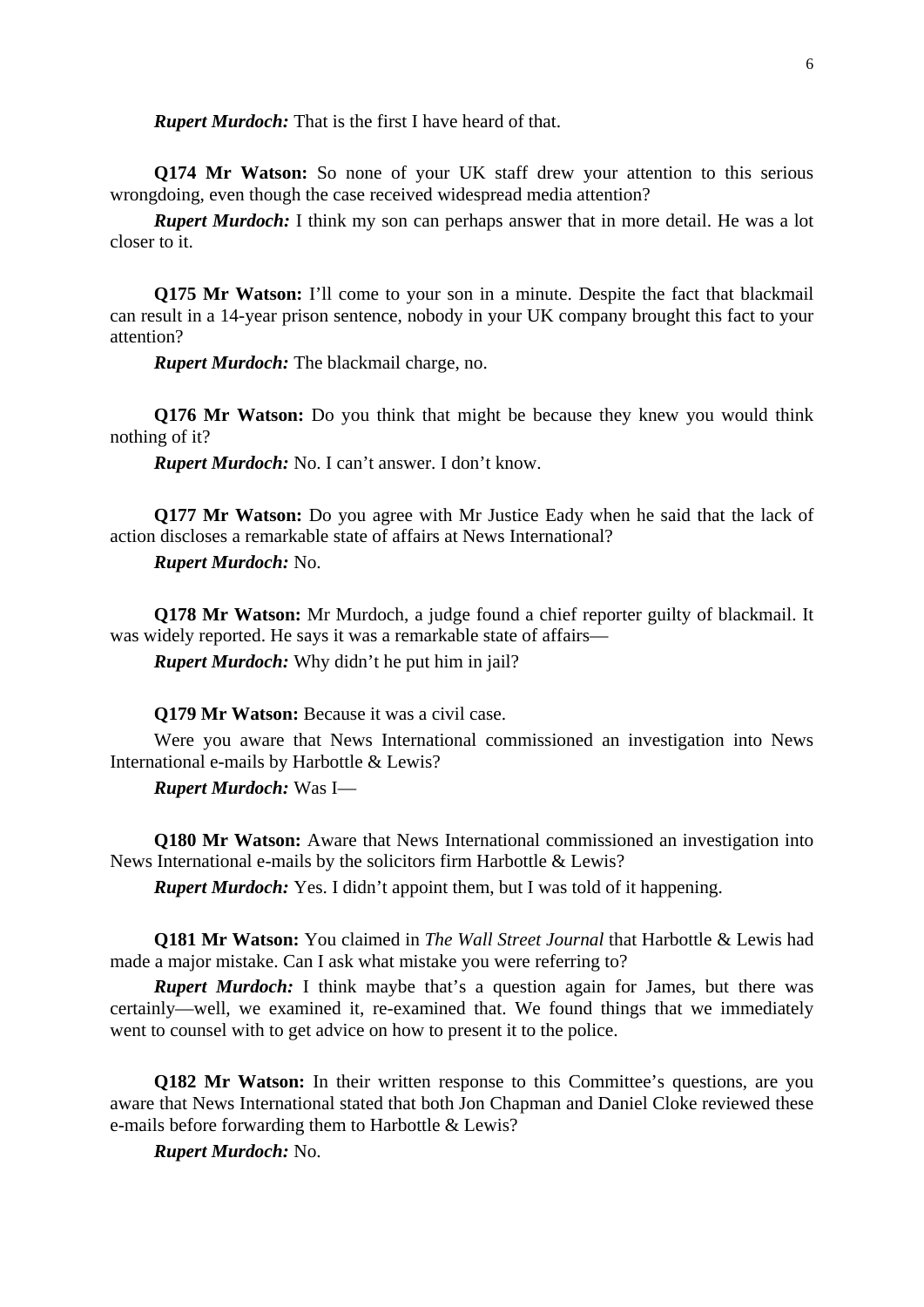***Rupert Murdoch:*** That is the first I have heard of that.

**Q174 Mr Watson:** So none of your UK staff drew your attention to this serious wrongdoing, even though the case received widespread media attention?

***Rupert Murdoch:*** I think my son can perhaps answer that in more detail. He was a lot closer to it.

**Q175 Mr Watson:** I'll come to your son in a minute. Despite the fact that blackmail can result in a 14-year prison sentence, nobody in your UK company brought this fact to your attention?

***Rupert Murdoch:*** The blackmail charge, no.

**Q176 Mr Watson:** Do you think that might be because they knew you would think nothing of it?

***Rupert Murdoch:*** No. I can't answer. I don't know.

**Q177 Mr Watson:** Do you agree with Mr Justice Eady when he said that the lack of action discloses a remarkable state of affairs at News International?

***Rupert Murdoch:*** No.

**Q178 Mr Watson:** Mr Murdoch, a judge found a chief reporter guilty of blackmail. It was widely reported. He says it was a remarkable state of affairs—

***Rupert Murdoch:*** Why didn't he put him in jail?

**Q179 Mr Watson:** Because it was a civil case.

Were you aware that News International commissioned an investigation into News International e-mails by Harbottle & Lewis?

***Rupert Murdoch:*** Was I—

**Q180 Mr Watson:** Aware that News International commissioned an investigation into News International e-mails by the solicitors firm Harbottle & Lewis?

***Rupert Murdoch:*** Yes. I didn't appoint them, but I was told of it happening.

**Q181 Mr Watson:** You claimed in *The Wall Street Journal* that Harbottle & Lewis had made a major mistake. Can I ask what mistake you were referring to?

***Rupert Murdoch:*** I think maybe that's a question again for James, but there was certainly—well, we examined it, re-examined that. We found things that we immediately went to counsel with to get advice on how to present it to the police.

**Q182 Mr Watson:** In their written response to this Committee's questions, are you aware that News International stated that both Jon Chapman and Daniel Cloke reviewed these e-mails before forwarding them to Harbottle & Lewis?

***Rupert Murdoch:*** No.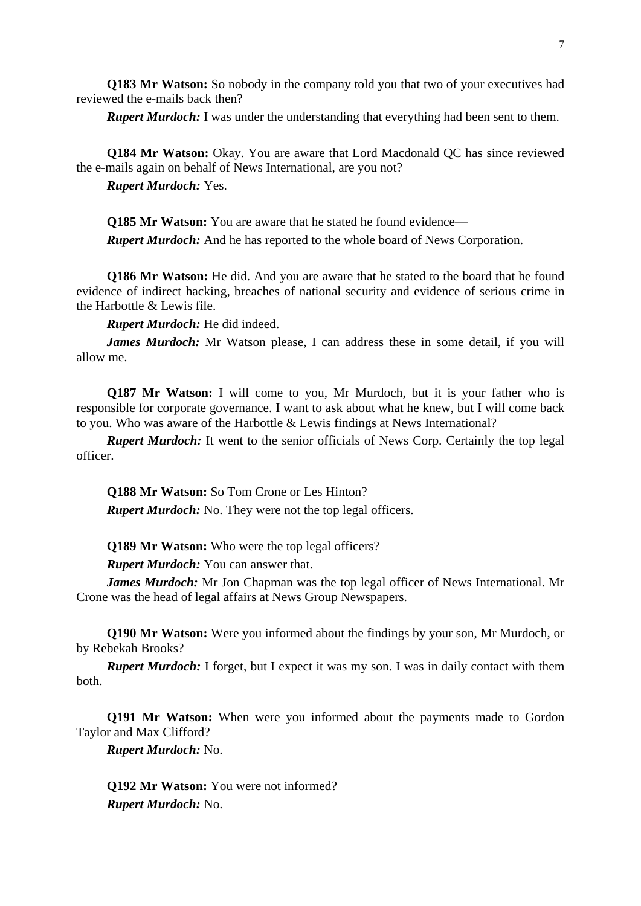**Q183 Mr Watson:** So nobody in the company told you that two of your executives had reviewed the e-mails back then?

***Rupert Murdoch:*** I was under the understanding that everything had been sent to them.

**Q184 Mr Watson:** Okay. You are aware that Lord Macdonald QC has since reviewed the e-mails again on behalf of News International, are you not?

***Rupert Murdoch:*** Yes.

**Q185 Mr Watson:** You are aware that he stated he found evidence—

***Rupert Murdoch:*** And he has reported to the whole board of News Corporation.

**Q186 Mr Watson:** He did. And you are aware that he stated to the board that he found evidence of indirect hacking, breaches of national security and evidence of serious crime in the Harbottle & Lewis file.

***Rupert Murdoch:*** He did indeed.

***James Murdoch:*** Mr Watson please, I can address these in some detail, if you will allow me.

**Q187 Mr Watson:** I will come to you, Mr Murdoch, but it is your father who is responsible for corporate governance. I want to ask about what he knew, but I will come back to you. Who was aware of the Harbottle & Lewis findings at News International?

***Rupert Murdoch:*** It went to the senior officials of News Corp. Certainly the top legal officer.

**Q188 Mr Watson:** So Tom Crone or Les Hinton?

***Rupert Murdoch:*** No. They were not the top legal officers.

**Q189 Mr Watson:** Who were the top legal officers?

***Rupert Murdoch:*** You can answer that.

***James Murdoch:*** Mr Jon Chapman was the top legal officer of News International. Mr Crone was the head of legal affairs at News Group Newspapers.

**Q190 Mr Watson:** Were you informed about the findings by your son, Mr Murdoch, or by Rebekah Brooks?

***Rupert Murdoch:*** I forget, but I expect it was my son. I was in daily contact with them both.

**Q191 Mr Watson:** When were you informed about the payments made to Gordon Taylor and Max Clifford?

***Rupert Murdoch:*** No.

**Q192 Mr Watson:** You were not informed?

***Rupert Murdoch:*** No.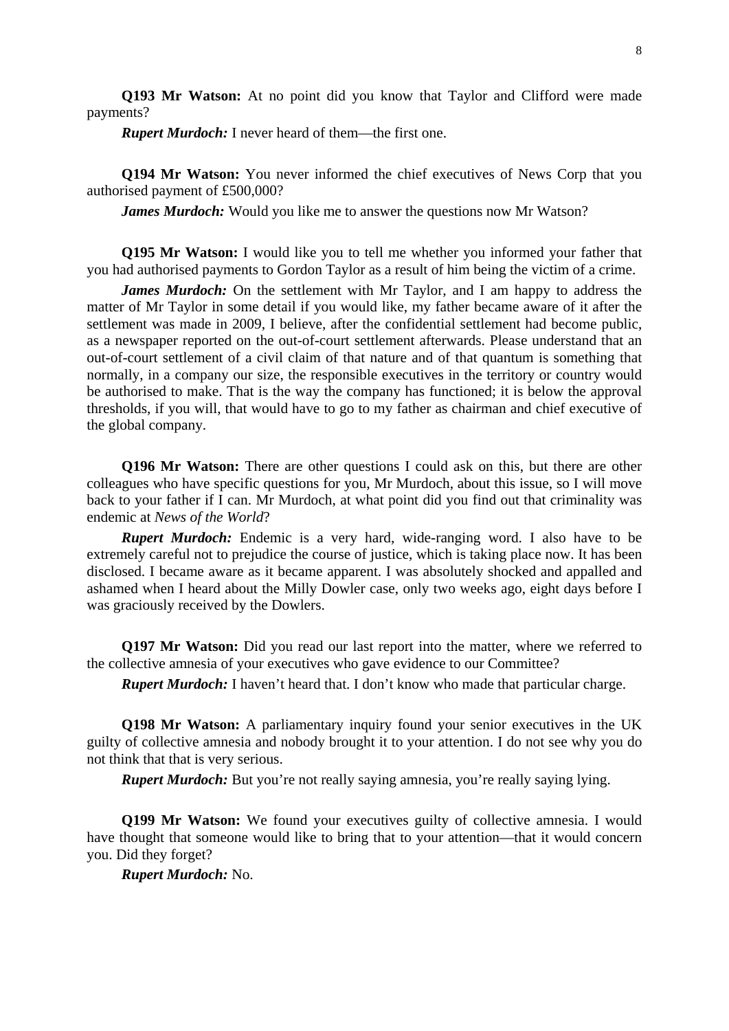**Q193 Mr Watson:** At no point did you know that Taylor and Clifford were made payments?

***Rupert Murdoch:*** I never heard of them—the first one.

**Q194 Mr Watson:** You never informed the chief executives of News Corp that you authorised payment of £500,000?

***James Murdoch:*** Would you like me to answer the questions now Mr Watson?

**Q195 Mr Watson:** I would like you to tell me whether you informed your father that you had authorised payments to Gordon Taylor as a result of him being the victim of a crime.

***James Murdoch:*** On the settlement with Mr Taylor, and I am happy to address the matter of Mr Taylor in some detail if you would like, my father became aware of it after the settlement was made in 2009, I believe, after the confidential settlement had become public, as a newspaper reported on the out-of-court settlement afterwards. Please understand that an out-of-court settlement of a civil claim of that nature and of that quantum is something that normally, in a company our size, the responsible executives in the territory or country would be authorised to make. That is the way the company has functioned; it is below the approval thresholds, if you will, that would have to go to my father as chairman and chief executive of the global company.

**Q196 Mr Watson:** There are other questions I could ask on this, but there are other colleagues who have specific questions for you, Mr Murdoch, about this issue, so I will move back to your father if I can. Mr Murdoch, at what point did you find out that criminality was endemic at *News of the World*?

***Rupert Murdoch:*** Endemic is a very hard, wide-ranging word. I also have to be extremely careful not to prejudice the course of justice, which is taking place now. It has been disclosed. I became aware as it became apparent. I was absolutely shocked and appalled and ashamed when I heard about the Milly Dowler case, only two weeks ago, eight days before I was graciously received by the Dowlers.

**Q197 Mr Watson:** Did you read our last report into the matter, where we referred to the collective amnesia of your executives who gave evidence to our Committee?

***Rupert Murdoch:*** I haven't heard that. I don't know who made that particular charge.

**Q198 Mr Watson:** A parliamentary inquiry found your senior executives in the UK guilty of collective amnesia and nobody brought it to your attention. I do not see why you do not think that that is very serious.

***Rupert Murdoch:*** But you're not really saying amnesia, you're really saying lying.

**Q199 Mr Watson:** We found your executives guilty of collective amnesia. I would have thought that someone would like to bring that to your attention—that it would concern you. Did they forget?

***Rupert Murdoch:*** No.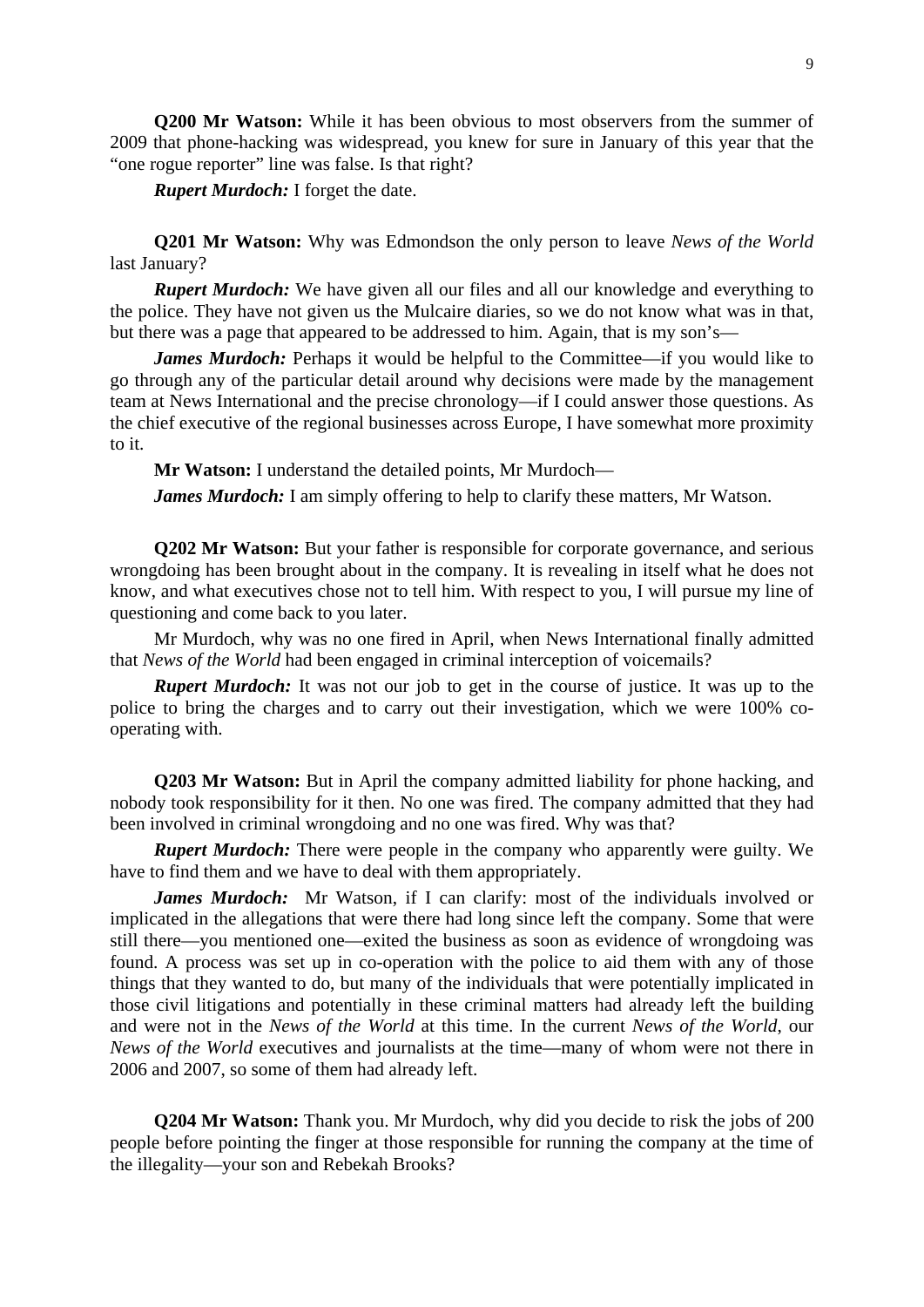**Q200 Mr Watson:** While it has been obvious to most observers from the summer of 2009 that phone-hacking was widespread, you knew for sure in January of this year that the "one rogue reporter" line was false. Is that right?

***Rupert Murdoch:*** I forget the date.

**Q201 Mr Watson:** Why was Edmondson the only person to leave *News of the World* last January?

***Rupert Murdoch:*** We have given all our files and all our knowledge and everything to the police. They have not given us the Mulcaire diaries, so we do not know what was in that, but there was a page that appeared to be addressed to him. Again, that is my son's—

***James Murdoch:*** Perhaps it would be helpful to the Committee—if you would like to go through any of the particular detail around why decisions were made by the management team at News International and the precise chronology—if I could answer those questions. As the chief executive of the regional businesses across Europe, I have somewhat more proximity to it.

**Mr Watson:** I understand the detailed points, Mr Murdoch—

***James Murdoch:*** I am simply offering to help to clarify these matters, Mr Watson.

**Q202 Mr Watson:** But your father is responsible for corporate governance, and serious wrongdoing has been brought about in the company. It is revealing in itself what he does not know, and what executives chose not to tell him. With respect to you, I will pursue my line of questioning and come back to you later.

Mr Murdoch, why was no one fired in April, when News International finally admitted that *News of the World* had been engaged in criminal interception of voicemails?

***Rupert Murdoch:*** It was not our job to get in the course of justice. It was up to the police to bring the charges and to carry out their investigation, which we were 100% co-operating with.

**Q203 Mr Watson:** But in April the company admitted liability for phone hacking, and nobody took responsibility for it then. No one was fired. The company admitted that they had been involved in criminal wrongdoing and no one was fired. Why was that?

***Rupert Murdoch:*** There were people in the company who apparently were guilty. We have to find them and we have to deal with them appropriately.

***James Murdoch:*** Mr Watson, if I can clarify: most of the individuals involved or implicated in the allegations that were there had long since left the company. Some that were still there—you mentioned one—exited the business as soon as evidence of wrongdoing was found. A process was set up in co-operation with the police to aid them with any of those things that they wanted to do, but many of the individuals that were potentially implicated in those civil litigations and potentially in these criminal matters had already left the building and were not in the *News of the World* at this time. In the current *News of the World*, our *News of the World* executives and journalists at the time—many of whom were not there in 2006 and 2007, so some of them had already left.

**Q204 Mr Watson:** Thank you. Mr Murdoch, why did you decide to risk the jobs of 200 people before pointing the finger at those responsible for running the company at the time of the illegality—your son and Rebekah Brooks?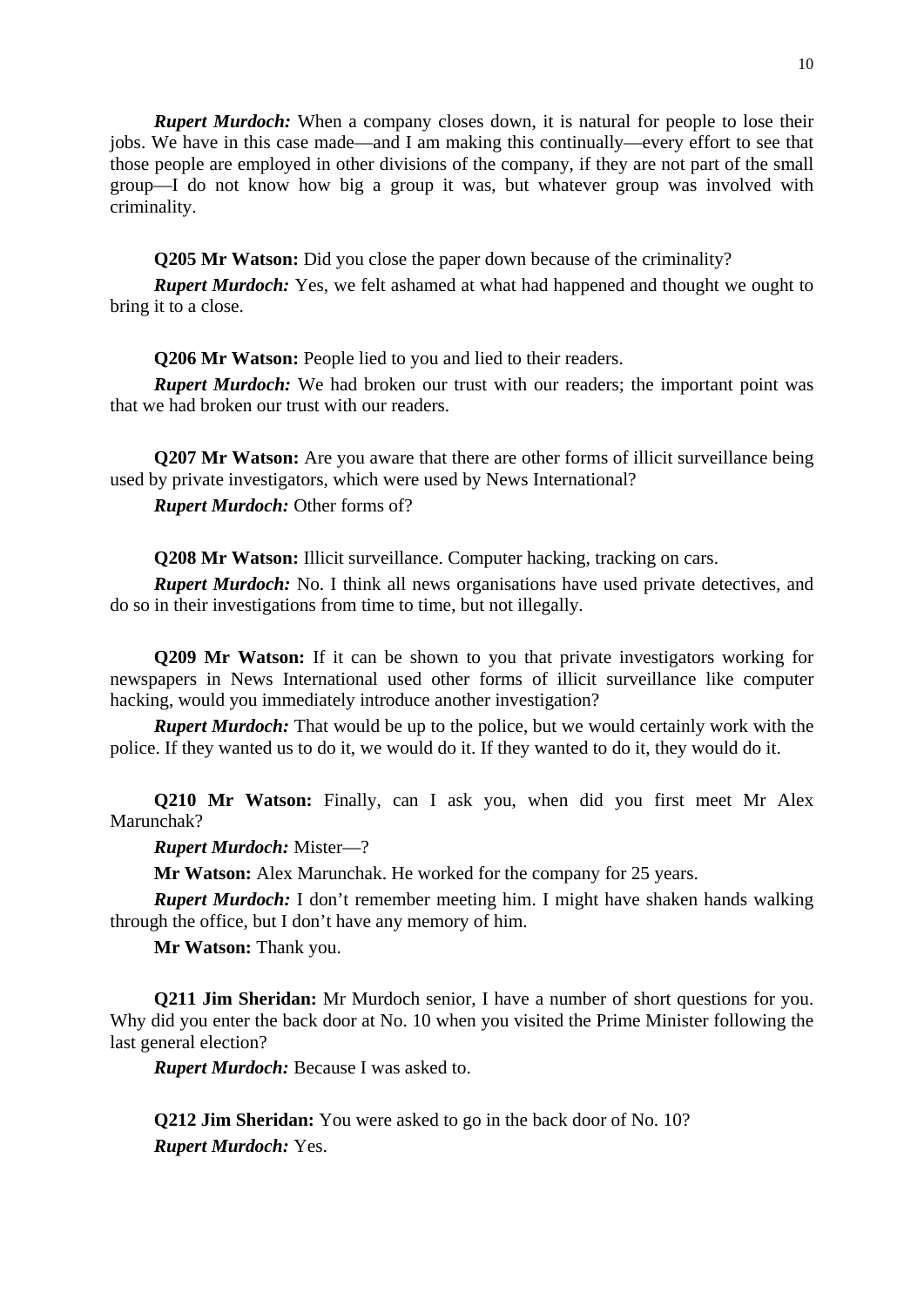***Rupert Murdoch:*** When a company closes down, it is natural for people to lose their jobs. We have in this case made—and I am making this continually—every effort to see that those people are employed in other divisions of the company, if they are not part of the small group—I do not know how big a group it was, but whatever group was involved with criminality.

**Q205 Mr Watson:** Did you close the paper down because of the criminality?

***Rupert Murdoch:*** Yes, we felt ashamed at what had happened and thought we ought to bring it to a close.

**Q206 Mr Watson:** People lied to you and lied to their readers.

***Rupert Murdoch:*** We had broken our trust with our readers; the important point was that we had broken our trust with our readers.

**Q207 Mr Watson:** Are you aware that there are other forms of illicit surveillance being used by private investigators, which were used by News International?

***Rupert Murdoch:*** Other forms of?

**Q208 Mr Watson:** Illicit surveillance. Computer hacking, tracking on cars.

***Rupert Murdoch:*** No. I think all news organisations have used private detectives, and do so in their investigations from time to time, but not illegally.

**Q209 Mr Watson:** If it can be shown to you that private investigators working for newspapers in News International used other forms of illicit surveillance like computer hacking, would you immediately introduce another investigation?

***Rupert Murdoch:*** That would be up to the police, but we would certainly work with the police. If they wanted us to do it, we would do it. If they wanted to do it, they would do it.

**Q210 Mr Watson:** Finally, can I ask you, when did you first meet Mr Alex Marunchak?

***Rupert Murdoch:*** Mister—?

**Mr Watson:** Alex Marunchak. He worked for the company for 25 years.

***Rupert Murdoch:*** I don't remember meeting him. I might have shaken hands walking through the office, but I don't have any memory of him.

**Mr Watson:** Thank you.

**Q211 Jim Sheridan:** Mr Murdoch senior, I have a number of short questions for you. Why did you enter the back door at No. 10 when you visited the Prime Minister following the last general election?

***Rupert Murdoch:*** Because I was asked to.

**Q212 Jim Sheridan:** You were asked to go in the back door of No. 10?

***Rupert Murdoch:*** Yes.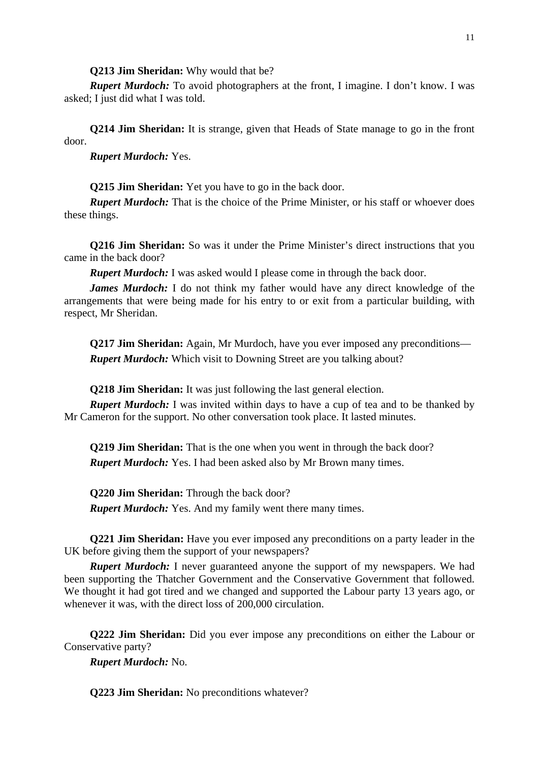**Q213 Jim Sheridan:** Why would that be?

***Rupert Murdoch:*** To avoid photographers at the front, I imagine. I don't know. I was asked; I just did what I was told.

**Q214 Jim Sheridan:** It is strange, given that Heads of State manage to go in the front door.

***Rupert Murdoch:*** Yes.

**Q215 Jim Sheridan:** Yet you have to go in the back door.

***Rupert Murdoch:*** That is the choice of the Prime Minister, or his staff or whoever does these things.

**Q216 Jim Sheridan:** So was it under the Prime Minister's direct instructions that you came in the back door?

***Rupert Murdoch:*** I was asked would I please come in through the back door.

***James Murdoch:*** I do not think my father would have any direct knowledge of the arrangements that were being made for his entry to or exit from a particular building, with respect, Mr Sheridan.

**Q217 Jim Sheridan:** Again, Mr Murdoch, have you ever imposed any preconditions—

***Rupert Murdoch:*** Which visit to Downing Street are you talking about?

**Q218 Jim Sheridan:** It was just following the last general election.

***Rupert Murdoch:*** I was invited within days to have a cup of tea and to be thanked by Mr Cameron for the support. No other conversation took place. It lasted minutes.

**Q219 Jim Sheridan:** That is the one when you went in through the back door?

***Rupert Murdoch:*** Yes. I had been asked also by Mr Brown many times.

**Q220 Jim Sheridan:** Through the back door?

***Rupert Murdoch:*** Yes. And my family went there many times.

**Q221 Jim Sheridan:** Have you ever imposed any preconditions on a party leader in the UK before giving them the support of your newspapers?

***Rupert Murdoch:*** I never guaranteed anyone the support of my newspapers. We had been supporting the Thatcher Government and the Conservative Government that followed. We thought it had got tired and we changed and supported the Labour party 13 years ago, or whenever it was, with the direct loss of 200,000 circulation.

**Q222 Jim Sheridan:** Did you ever impose any preconditions on either the Labour or Conservative party?

***Rupert Murdoch:*** No.

**Q223 Jim Sheridan:** No preconditions whatever?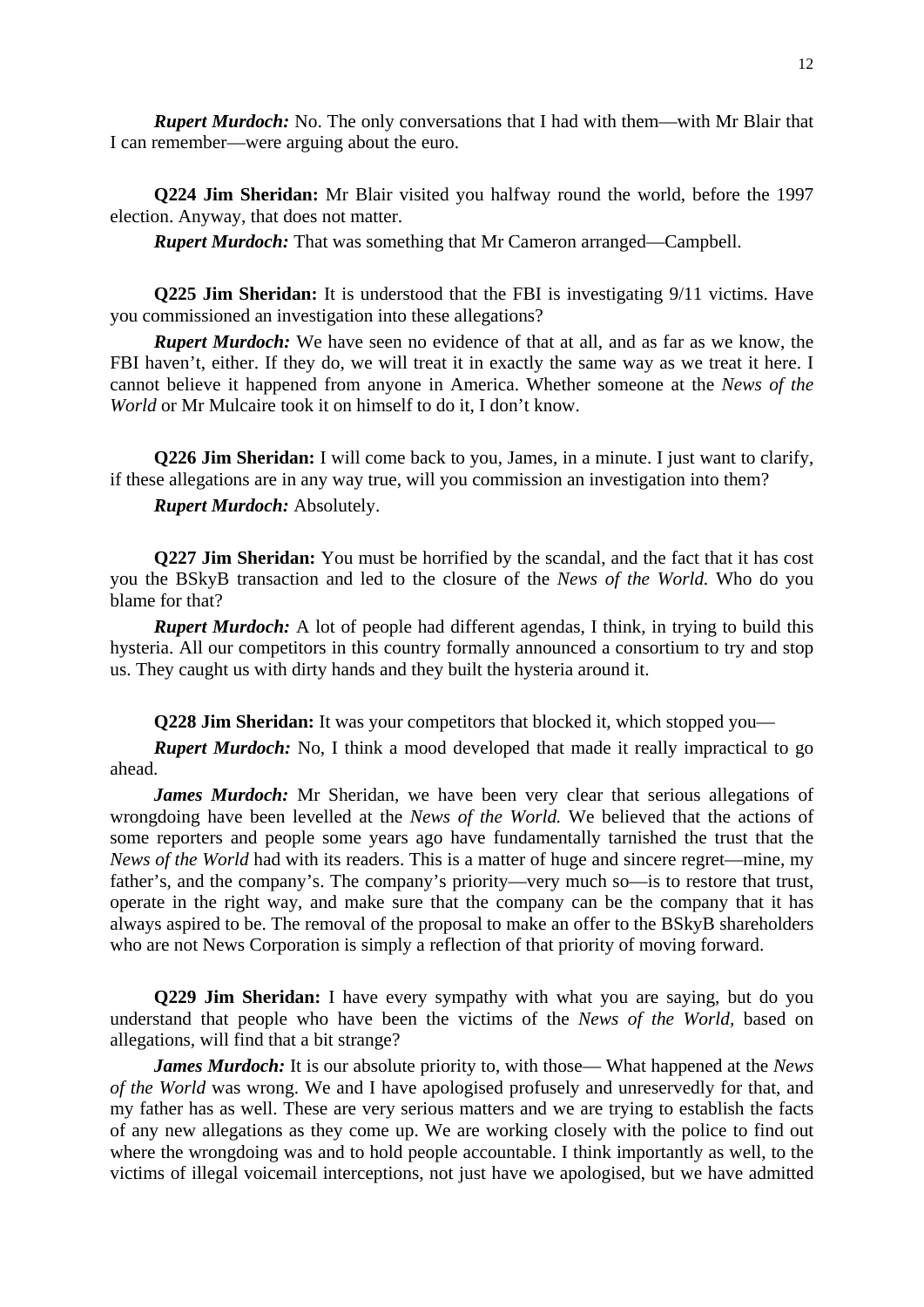***Rupert Murdoch:*** No. The only conversations that I had with them—with Mr Blair that I can remember—were arguing about the euro.

**Q224 Jim Sheridan:** Mr Blair visited you halfway round the world, before the 1997 election. Anyway, that does not matter.

***Rupert Murdoch:*** That was something that Mr Cameron arranged—Campbell.

**Q225 Jim Sheridan:** It is understood that the FBI is investigating 9/11 victims. Have you commissioned an investigation into these allegations?

***Rupert Murdoch:*** We have seen no evidence of that at all, and as far as we know, the FBI haven't, either. If they do, we will treat it in exactly the same way as we treat it here. I cannot believe it happened from anyone in America. Whether someone at the *News of the World* or Mr Mulcaire took it on himself to do it, I don't know.

**Q226 Jim Sheridan:** I will come back to you, James, in a minute. I just want to clarify, if these allegations are in any way true, will you commission an investigation into them?

***Rupert Murdoch:*** Absolutely.

**Q227 Jim Sheridan:** You must be horrified by the scandal, and the fact that it has cost you the BSkyB transaction and led to the closure of the *News of the World.* Who do you blame for that?

***Rupert Murdoch:*** A lot of people had different agendas, I think, in trying to build this hysteria. All our competitors in this country formally announced a consortium to try and stop us. They caught us with dirty hands and they built the hysteria around it.

**Q228 Jim Sheridan:** It was your competitors that blocked it, which stopped you—

***Rupert Murdoch:*** No, I think a mood developed that made it really impractical to go ahead.

***James Murdoch:*** Mr Sheridan, we have been very clear that serious allegations of wrongdoing have been levelled at the *News of the World.* We believed that the actions of some reporters and people some years ago have fundamentally tarnished the trust that the *News of the World* had with its readers. This is a matter of huge and sincere regret—mine, my father's, and the company's. The company's priority—very much so—is to restore that trust, operate in the right way, and make sure that the company can be the company that it has always aspired to be. The removal of the proposal to make an offer to the BSkyB shareholders who are not News Corporation is simply a reflection of that priority of moving forward.

**Q229 Jim Sheridan:** I have every sympathy with what you are saying, but do you understand that people who have been the victims of the *News of the World,* based on allegations, will find that a bit strange?

***James Murdoch:*** It is our absolute priority to, with those— What happened at the *News of the World* was wrong. We and I have apologised profusely and unreservedly for that, and my father has as well. These are very serious matters and we are trying to establish the facts of any new allegations as they come up. We are working closely with the police to find out where the wrongdoing was and to hold people accountable. I think importantly as well, to the victims of illegal voicemail interceptions, not just have we apologised, but we have admitted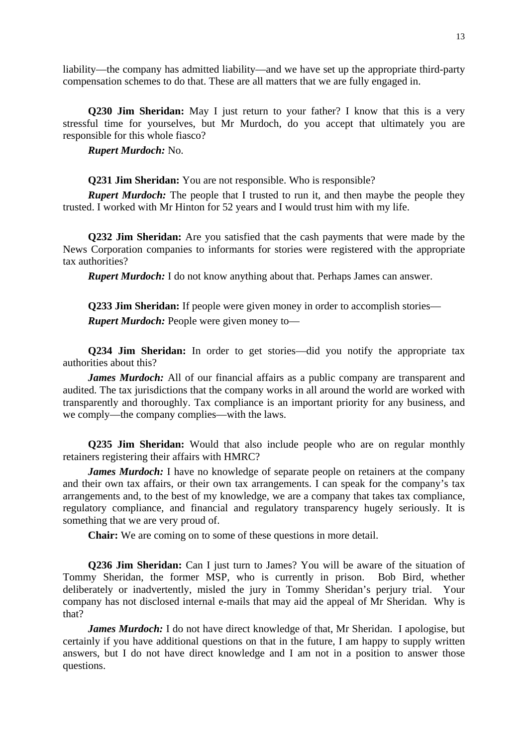liability—the company has admitted liability—and we have set up the appropriate third-party compensation schemes to do that. These are all matters that we are fully engaged in.

**Q230 Jim Sheridan:** May I just return to your father? I know that this is a very stressful time for yourselves, but Mr Murdoch, do you accept that ultimately you are responsible for this whole fiasco?

***Rupert Murdoch:*** No.

**Q231 Jim Sheridan:** You are not responsible. Who is responsible?

***Rupert Murdoch:*** The people that I trusted to run it, and then maybe the people they trusted. I worked with Mr Hinton for 52 years and I would trust him with my life.

**Q232 Jim Sheridan:** Are you satisfied that the cash payments that were made by the News Corporation companies to informants for stories were registered with the appropriate tax authorities?

***Rupert Murdoch:*** I do not know anything about that. Perhaps James can answer.

**Q233 Jim Sheridan:** If people were given money in order to accomplish stories—

***Rupert Murdoch:*** People were given money to—

**Q234 Jim Sheridan:** In order to get stories—did you notify the appropriate tax authorities about this?

***James Murdoch:*** All of our financial affairs as a public company are transparent and audited. The tax jurisdictions that the company works in all around the world are worked with transparently and thoroughly. Tax compliance is an important priority for any business, and we comply—the company complies—with the laws.

**Q235 Jim Sheridan:** Would that also include people who are on regular monthly retainers registering their affairs with HMRC?

***James Murdoch:*** I have no knowledge of separate people on retainers at the company and their own tax affairs, or their own tax arrangements. I can speak for the company's tax arrangements and, to the best of my knowledge, we are a company that takes tax compliance, regulatory compliance, and financial and regulatory transparency hugely seriously. It is something that we are very proud of.

**Chair:** We are coming on to some of these questions in more detail.

**Q236 Jim Sheridan:** Can I just turn to James? You will be aware of the situation of Tommy Sheridan, the former MSP, who is currently in prison. Bob Bird, whether deliberately or inadvertently, misled the jury in Tommy Sheridan's perjury trial. Your company has not disclosed internal e-mails that may aid the appeal of Mr Sheridan. Why is that?

***James Murdoch:*** I do not have direct knowledge of that, Mr Sheridan. I apologise, but certainly if you have additional questions on that in the future, I am happy to supply written answers, but I do not have direct knowledge and I am not in a position to answer those questions.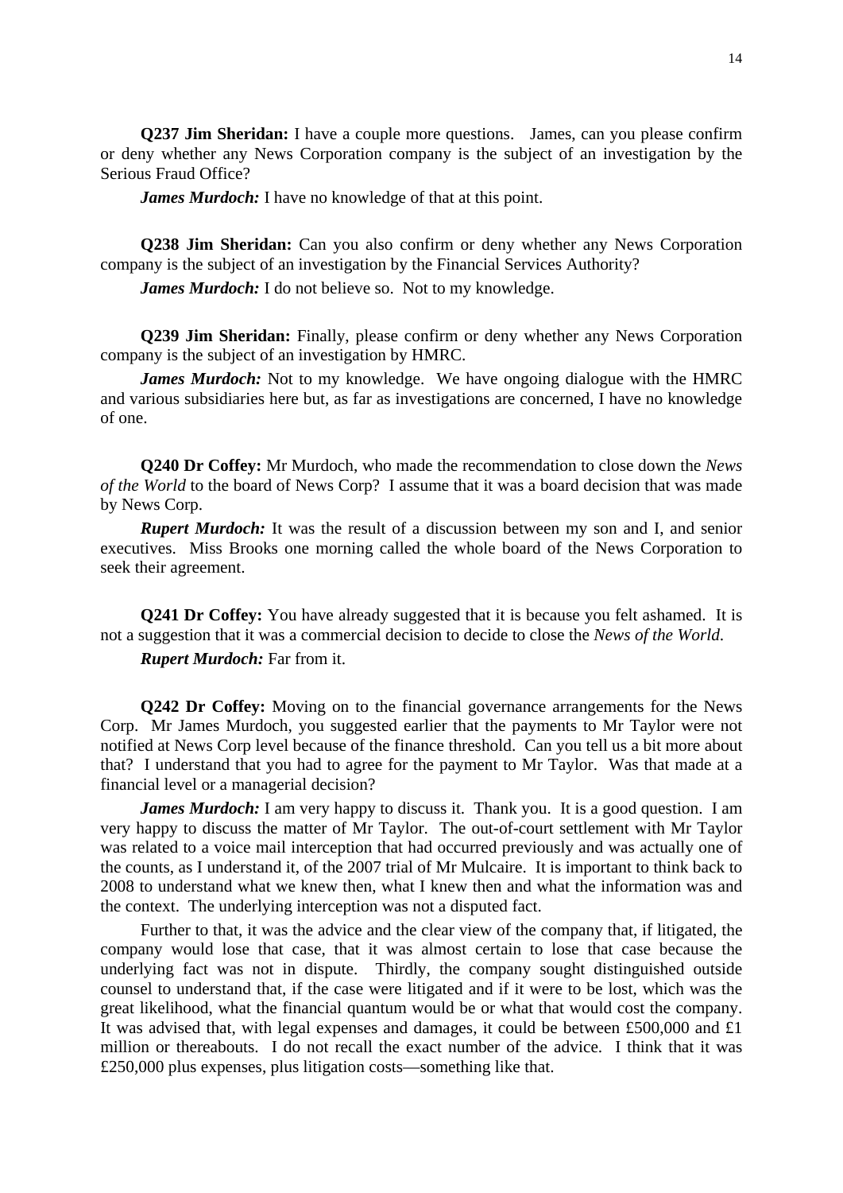**Q237 Jim Sheridan:** I have a couple more questions. James, can you please confirm or deny whether any News Corporation company is the subject of an investigation by the Serious Fraud Office?

***James Murdoch:*** I have no knowledge of that at this point.

**Q238 Jim Sheridan:** Can you also confirm or deny whether any News Corporation company is the subject of an investigation by the Financial Services Authority?

***James Murdoch:*** I do not believe so. Not to my knowledge.

**Q239 Jim Sheridan:** Finally, please confirm or deny whether any News Corporation company is the subject of an investigation by HMRC.

***James Murdoch:*** Not to my knowledge. We have ongoing dialogue with the HMRC and various subsidiaries here but, as far as investigations are concerned, I have no knowledge of one.

**Q240 Dr Coffey:** Mr Murdoch, who made the recommendation to close down the *News of the World* to the board of News Corp? I assume that it was a board decision that was made by News Corp.

***Rupert Murdoch:*** It was the result of a discussion between my son and I, and senior executives. Miss Brooks one morning called the whole board of the News Corporation to seek their agreement.

**Q241 Dr Coffey:** You have already suggested that it is because you felt ashamed. It is not a suggestion that it was a commercial decision to decide to close the *News of the World*.

***Rupert Murdoch:*** Far from it.

**Q242 Dr Coffey:** Moving on to the financial governance arrangements for the News Corp. Mr James Murdoch, you suggested earlier that the payments to Mr Taylor were not notified at News Corp level because of the finance threshold. Can you tell us a bit more about that? I understand that you had to agree for the payment to Mr Taylor. Was that made at a financial level or a managerial decision?

***James Murdoch:*** I am very happy to discuss it. Thank you. It is a good question. I am very happy to discuss the matter of Mr Taylor. The out-of-court settlement with Mr Taylor was related to a voice mail interception that had occurred previously and was actually one of the counts, as I understand it, of the 2007 trial of Mr Mulcaire. It is important to think back to 2008 to understand what we knew then, what I knew then and what the information was and the context. The underlying interception was not a disputed fact.

Further to that, it was the advice and the clear view of the company that, if litigated, the company would lose that case, that it was almost certain to lose that case because the underlying fact was not in dispute. Thirdly, the company sought distinguished outside counsel to understand that, if the case were litigated and if it were to be lost, which was the great likelihood, what the financial quantum would be or what that would cost the company. It was advised that, with legal expenses and damages, it could be between £500,000 and £1 million or thereabouts. I do not recall the exact number of the advice. I think that it was £250,000 plus expenses, plus litigation costs—something like that.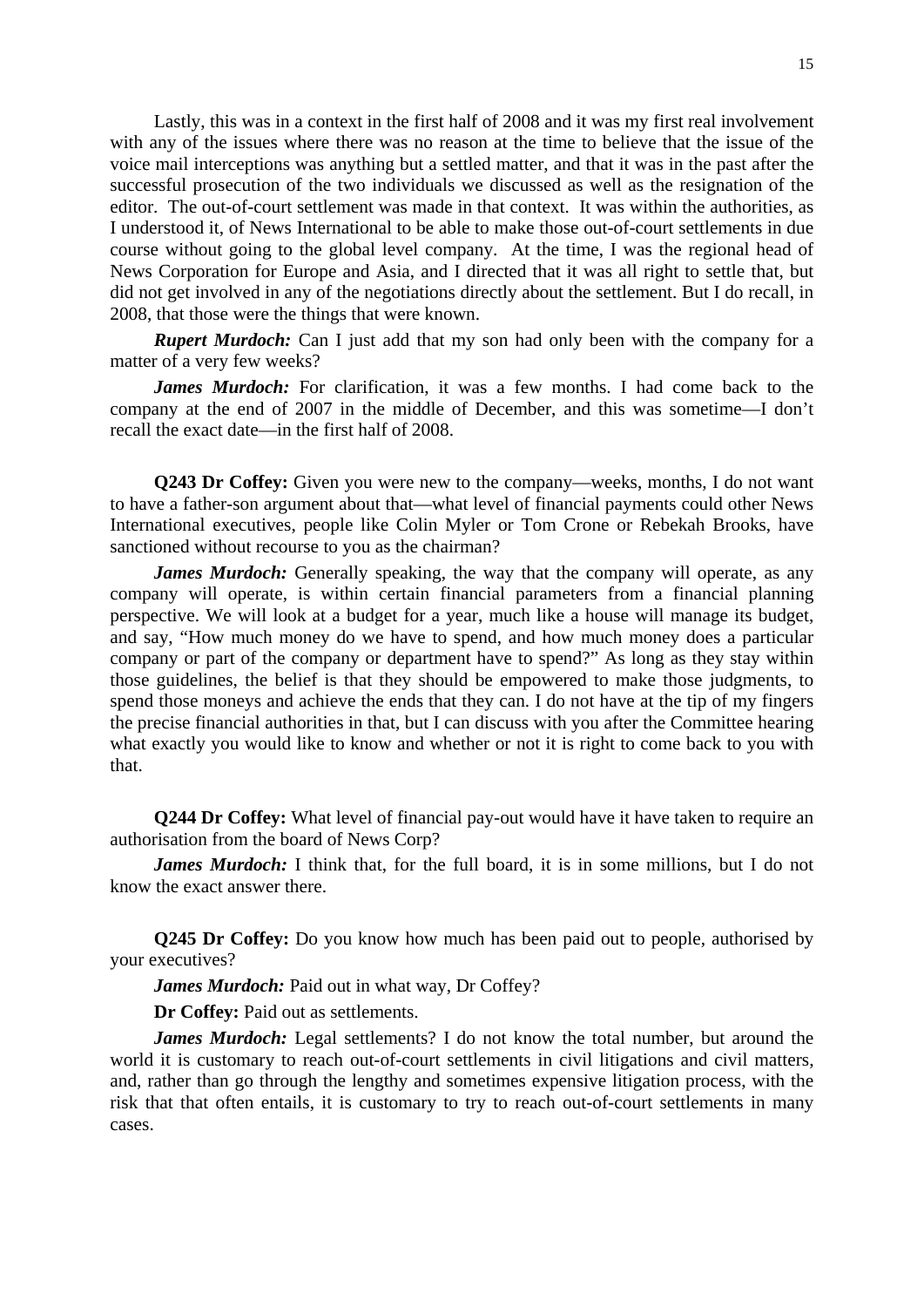Lastly, this was in a context in the first half of 2008 and it was my first real involvement with any of the issues where there was no reason at the time to believe that the issue of the voice mail interceptions was anything but a settled matter, and that it was in the past after the successful prosecution of the two individuals we discussed as well as the resignation of the editor. The out-of-court settlement was made in that context. It was within the authorities, as I understood it, of News International to be able to make those out-of-court settlements in due course without going to the global level company. At the time, I was the regional head of News Corporation for Europe and Asia, and I directed that it was all right to settle that, but did not get involved in any of the negotiations directly about the settlement. But I do recall, in 2008, that those were the things that were known.

***Rupert Murdoch:*** Can I just add that my son had only been with the company for a matter of a very few weeks?

***James Murdoch:*** For clarification, it was a few months. I had come back to the company at the end of 2007 in the middle of December, and this was sometime—I don't recall the exact date—in the first half of 2008.

**Q243 Dr Coffey:** Given you were new to the company—weeks, months, I do not want to have a father-son argument about that—what level of financial payments could other News International executives, people like Colin Myler or Tom Crone or Rebekah Brooks, have sanctioned without recourse to you as the chairman?

***James Murdoch:*** Generally speaking, the way that the company will operate, as any company will operate, is within certain financial parameters from a financial planning perspective. We will look at a budget for a year, much like a house will manage its budget, and say, "How much money do we have to spend, and how much money does a particular company or part of the company or department have to spend?" As long as they stay within those guidelines, the belief is that they should be empowered to make those judgments, to spend those moneys and achieve the ends that they can. I do not have at the tip of my fingers the precise financial authorities in that, but I can discuss with you after the Committee hearing what exactly you would like to know and whether or not it is right to come back to you with that.

**Q244 Dr Coffey:** What level of financial pay-out would have it have taken to require an authorisation from the board of News Corp?

***James Murdoch:*** I think that, for the full board, it is in some millions, but I do not know the exact answer there.

**Q245 Dr Coffey:** Do you know how much has been paid out to people, authorised by your executives?

***James Murdoch:*** Paid out in what way, Dr Coffey?

**Dr Coffey:** Paid out as settlements.

***James Murdoch:*** Legal settlements? I do not know the total number, but around the world it is customary to reach out-of-court settlements in civil litigations and civil matters, and, rather than go through the lengthy and sometimes expensive litigation process, with the risk that that often entails, it is customary to try to reach out-of-court settlements in many cases.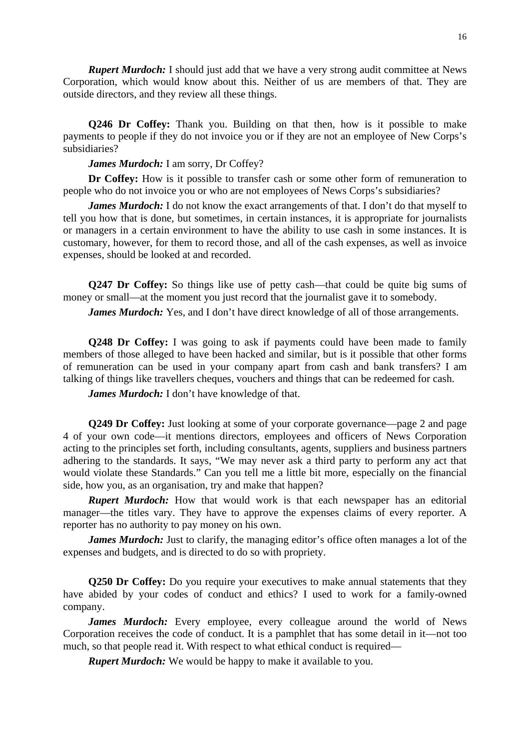*Rupert Murdoch:* I should just add that we have a very strong audit committee at News Corporation, which would know about this. Neither of us are members of that. They are outside directors, and they review all these things.

**Q246 Dr Coffey:** Thank you. Building on that then, how is it possible to make payments to people if they do not invoice you or if they are not an employee of New Corps's subsidiaries?

*James Murdoch:* I am sorry, Dr Coffey?

**Dr Coffey:** How is it possible to transfer cash or some other form of remuneration to people who do not invoice you or who are not employees of News Corps's subsidiaries?

*James Murdoch:* I do not know the exact arrangements of that. I don't do that myself to tell you how that is done, but sometimes, in certain instances, it is appropriate for journalists or managers in a certain environment to have the ability to use cash in some instances. It is customary, however, for them to record those, and all of the cash expenses, as well as invoice expenses, should be looked at and recorded.

**Q247 Dr Coffey:** So things like use of petty cash—that could be quite big sums of money or small—at the moment you just record that the journalist gave it to somebody.

*James Murdoch:* Yes, and I don't have direct knowledge of all of those arrangements.

**Q248 Dr Coffey:** I was going to ask if payments could have been made to family members of those alleged to have been hacked and similar, but is it possible that other forms of remuneration can be used in your company apart from cash and bank transfers? I am talking of things like travellers cheques, vouchers and things that can be redeemed for cash.

*James Murdoch:* I don't have knowledge of that.

**Q249 Dr Coffey:** Just looking at some of your corporate governance—page 2 and page 4 of your own code—it mentions directors, employees and officers of News Corporation acting to the principles set forth, including consultants, agents, suppliers and business partners adhering to the standards. It says, "We may never ask a third party to perform any act that would violate these Standards." Can you tell me a little bit more, especially on the financial side, how you, as an organisation, try and make that happen?

*Rupert Murdoch:* How that would work is that each newspaper has an editorial manager—the titles vary. They have to approve the expenses claims of every reporter. A reporter has no authority to pay money on his own.

*James Murdoch:* Just to clarify, the managing editor's office often manages a lot of the expenses and budgets, and is directed to do so with propriety.

**Q250 Dr Coffey:** Do you require your executives to make annual statements that they have abided by your codes of conduct and ethics? I used to work for a family-owned company.

*James Murdoch:* Every employee, every colleague around the world of News Corporation receives the code of conduct. It is a pamphlet that has some detail in it—not too much, so that people read it. With respect to what ethical conduct is required—

*Rupert Murdoch:* We would be happy to make it available to you.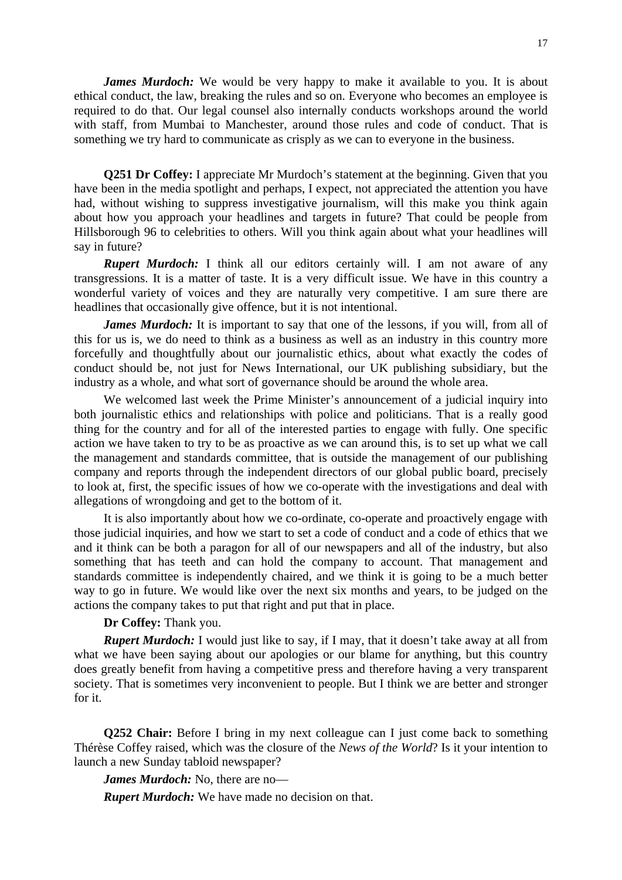***James Murdoch:*** We would be very happy to make it available to you. It is about ethical conduct, the law, breaking the rules and so on. Everyone who becomes an employee is required to do that. Our legal counsel also internally conducts workshops around the world with staff, from Mumbai to Manchester, around those rules and code of conduct. That is something we try hard to communicate as crisply as we can to everyone in the business.

**Q251 Dr Coffey:** I appreciate Mr Murdoch's statement at the beginning. Given that you have been in the media spotlight and perhaps, I expect, not appreciated the attention you have had, without wishing to suppress investigative journalism, will this make you think again about how you approach your headlines and targets in future? That could be people from Hillsborough 96 to celebrities to others. Will you think again about what your headlines will say in future?

***Rupert Murdoch:*** I think all our editors certainly will. I am not aware of any transgressions. It is a matter of taste. It is a very difficult issue. We have in this country a wonderful variety of voices and they are naturally very competitive. I am sure there are headlines that occasionally give offence, but it is not intentional.

***James Murdoch:*** It is important to say that one of the lessons, if you will, from all of this for us is, we do need to think as a business as well as an industry in this country more forcefully and thoughtfully about our journalistic ethics, about what exactly the codes of conduct should be, not just for News International, our UK publishing subsidiary, but the industry as a whole, and what sort of governance should be around the whole area.

We welcomed last week the Prime Minister's announcement of a judicial inquiry into both journalistic ethics and relationships with police and politicians. That is a really good thing for the country and for all of the interested parties to engage with fully. One specific action we have taken to try to be as proactive as we can around this, is to set up what we call the management and standards committee, that is outside the management of our publishing company and reports through the independent directors of our global public board, precisely to look at, first, the specific issues of how we co-operate with the investigations and deal with allegations of wrongdoing and get to the bottom of it.

It is also importantly about how we co-ordinate, co-operate and proactively engage with those judicial inquiries, and how we start to set a code of conduct and a code of ethics that we and it think can be both a paragon for all of our newspapers and all of the industry, but also something that has teeth and can hold the company to account. That management and standards committee is independently chaired, and we think it is going to be a much better way to go in future. We would like over the next six months and years, to be judged on the actions the company takes to put that right and put that in place.

**Dr Coffey:** Thank you.

***Rupert Murdoch:*** I would just like to say, if I may, that it doesn't take away at all from what we have been saying about our apologies or our blame for anything, but this country does greatly benefit from having a competitive press and therefore having a very transparent society. That is sometimes very inconvenient to people. But I think we are better and stronger for it.

**Q252 Chair:** Before I bring in my next colleague can I just come back to something Thérèse Coffey raised, which was the closure of the *News of the World*? Is it your intention to launch a new Sunday tabloid newspaper?

***James Murdoch:*** No, there are no—

***Rupert Murdoch:*** We have made no decision on that.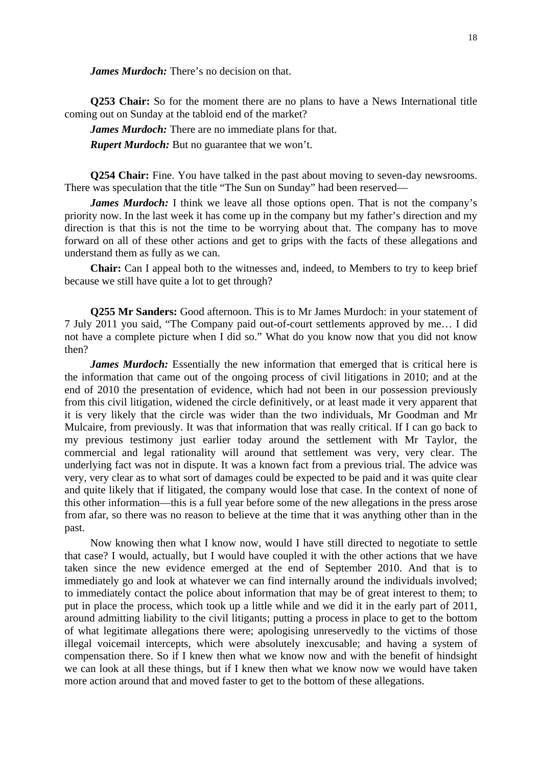***James Murdoch:*** There's no decision on that.

**Q253 Chair:** So for the moment there are no plans to have a News International title coming out on Sunday at the tabloid end of the market?

***James Murdoch:*** There are no immediate plans for that.

***Rupert Murdoch:*** But no guarantee that we won't.

**Q254 Chair:** Fine. You have talked in the past about moving to seven-day newsrooms. There was speculation that the title "The Sun on Sunday" had been reserved—

***James Murdoch:*** I think we leave all those options open. That is not the company's priority now. In the last week it has come up in the company but my father's direction and my direction is that this is not the time to be worrying about that. The company has to move forward on all of these other actions and get to grips with the facts of these allegations and understand them as fully as we can.

**Chair:** Can I appeal both to the witnesses and, indeed, to Members to try to keep brief because we still have quite a lot to get through?

**Q255 Mr Sanders:** Good afternoon. This is to Mr James Murdoch: in your statement of 7 July 2011 you said, "The Company paid out-of-court settlements approved by me… I did not have a complete picture when I did so." What do you know now that you did not know then?

***James Murdoch:*** Essentially the new information that emerged that is critical here is the information that came out of the ongoing process of civil litigations in 2010; and at the end of 2010 the presentation of evidence, which had not been in our possession previously from this civil litigation, widened the circle definitively, or at least made it very apparent that it is very likely that the circle was wider than the two individuals, Mr Goodman and Mr Mulcaire, from previously. It was that information that was really critical. If I can go back to my previous testimony just earlier today around the settlement with Mr Taylor, the commercial and legal rationality will around that settlement was very, very clear. The underlying fact was not in dispute. It was a known fact from a previous trial. The advice was very, very clear as to what sort of damages could be expected to be paid and it was quite clear and quite likely that if litigated, the company would lose that case. In the context of none of this other information—this is a full year before some of the new allegations in the press arose from afar, so there was no reason to believe at the time that it was anything other than in the past.

Now knowing then what I know now, would I have still directed to negotiate to settle that case? I would, actually, but I would have coupled it with the other actions that we have taken since the new evidence emerged at the end of September 2010. And that is to immediately go and look at whatever we can find internally around the individuals involved; to immediately contact the police about information that may be of great interest to them; to put in place the process, which took up a little while and we did it in the early part of 2011, around admitting liability to the civil litigants; putting a process in place to get to the bottom of what legitimate allegations there were; apologising unreservedly to the victims of those illegal voicemail intercepts, which were absolutely inexcusable; and having a system of compensation there. So if I knew then what we know now and with the benefit of hindsight we can look at all these things, but if I knew then what we know now we would have taken more action around that and moved faster to get to the bottom of these allegations.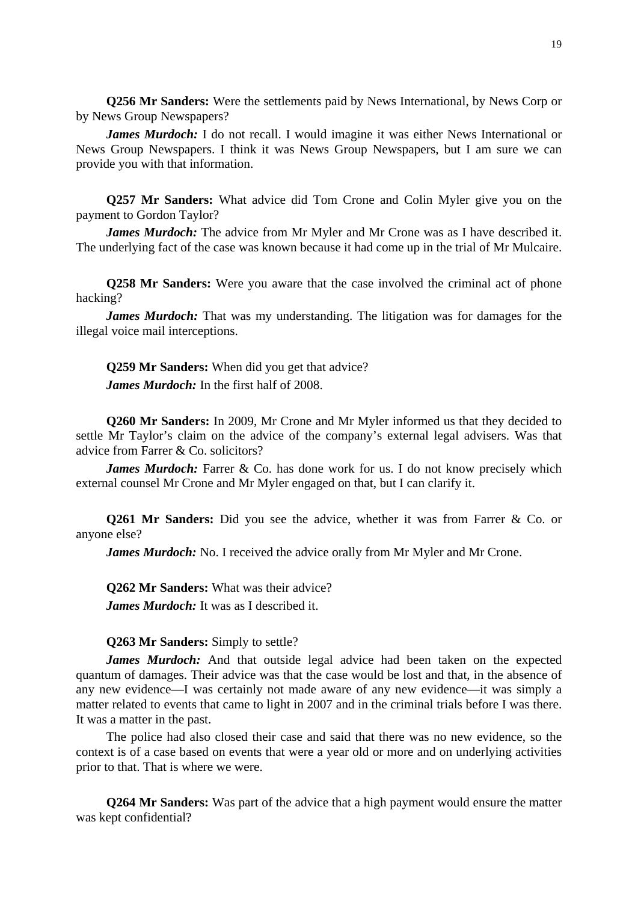**Q256 Mr Sanders:** Were the settlements paid by News International, by News Corp or by News Group Newspapers?

***James Murdoch:*** I do not recall. I would imagine it was either News International or News Group Newspapers. I think it was News Group Newspapers, but I am sure we can provide you with that information.

**Q257 Mr Sanders:** What advice did Tom Crone and Colin Myler give you on the payment to Gordon Taylor?

***James Murdoch:*** The advice from Mr Myler and Mr Crone was as I have described it. The underlying fact of the case was known because it had come up in the trial of Mr Mulcaire.

**Q258 Mr Sanders:** Were you aware that the case involved the criminal act of phone hacking?

***James Murdoch:*** That was my understanding. The litigation was for damages for the illegal voice mail interceptions.

**Q259 Mr Sanders:** When did you get that advice?

***James Murdoch:*** In the first half of 2008.

**Q260 Mr Sanders:** In 2009, Mr Crone and Mr Myler informed us that they decided to settle Mr Taylor's claim on the advice of the company's external legal advisers. Was that advice from Farrer & Co. solicitors?

***James Murdoch:*** Farrer & Co. has done work for us. I do not know precisely which external counsel Mr Crone and Mr Myler engaged on that, but I can clarify it.

**Q261 Mr Sanders:** Did you see the advice, whether it was from Farrer & Co. or anyone else?

***James Murdoch:*** No. I received the advice orally from Mr Myler and Mr Crone.

**Q262 Mr Sanders:** What was their advice?

***James Murdoch:*** It was as I described it.

**Q263 Mr Sanders:** Simply to settle?

***James Murdoch:*** And that outside legal advice had been taken on the expected quantum of damages. Their advice was that the case would be lost and that, in the absence of any new evidence—I was certainly not made aware of any new evidence—it was simply a matter related to events that came to light in 2007 and in the criminal trials before I was there. It was a matter in the past.

The police had also closed their case and said that there was no new evidence, so the context is of a case based on events that were a year old or more and on underlying activities prior to that. That is where we were.

**Q264 Mr Sanders:** Was part of the advice that a high payment would ensure the matter was kept confidential?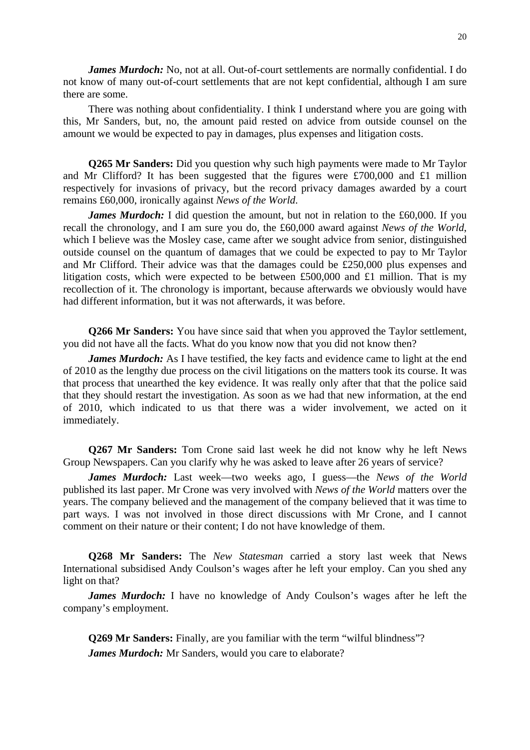***James Murdoch:*** No, not at all. Out-of-court settlements are normally confidential. I do not know of many out-of-court settlements that are not kept confidential, although I am sure there are some.

There was nothing about confidentiality. I think I understand where you are going with this, Mr Sanders, but, no, the amount paid rested on advice from outside counsel on the amount we would be expected to pay in damages, plus expenses and litigation costs.

**Q265 Mr Sanders:** Did you question why such high payments were made to Mr Taylor and Mr Clifford? It has been suggested that the figures were £700,000 and £1 million respectively for invasions of privacy, but the record privacy damages awarded by a court remains £60,000, ironically against *News of the World.*

***James Murdoch:*** I did question the amount, but not in relation to the £60,000. If you recall the chronology, and I am sure you do, the £60,000 award against *News of the World*, which I believe was the Mosley case, came after we sought advice from senior, distinguished outside counsel on the quantum of damages that we could be expected to pay to Mr Taylor and Mr Clifford. Their advice was that the damages could be £250,000 plus expenses and litigation costs, which were expected to be between £500,000 and £1 million. That is my recollection of it. The chronology is important, because afterwards we obviously would have had different information, but it was not afterwards, it was before.

**Q266 Mr Sanders:** You have since said that when you approved the Taylor settlement, you did not have all the facts. What do you know now that you did not know then?

***James Murdoch:*** As I have testified, the key facts and evidence came to light at the end of 2010 as the lengthy due process on the civil litigations on the matters took its course. It was that process that unearthed the key evidence. It was really only after that that the police said that they should restart the investigation. As soon as we had that new information, at the end of 2010, which indicated to us that there was a wider involvement, we acted on it immediately.

**Q267 Mr Sanders:** Tom Crone said last week he did not know why he left News Group Newspapers. Can you clarify why he was asked to leave after 26 years of service?

***James Murdoch:*** Last week—two weeks ago, I guess—the *News of the World* published its last paper. Mr Crone was very involved with *News of the World* matters over the years. The company believed and the management of the company believed that it was time to part ways. I was not involved in those direct discussions with Mr Crone, and I cannot comment on their nature or their content; I do not have knowledge of them.

**Q268 Mr Sanders:** The *New Statesman* carried a story last week that News International subsidised Andy Coulson's wages after he left your employ. Can you shed any light on that?

***James Murdoch:*** I have no knowledge of Andy Coulson's wages after he left the company's employment.

**Q269 Mr Sanders:** Finally, are you familiar with the term "wilful blindness"?

***James Murdoch:*** Mr Sanders, would you care to elaborate?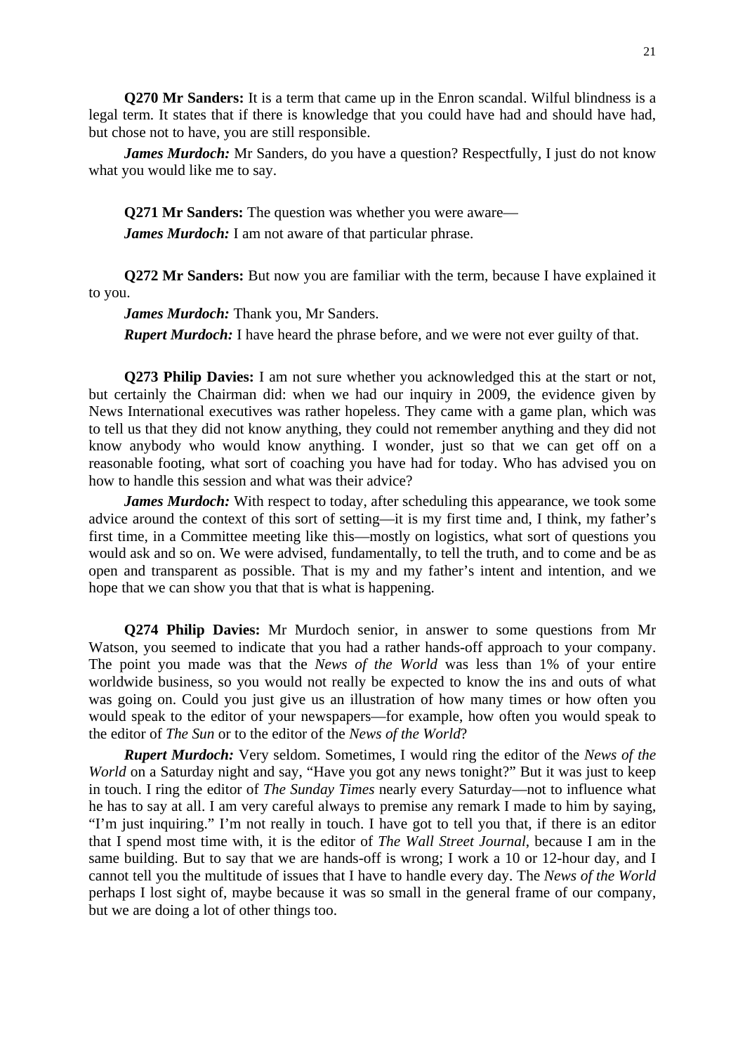**Q270 Mr Sanders:** It is a term that came up in the Enron scandal. Wilful blindness is a legal term. It states that if there is knowledge that you could have had and should have had, but chose not to have, you are still responsible.

***James Murdoch:*** Mr Sanders, do you have a question? Respectfully, I just do not know what you would like me to say.

**Q271 Mr Sanders:** The question was whether you were aware—

***James Murdoch:*** I am not aware of that particular phrase.

**Q272 Mr Sanders:** But now you are familiar with the term, because I have explained it to you.

***James Murdoch:*** Thank you, Mr Sanders.

***Rupert Murdoch:*** I have heard the phrase before, and we were not ever guilty of that.

**Q273 Philip Davies:** I am not sure whether you acknowledged this at the start or not, but certainly the Chairman did: when we had our inquiry in 2009, the evidence given by News International executives was rather hopeless. They came with a game plan, which was to tell us that they did not know anything, they could not remember anything and they did not know anybody who would know anything. I wonder, just so that we can get off on a reasonable footing, what sort of coaching you have had for today. Who has advised you on how to handle this session and what was their advice?

***James Murdoch:*** With respect to today, after scheduling this appearance, we took some advice around the context of this sort of setting—it is my first time and, I think, my father's first time, in a Committee meeting like this—mostly on logistics, what sort of questions you would ask and so on. We were advised, fundamentally, to tell the truth, and to come and be as open and transparent as possible. That is my and my father's intent and intention, and we hope that we can show you that that is what is happening.

**Q274 Philip Davies:** Mr Murdoch senior, in answer to some questions from Mr Watson, you seemed to indicate that you had a rather hands-off approach to your company. The point you made was that the *News of the World* was less than 1% of your entire worldwide business, so you would not really be expected to know the ins and outs of what was going on. Could you just give us an illustration of how many times or how often you would speak to the editor of your newspapers—for example, how often you would speak to the editor of *The Sun* or to the editor of the *News of the World*?

***Rupert Murdoch:*** Very seldom. Sometimes, I would ring the editor of the *News of the World* on a Saturday night and say, "Have you got any news tonight?" But it was just to keep in touch. I ring the editor of *The Sunday Times* nearly every Saturday—not to influence what he has to say at all. I am very careful always to premise any remark I made to him by saying, "I'm just inquiring." I'm not really in touch. I have got to tell you that, if there is an editor that I spend most time with, it is the editor of *The Wall Street Journal*, because I am in the same building. But to say that we are hands-off is wrong; I work a 10 or 12-hour day, and I cannot tell you the multitude of issues that I have to handle every day. The *News of the World* perhaps I lost sight of, maybe because it was so small in the general frame of our company, but we are doing a lot of other things too.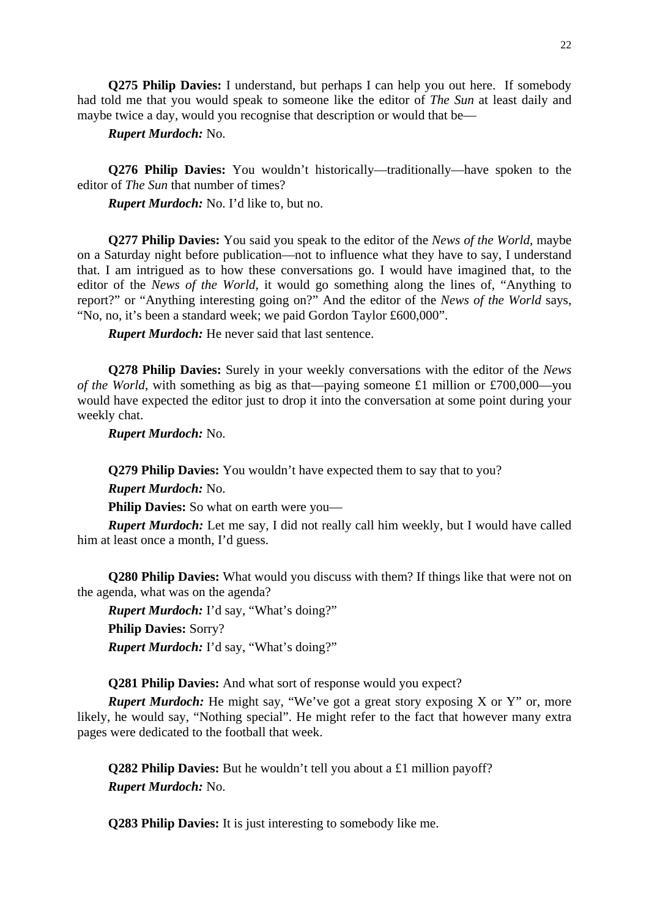**Q275 Philip Davies:** I understand, but perhaps I can help you out here. If somebody had told me that you would speak to someone like the editor of *The Sun* at least daily and maybe twice a day, would you recognise that description or would that be—

***Rupert Murdoch:*** No.

**Q276 Philip Davies:** You wouldn't historically—traditionally—have spoken to the editor of *The Sun* that number of times?

***Rupert Murdoch:*** No. I'd like to, but no.

**Q277 Philip Davies:** You said you speak to the editor of the *News of the World*, maybe on a Saturday night before publication—not to influence what they have to say, I understand that. I am intrigued as to how these conversations go. I would have imagined that, to the editor of the *News of the World*, it would go something along the lines of, "Anything to report?" or "Anything interesting going on?" And the editor of the *News of the World* says, "No, no, it's been a standard week; we paid Gordon Taylor £600,000".

***Rupert Murdoch:*** He never said that last sentence.

**Q278 Philip Davies:** Surely in your weekly conversations with the editor of the *News of the World*, with something as big as that—paying someone £1 million or £700,000—you would have expected the editor just to drop it into the conversation at some point during your weekly chat.

***Rupert Murdoch:*** No.

**Q279 Philip Davies:** You wouldn't have expected them to say that to you?

***Rupert Murdoch:*** No.

**Philip Davies:** So what on earth were you—

***Rupert Murdoch:*** Let me say, I did not really call him weekly, but I would have called him at least once a month, I'd guess.

**Q280 Philip Davies:** What would you discuss with them? If things like that were not on the agenda, what was on the agenda?

***Rupert Murdoch:*** I'd say, "What's doing?"

**Philip Davies:** Sorry?

***Rupert Murdoch:*** I'd say, "What's doing?"

**Q281 Philip Davies:** And what sort of response would you expect?

***Rupert Murdoch:*** He might say, "We've got a great story exposing X or Y" or, more likely, he would say, "Nothing special". He might refer to the fact that however many extra pages were dedicated to the football that week.

**Q282 Philip Davies:** But he wouldn't tell you about a £1 million payoff?

***Rupert Murdoch:*** No.

**Q283 Philip Davies:** It is just interesting to somebody like me.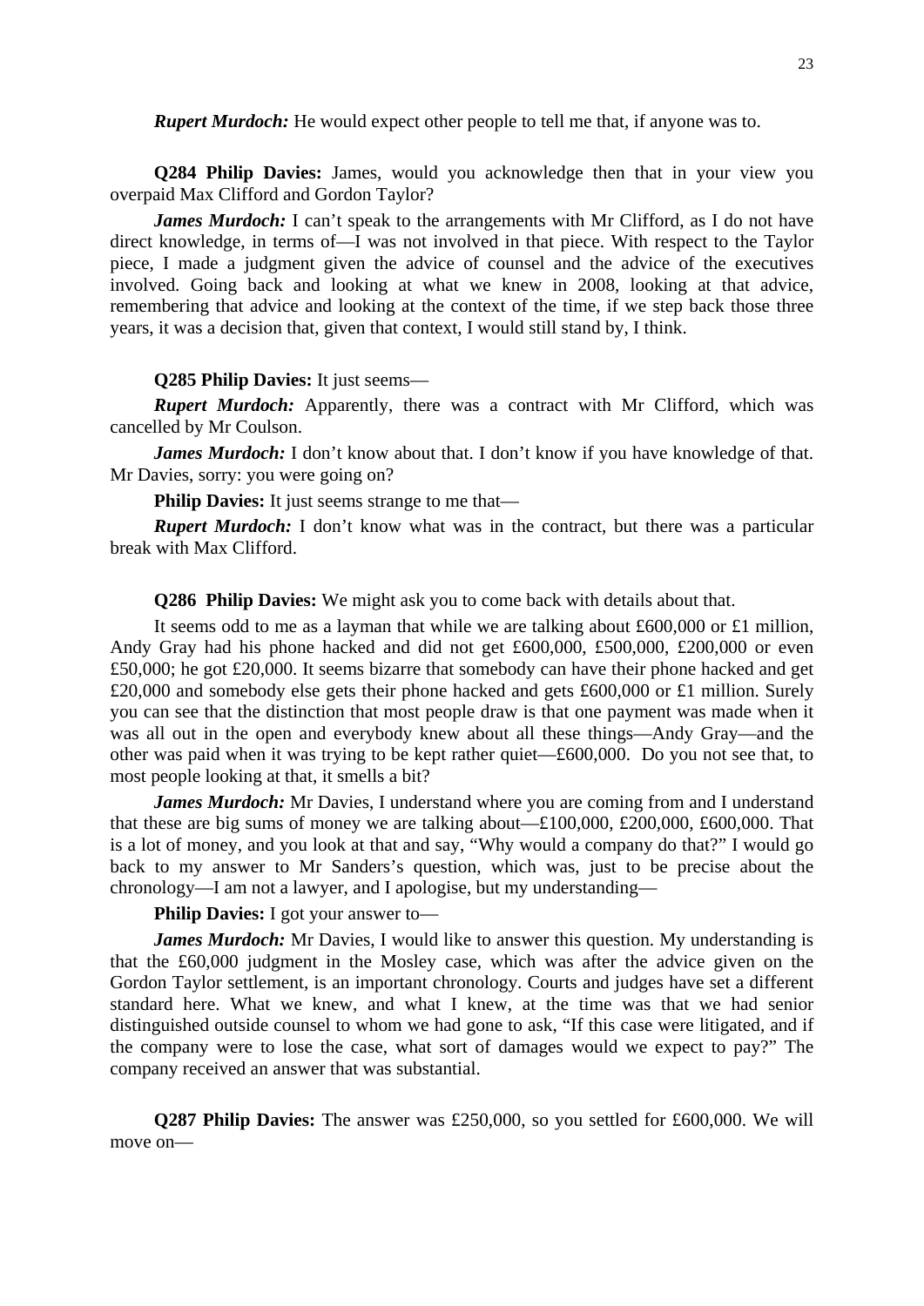***Rupert Murdoch:*** He would expect other people to tell me that, if anyone was to.

**Q284 Philip Davies:** James, would you acknowledge then that in your view you overpaid Max Clifford and Gordon Taylor?

***James Murdoch:*** I can't speak to the arrangements with Mr Clifford, as I do not have direct knowledge, in terms of—I was not involved in that piece. With respect to the Taylor piece, I made a judgment given the advice of counsel and the advice of the executives involved. Going back and looking at what we knew in 2008, looking at that advice, remembering that advice and looking at the context of the time, if we step back those three years, it was a decision that, given that context, I would still stand by, I think.

**Q285 Philip Davies:** It just seems—

***Rupert Murdoch:*** Apparently, there was a contract with Mr Clifford, which was cancelled by Mr Coulson.

***James Murdoch:*** I don't know about that. I don't know if you have knowledge of that. Mr Davies, sorry: you were going on?

**Philip Davies:** It just seems strange to me that—

***Rupert Murdoch:*** I don't know what was in the contract, but there was a particular break with Max Clifford.

**Q286 Philip Davies:** We might ask you to come back with details about that.

It seems odd to me as a layman that while we are talking about £600,000 or £1 million, Andy Gray had his phone hacked and did not get £600,000, £500,000, £200,000 or even £50,000; he got £20,000. It seems bizarre that somebody can have their phone hacked and get £20,000 and somebody else gets their phone hacked and gets £600,000 or £1 million. Surely you can see that the distinction that most people draw is that one payment was made when it was all out in the open and everybody knew about all these things—Andy Gray—and the other was paid when it was trying to be kept rather quiet—£600,000. Do you not see that, to most people looking at that, it smells a bit?

***James Murdoch:*** Mr Davies, I understand where you are coming from and I understand that these are big sums of money we are talking about—£100,000, £200,000, £600,000. That is a lot of money, and you look at that and say, "Why would a company do that?" I would go back to my answer to Mr Sanders's question, which was, just to be precise about the chronology—I am not a lawyer, and I apologise, but my understanding—

**Philip Davies:** I got your answer to—

***James Murdoch:*** Mr Davies, I would like to answer this question. My understanding is that the £60,000 judgment in the Mosley case, which was after the advice given on the Gordon Taylor settlement, is an important chronology. Courts and judges have set a different standard here. What we knew, and what I knew, at the time was that we had senior distinguished outside counsel to whom we had gone to ask, "If this case were litigated, and if the company were to lose the case, what sort of damages would we expect to pay?" The company received an answer that was substantial.

**Q287 Philip Davies:** The answer was £250,000, so you settled for £600,000. We will move on—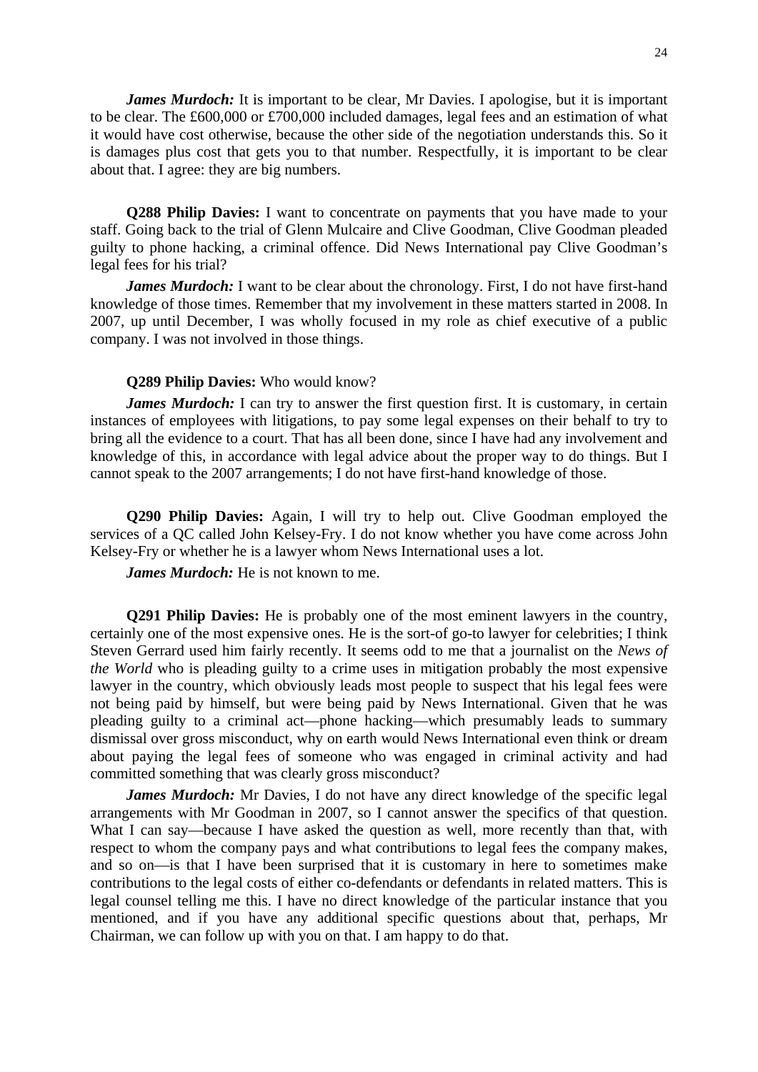***James Murdoch:*** It is important to be clear, Mr Davies. I apologise, but it is important to be clear. The £600,000 or £700,000 included damages, legal fees and an estimation of what it would have cost otherwise, because the other side of the negotiation understands this. So it is damages plus cost that gets you to that number. Respectfully, it is important to be clear about that. I agree: they are big numbers.

**Q288 Philip Davies:** I want to concentrate on payments that you have made to your staff. Going back to the trial of Glenn Mulcaire and Clive Goodman, Clive Goodman pleaded guilty to phone hacking, a criminal offence. Did News International pay Clive Goodman's legal fees for his trial?

***James Murdoch:*** I want to be clear about the chronology. First, I do not have first-hand knowledge of those times. Remember that my involvement in these matters started in 2008. In 2007, up until December, I was wholly focused in my role as chief executive of a public company. I was not involved in those things.

**Q289 Philip Davies:** Who would know?

***James Murdoch:*** I can try to answer the first question first. It is customary, in certain instances of employees with litigations, to pay some legal expenses on their behalf to try to bring all the evidence to a court. That has all been done, since I have had any involvement and knowledge of this, in accordance with legal advice about the proper way to do things. But I cannot speak to the 2007 arrangements; I do not have first-hand knowledge of those.

**Q290 Philip Davies:** Again, I will try to help out. Clive Goodman employed the services of a QC called John Kelsey-Fry. I do not know whether you have come across John Kelsey-Fry or whether he is a lawyer whom News International uses a lot.

***James Murdoch:*** He is not known to me.

**Q291 Philip Davies:** He is probably one of the most eminent lawyers in the country, certainly one of the most expensive ones. He is the sort-of go-to lawyer for celebrities; I think Steven Gerrard used him fairly recently. It seems odd to me that a journalist on the *News of the World* who is pleading guilty to a crime uses in mitigation probably the most expensive lawyer in the country, which obviously leads most people to suspect that his legal fees were not being paid by himself, but were being paid by News International. Given that he was pleading guilty to a criminal act—phone hacking—which presumably leads to summary dismissal over gross misconduct, why on earth would News International even think or dream about paying the legal fees of someone who was engaged in criminal activity and had committed something that was clearly gross misconduct?

***James Murdoch:*** Mr Davies, I do not have any direct knowledge of the specific legal arrangements with Mr Goodman in 2007, so I cannot answer the specifics of that question. What I can say—because I have asked the question as well, more recently than that, with respect to whom the company pays and what contributions to legal fees the company makes, and so on—is that I have been surprised that it is customary in here to sometimes make contributions to the legal costs of either co-defendants or defendants in related matters. This is legal counsel telling me this. I have no direct knowledge of the particular instance that you mentioned, and if you have any additional specific questions about that, perhaps, Mr Chairman, we can follow up with you on that. I am happy to do that.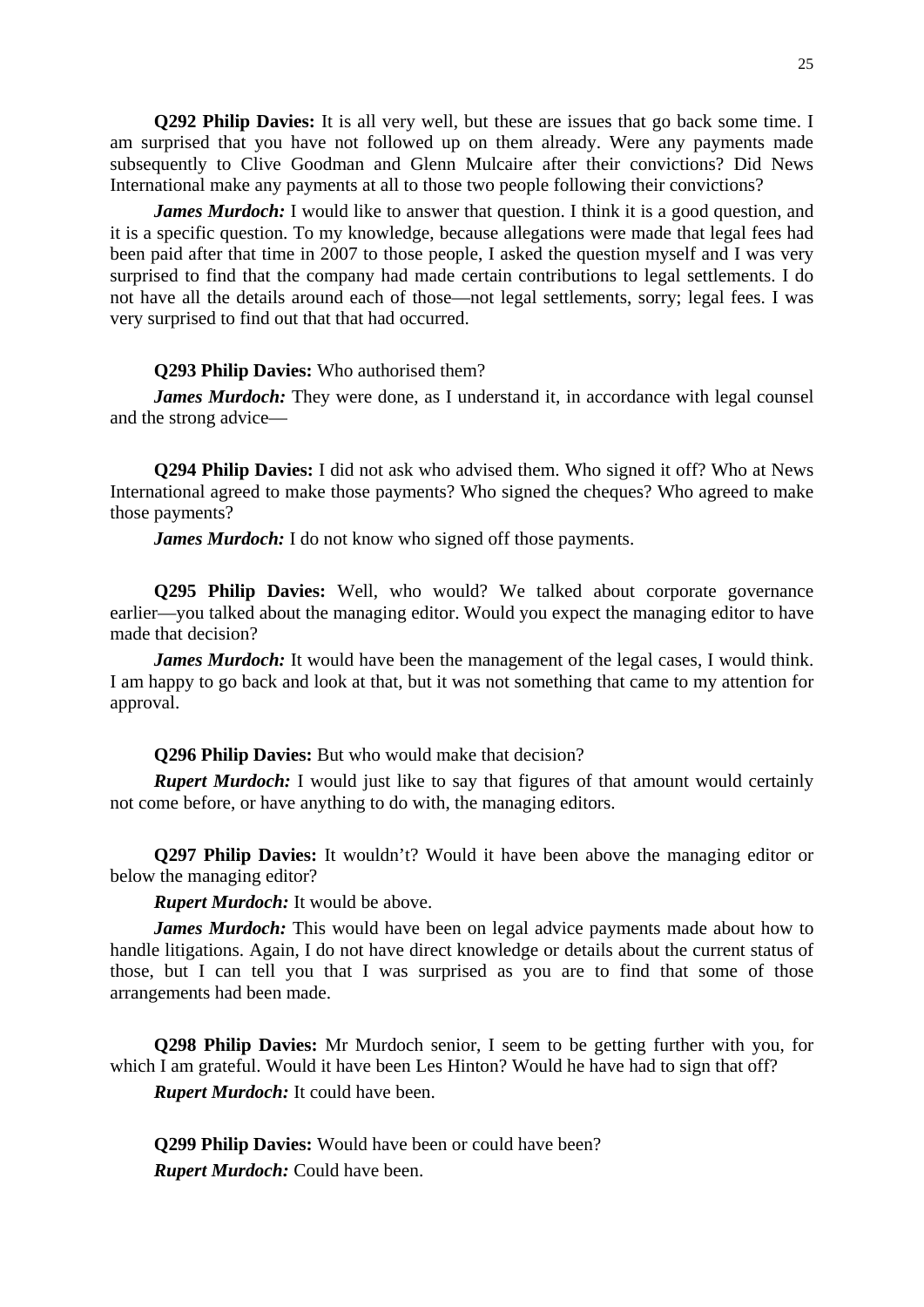**Q292 Philip Davies:** It is all very well, but these are issues that go back some time. I am surprised that you have not followed up on them already. Were any payments made subsequently to Clive Goodman and Glenn Mulcaire after their convictions? Did News International make any payments at all to those two people following their convictions?

***James Murdoch:*** I would like to answer that question. I think it is a good question, and it is a specific question. To my knowledge, because allegations were made that legal fees had been paid after that time in 2007 to those people, I asked the question myself and I was very surprised to find that the company had made certain contributions to legal settlements. I do not have all the details around each of those—not legal settlements, sorry; legal fees. I was very surprised to find out that that had occurred.

**Q293 Philip Davies:** Who authorised them?

***James Murdoch:*** They were done, as I understand it, in accordance with legal counsel and the strong advice—

**Q294 Philip Davies:** I did not ask who advised them. Who signed it off? Who at News International agreed to make those payments? Who signed the cheques? Who agreed to make those payments?

***James Murdoch:*** I do not know who signed off those payments.

**Q295 Philip Davies:** Well, who would? We talked about corporate governance earlier—you talked about the managing editor. Would you expect the managing editor to have made that decision?

***James Murdoch:*** It would have been the management of the legal cases, I would think. I am happy to go back and look at that, but it was not something that came to my attention for approval.

**Q296 Philip Davies:** But who would make that decision?

***Rupert Murdoch:*** I would just like to say that figures of that amount would certainly not come before, or have anything to do with, the managing editors.

**Q297 Philip Davies:** It wouldn't? Would it have been above the managing editor or below the managing editor?

***Rupert Murdoch:*** It would be above.

***James Murdoch:*** This would have been on legal advice payments made about how to handle litigations. Again, I do not have direct knowledge or details about the current status of those, but I can tell you that I was surprised as you are to find that some of those arrangements had been made.

**Q298 Philip Davies:** Mr Murdoch senior, I seem to be getting further with you, for which I am grateful. Would it have been Les Hinton? Would he have had to sign that off?

***Rupert Murdoch:*** It could have been.

**Q299 Philip Davies:** Would have been or could have been?

***Rupert Murdoch:*** Could have been.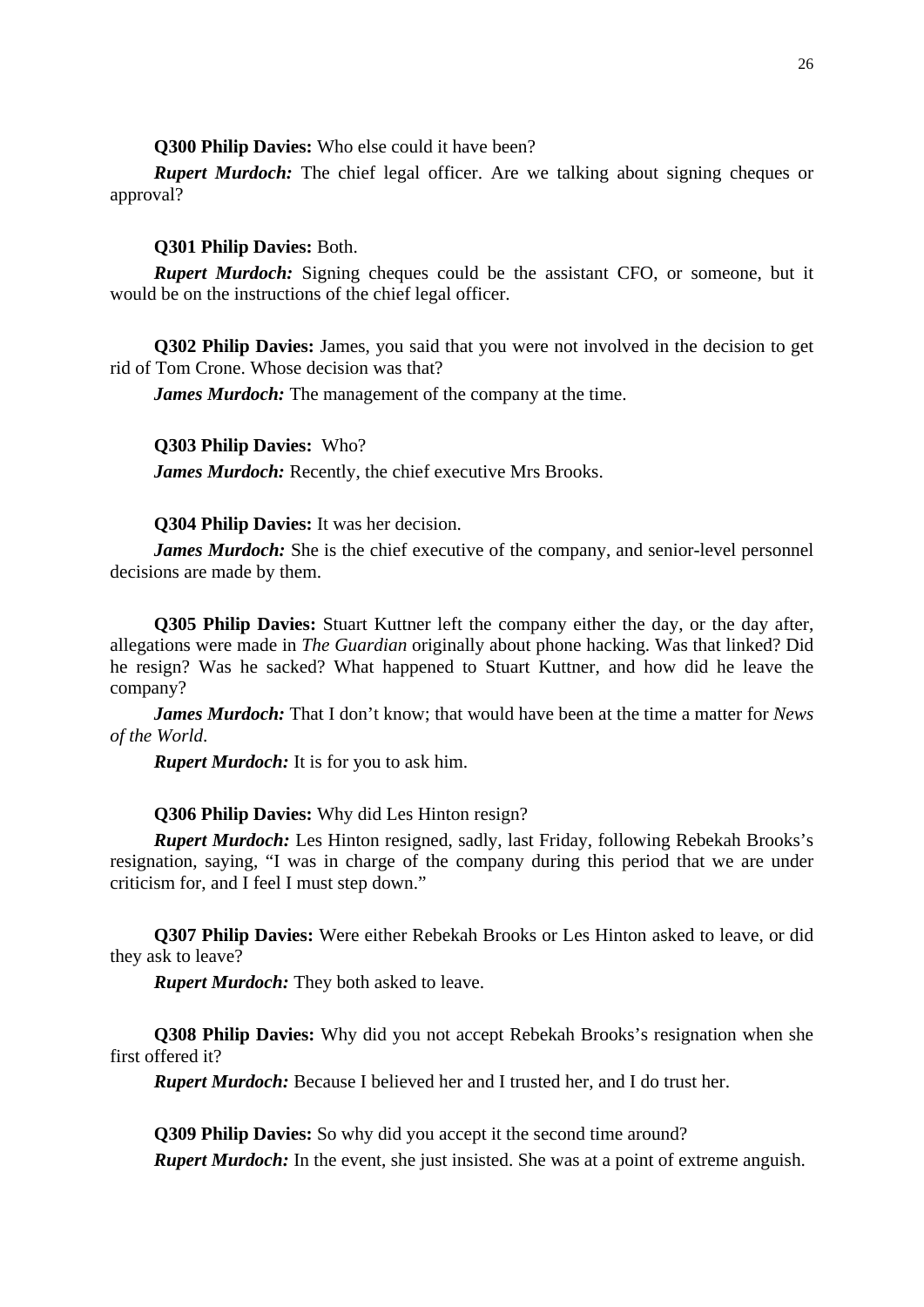**Q300 Philip Davies:** Who else could it have been?

***Rupert Murdoch:*** The chief legal officer. Are we talking about signing cheques or approval?

**Q301 Philip Davies:** Both.

***Rupert Murdoch:*** Signing cheques could be the assistant CFO, or someone, but it would be on the instructions of the chief legal officer.

**Q302 Philip Davies:** James, you said that you were not involved in the decision to get rid of Tom Crone. Whose decision was that?

***James Murdoch:*** The management of the company at the time.

**Q303 Philip Davies:** Who?

***James Murdoch:*** Recently, the chief executive Mrs Brooks.

**Q304 Philip Davies:** It was her decision.

***James Murdoch:*** She is the chief executive of the company, and senior-level personnel decisions are made by them.

**Q305 Philip Davies:** Stuart Kuttner left the company either the day, or the day after, allegations were made in *The Guardian* originally about phone hacking. Was that linked? Did he resign? Was he sacked? What happened to Stuart Kuttner, and how did he leave the company?

***James Murdoch:*** That I don't know; that would have been at the time a matter for *News of the World*.

***Rupert Murdoch:*** It is for you to ask him.

**Q306 Philip Davies:** Why did Les Hinton resign?

***Rupert Murdoch:*** Les Hinton resigned, sadly, last Friday, following Rebekah Brooks's resignation, saying, "I was in charge of the company during this period that we are under criticism for, and I feel I must step down."

**Q307 Philip Davies:** Were either Rebekah Brooks or Les Hinton asked to leave, or did they ask to leave?

***Rupert Murdoch:*** They both asked to leave.

**Q308 Philip Davies:** Why did you not accept Rebekah Brooks's resignation when she first offered it?

***Rupert Murdoch:*** Because I believed her and I trusted her, and I do trust her.

**Q309 Philip Davies:** So why did you accept it the second time around?

***Rupert Murdoch:*** In the event, she just insisted. She was at a point of extreme anguish.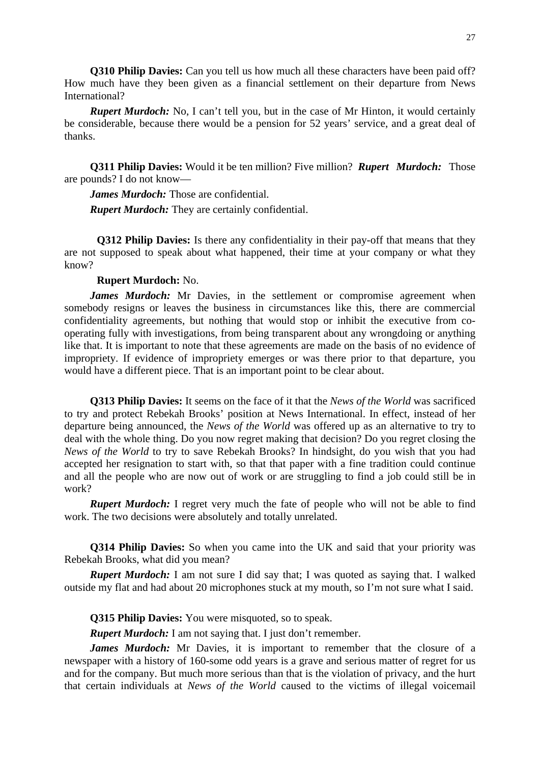**Q310 Philip Davies:** Can you tell us how much all these characters have been paid off? How much have they been given as a financial settlement on their departure from News International?

***Rupert Murdoch:*** No, I can't tell you, but in the case of Mr Hinton, it would certainly be considerable, because there would be a pension for 52 years' service, and a great deal of thanks.

**Q311 Philip Davies:** Would it be ten million? Five million? ***Rupert Murdoch:*** Those are pounds? I do not know—

***James Murdoch:*** Those are confidential.

***Rupert Murdoch:*** They are certainly confidential.

**Q312 Philip Davies:** Is there any confidentiality in their pay-off that means that they are not supposed to speak about what happened, their time at your company or what they know?

**Rupert Murdoch:** No.

***James Murdoch:*** Mr Davies, in the settlement or compromise agreement when somebody resigns or leaves the business in circumstances like this, there are commercial confidentiality agreements, but nothing that would stop or inhibit the executive from co-operating fully with investigations, from being transparent about any wrongdoing or anything like that. It is important to note that these agreements are made on the basis of no evidence of impropriety. If evidence of impropriety emerges or was there prior to that departure, you would have a different piece. That is an important point to be clear about.

**Q313 Philip Davies:** It seems on the face of it that the *News of the World* was sacrificed to try and protect Rebekah Brooks' position at News International. In effect, instead of her departure being announced, the *News of the World* was offered up as an alternative to try to deal with the whole thing. Do you now regret making that decision? Do you regret closing the *News of the World* to try to save Rebekah Brooks? In hindsight, do you wish that you had accepted her resignation to start with, so that that paper with a fine tradition could continue and all the people who are now out of work or are struggling to find a job could still be in work?

***Rupert Murdoch:*** I regret very much the fate of people who will not be able to find work. The two decisions were absolutely and totally unrelated.

**Q314 Philip Davies:** So when you came into the UK and said that your priority was Rebekah Brooks, what did you mean?

***Rupert Murdoch:*** I am not sure I did say that; I was quoted as saying that. I walked outside my flat and had about 20 microphones stuck at my mouth, so I'm not sure what I said.

**Q315 Philip Davies:** You were misquoted, so to speak.

***Rupert Murdoch:*** I am not saying that. I just don't remember.

***James Murdoch:*** Mr Davies, it is important to remember that the closure of a newspaper with a history of 160-some odd years is a grave and serious matter of regret for us and for the company. But much more serious than that is the violation of privacy, and the hurt that certain individuals at *News of the World* caused to the victims of illegal voicemail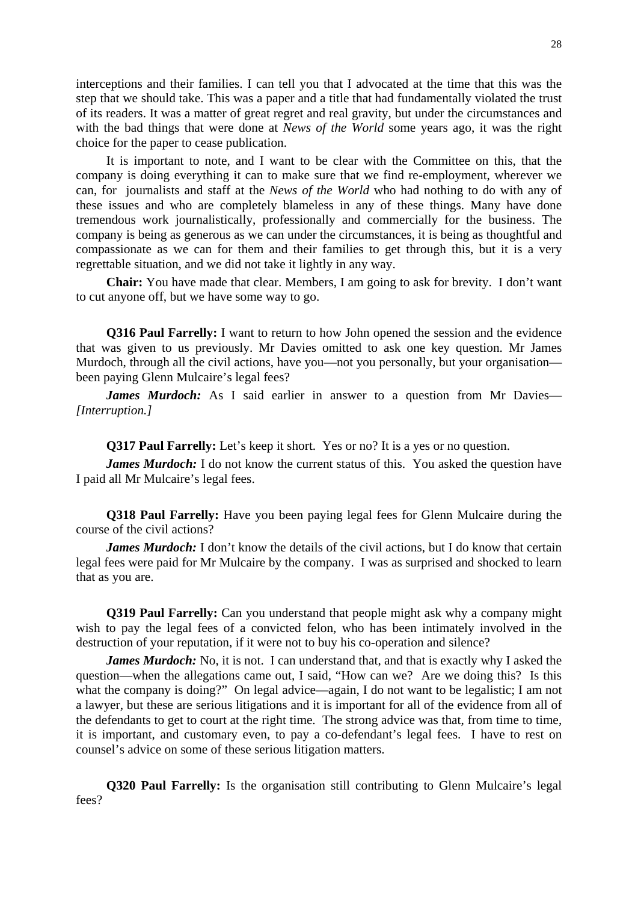interceptions and their families. I can tell you that I advocated at the time that this was the step that we should take. This was a paper and a title that had fundamentally violated the trust of its readers. It was a matter of great regret and real gravity, but under the circumstances and with the bad things that were done at *News of the World* some years ago, it was the right choice for the paper to cease publication.

It is important to note, and I want to be clear with the Committee on this, that the company is doing everything it can to make sure that we find re-employment, wherever we can, for journalists and staff at the *News of the World* who had nothing to do with any of these issues and who are completely blameless in any of these things. Many have done tremendous work journalistically, professionally and commercially for the business. The company is being as generous as we can under the circumstances, it is being as thoughtful and compassionate as we can for them and their families to get through this, but it is a very regrettable situation, and we did not take it lightly in any way.

**Chair:** You have made that clear. Members, I am going to ask for brevity. I don't want to cut anyone off, but we have some way to go.

**Q316 Paul Farrelly:** I want to return to how John opened the session and the evidence that was given to us previously. Mr Davies omitted to ask one key question. Mr James Murdoch, through all the civil actions, have you—not you personally, but your organisation—been paying Glenn Mulcaire's legal fees?

***James Murdoch:*** As I said earlier in answer to a question from Mr Davies—*[Interruption.]*

**Q317 Paul Farrelly:** Let's keep it short. Yes or no? It is a yes or no question.

***James Murdoch:*** I do not know the current status of this. You asked the question have I paid all Mr Mulcaire's legal fees.

**Q318 Paul Farrelly:** Have you been paying legal fees for Glenn Mulcaire during the course of the civil actions?

***James Murdoch:*** I don't know the details of the civil actions, but I do know that certain legal fees were paid for Mr Mulcaire by the company. I was as surprised and shocked to learn that as you are.

**Q319 Paul Farrelly:** Can you understand that people might ask why a company might wish to pay the legal fees of a convicted felon, who has been intimately involved in the destruction of your reputation, if it were not to buy his co-operation and silence?

***James Murdoch:*** No, it is not. I can understand that, and that is exactly why I asked the question—when the allegations came out, I said, "How can we? Are we doing this? Is this what the company is doing?" On legal advice—again, I do not want to be legalistic; I am not a lawyer, but these are serious litigations and it is important for all of the evidence from all of the defendants to get to court at the right time. The strong advice was that, from time to time, it is important, and customary even, to pay a co-defendant's legal fees. I have to rest on counsel's advice on some of these serious litigation matters.

**Q320 Paul Farrelly:** Is the organisation still contributing to Glenn Mulcaire's legal fees?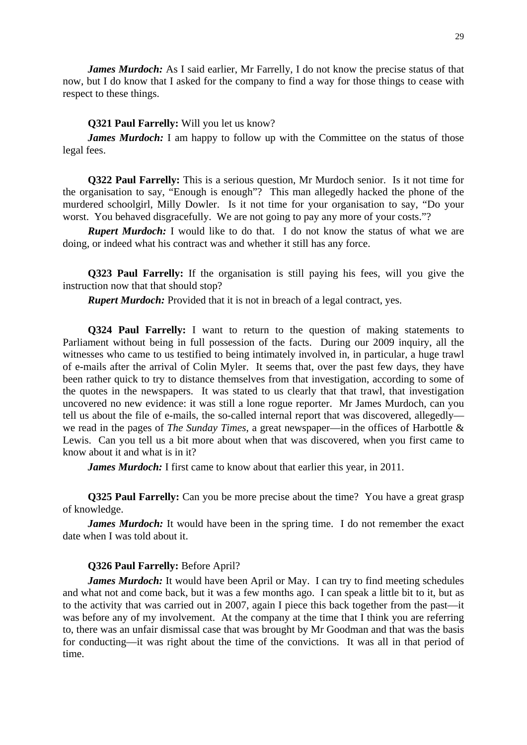***James Murdoch:*** As I said earlier, Mr Farrelly, I do not know the precise status of that now, but I do know that I asked for the company to find a way for those things to cease with respect to these things.

**Q321 Paul Farrelly:** Will you let us know?

***James Murdoch:*** I am happy to follow up with the Committee on the status of those legal fees.

**Q322 Paul Farrelly:** This is a serious question, Mr Murdoch senior. Is it not time for the organisation to say, "Enough is enough"? This man allegedly hacked the phone of the murdered schoolgirl, Milly Dowler. Is it not time for your organisation to say, "Do your worst. You behaved disgracefully. We are not going to pay any more of your costs."?

***Rupert Murdoch:*** I would like to do that. I do not know the status of what we are doing, or indeed what his contract was and whether it still has any force.

**Q323 Paul Farrelly:** If the organisation is still paying his fees, will you give the instruction now that that should stop?

***Rupert Murdoch:*** Provided that it is not in breach of a legal contract, yes.

**Q324 Paul Farrelly:** I want to return to the question of making statements to Parliament without being in full possession of the facts. During our 2009 inquiry, all the witnesses who came to us testified to being intimately involved in, in particular, a huge trawl of e-mails after the arrival of Colin Myler. It seems that, over the past few days, they have been rather quick to try to distance themselves from that investigation, according to some of the quotes in the newspapers. It was stated to us clearly that that trawl, that investigation uncovered no new evidence: it was still a lone rogue reporter. Mr James Murdoch, can you tell us about the file of e-mails, the so-called internal report that was discovered, allegedly—we read in the pages of *The Sunday Times*, a great newspaper—in the offices of Harbottle & Lewis. Can you tell us a bit more about when that was discovered, when you first came to know about it and what is in it?

***James Murdoch:*** I first came to know about that earlier this year, in 2011.

**Q325 Paul Farrelly:** Can you be more precise about the time? You have a great grasp of knowledge.

***James Murdoch:*** It would have been in the spring time. I do not remember the exact date when I was told about it.

**Q326 Paul Farrelly:** Before April?

***James Murdoch:*** It would have been April or May. I can try to find meeting schedules and what not and come back, but it was a few months ago. I can speak a little bit to it, but as to the activity that was carried out in 2007, again I piece this back together from the past—it was before any of my involvement. At the company at the time that I think you are referring to, there was an unfair dismissal case that was brought by Mr Goodman and that was the basis for conducting—it was right about the time of the convictions. It was all in that period of time.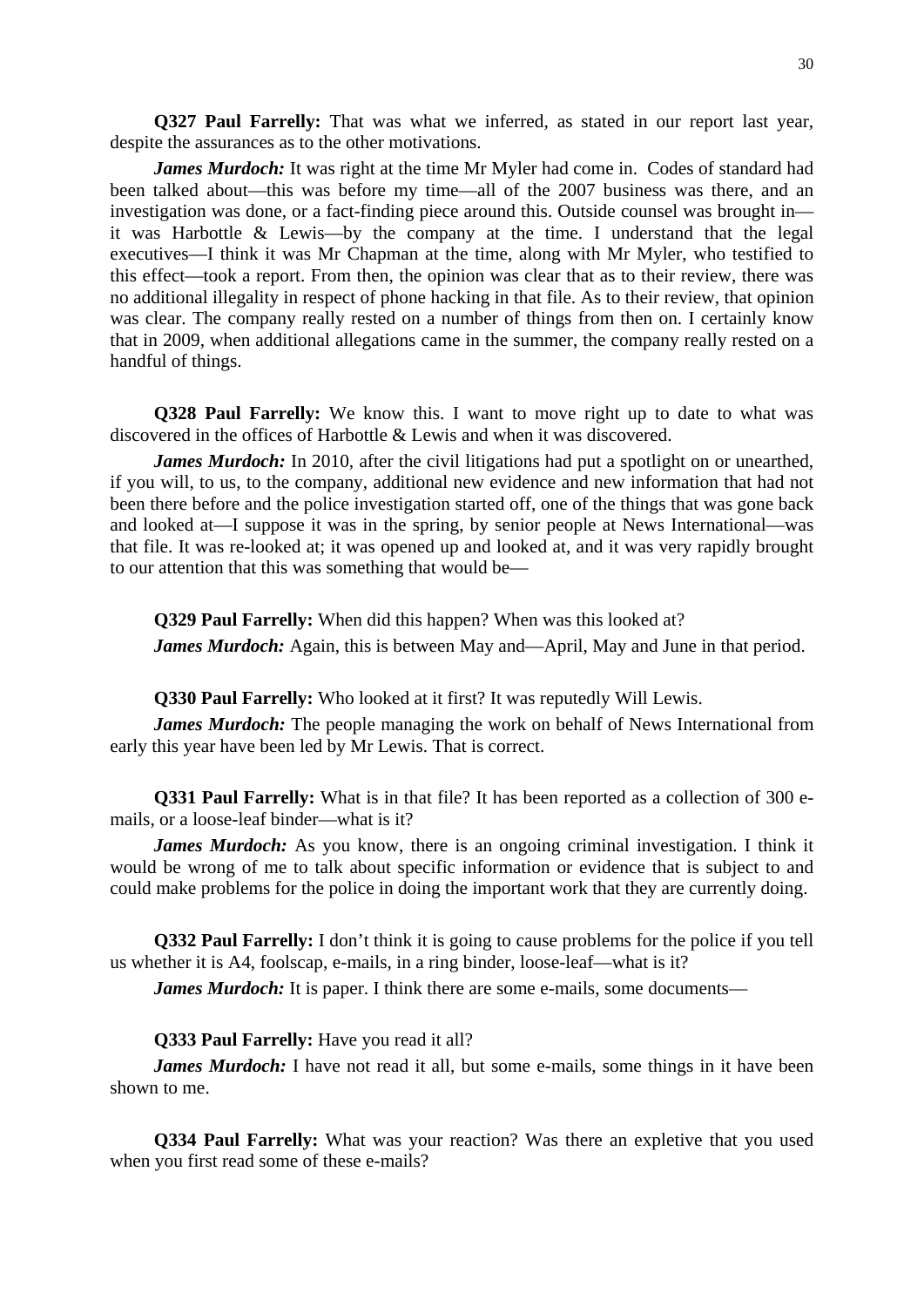**Q327 Paul Farrelly:** That was what we inferred, as stated in our report last year, despite the assurances as to the other motivations.

***James Murdoch:*** It was right at the time Mr Myler had come in. Codes of standard had been talked about—this was before my time—all of the 2007 business was there, and an investigation was done, or a fact-finding piece around this. Outside counsel was brought in—it was Harbottle & Lewis—by the company at the time. I understand that the legal executives—I think it was Mr Chapman at the time, along with Mr Myler, who testified to this effect—took a report. From then, the opinion was clear that as to their review, there was no additional illegality in respect of phone hacking in that file. As to their review, that opinion was clear. The company really rested on a number of things from then on. I certainly know that in 2009, when additional allegations came in the summer, the company really rested on a handful of things.

**Q328 Paul Farrelly:** We know this. I want to move right up to date to what was discovered in the offices of Harbottle & Lewis and when it was discovered.

***James Murdoch:*** In 2010, after the civil litigations had put a spotlight on or unearthed, if you will, to us, to the company, additional new evidence and new information that had not been there before and the police investigation started off, one of the things that was gone back and looked at—I suppose it was in the spring, by senior people at News International—was that file. It was re-looked at; it was opened up and looked at, and it was very rapidly brought to our attention that this was something that would be—

**Q329 Paul Farrelly:** When did this happen? When was this looked at?

***James Murdoch:*** Again, this is between May and—April, May and June in that period.

**Q330 Paul Farrelly:** Who looked at it first? It was reputedly Will Lewis.

***James Murdoch:*** The people managing the work on behalf of News International from early this year have been led by Mr Lewis. That is correct.

**Q331 Paul Farrelly:** What is in that file? It has been reported as a collection of 300 e-mails, or a loose-leaf binder—what is it?

***James Murdoch:*** As you know, there is an ongoing criminal investigation. I think it would be wrong of me to talk about specific information or evidence that is subject to and could make problems for the police in doing the important work that they are currently doing.

**Q332 Paul Farrelly:** I don't think it is going to cause problems for the police if you tell us whether it is A4, foolscap, e-mails, in a ring binder, loose-leaf—what is it?

***James Murdoch:*** It is paper. I think there are some e-mails, some documents—

**Q333 Paul Farrelly:** Have you read it all?

***James Murdoch:*** I have not read it all, but some e-mails, some things in it have been shown to me.

**Q334 Paul Farrelly:** What was your reaction? Was there an expletive that you used when you first read some of these e-mails?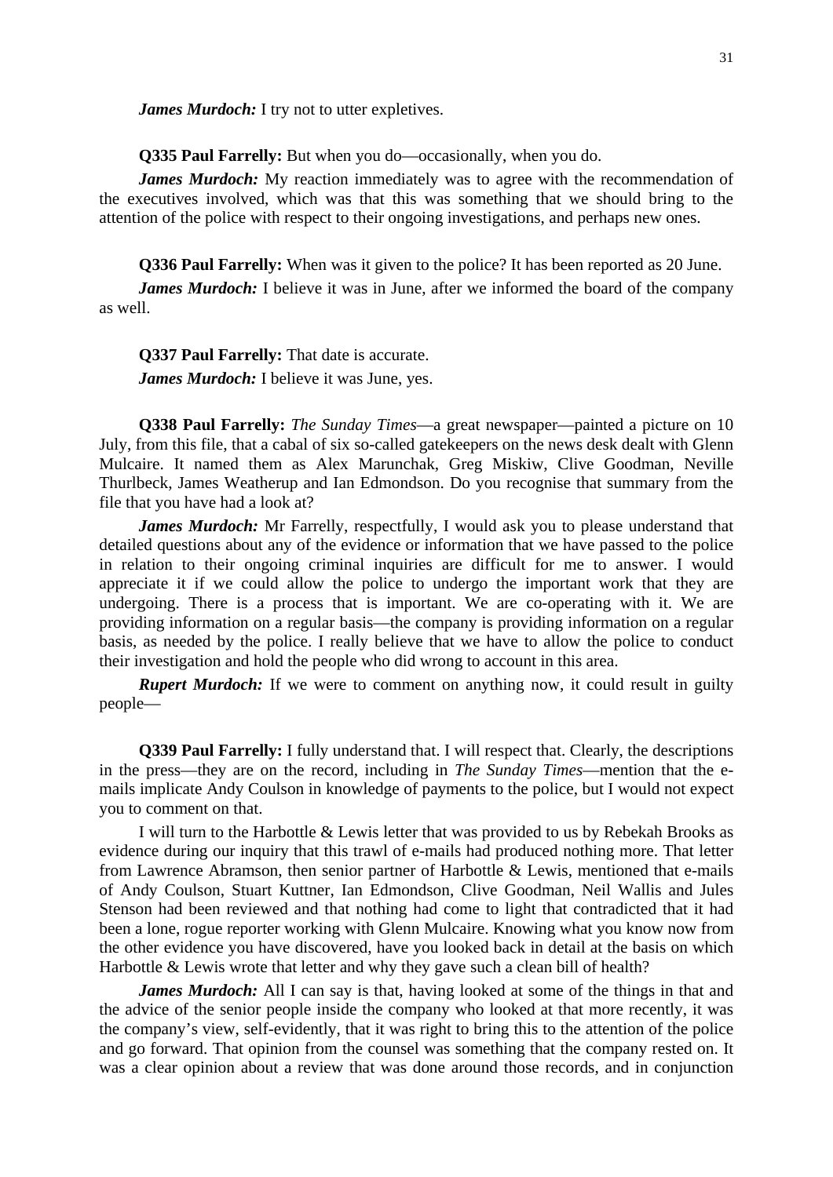***James Murdoch:*** I try not to utter expletives.

**Q335 Paul Farrelly:** But when you do—occasionally, when you do.

***James Murdoch:*** My reaction immediately was to agree with the recommendation of the executives involved, which was that this was something that we should bring to the attention of the police with respect to their ongoing investigations, and perhaps new ones.

**Q336 Paul Farrelly:** When was it given to the police? It has been reported as 20 June.

***James Murdoch:*** I believe it was in June, after we informed the board of the company as well.

**Q337 Paul Farrelly:** That date is accurate.

***James Murdoch:*** I believe it was June, yes.

**Q338 Paul Farrelly:** *The Sunday Times*—a great newspaper—painted a picture on 10 July, from this file, that a cabal of six so-called gatekeepers on the news desk dealt with Glenn Mulcaire. It named them as Alex Marunchak, Greg Miskiw, Clive Goodman, Neville Thurlbeck, James Weatherup and Ian Edmondson. Do you recognise that summary from the file that you have had a look at?

***James Murdoch:*** Mr Farrelly, respectfully, I would ask you to please understand that detailed questions about any of the evidence or information that we have passed to the police in relation to their ongoing criminal inquiries are difficult for me to answer. I would appreciate it if we could allow the police to undergo the important work that they are undergoing. There is a process that is important. We are co-operating with it. We are providing information on a regular basis—the company is providing information on a regular basis, as needed by the police. I really believe that we have to allow the police to conduct their investigation and hold the people who did wrong to account in this area.

***Rupert Murdoch:*** If we were to comment on anything now, it could result in guilty people—

**Q339 Paul Farrelly:** I fully understand that. I will respect that. Clearly, the descriptions in the press—they are on the record, including in *The Sunday Times*—mention that the e-mails implicate Andy Coulson in knowledge of payments to the police, but I would not expect you to comment on that.

I will turn to the Harbottle & Lewis letter that was provided to us by Rebekah Brooks as evidence during our inquiry that this trawl of e-mails had produced nothing more. That letter from Lawrence Abramson, then senior partner of Harbottle & Lewis, mentioned that e-mails of Andy Coulson, Stuart Kuttner, Ian Edmondson, Clive Goodman, Neil Wallis and Jules Stenson had been reviewed and that nothing had come to light that contradicted that it had been a lone, rogue reporter working with Glenn Mulcaire. Knowing what you know now from the other evidence you have discovered, have you looked back in detail at the basis on which Harbottle & Lewis wrote that letter and why they gave such a clean bill of health?

***James Murdoch:*** All I can say is that, having looked at some of the things in that and the advice of the senior people inside the company who looked at that more recently, it was the company's view, self-evidently, that it was right to bring this to the attention of the police and go forward. That opinion from the counsel was something that the company rested on. It was a clear opinion about a review that was done around those records, and in conjunction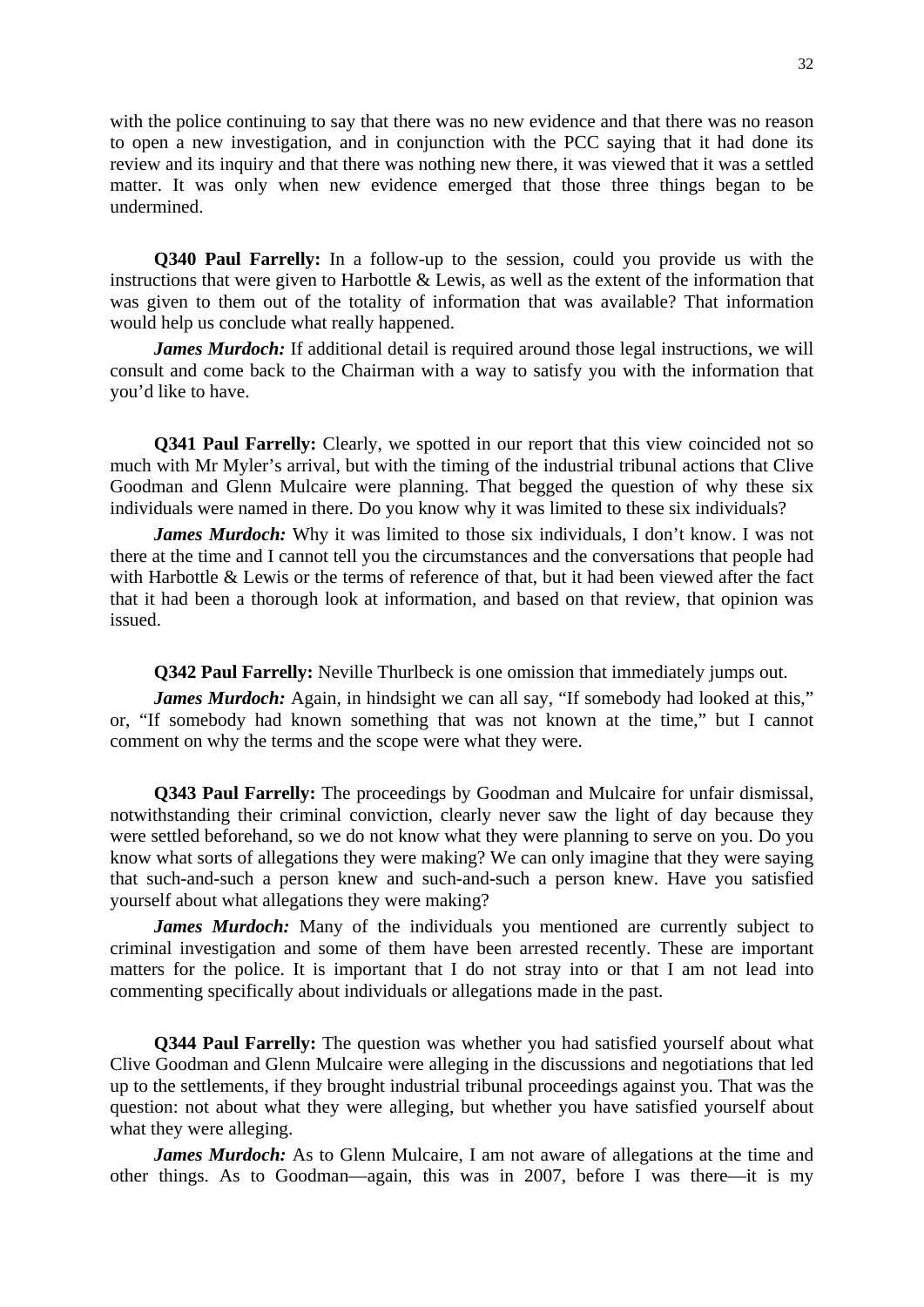with the police continuing to say that there was no new evidence and that there was no reason to open a new investigation, and in conjunction with the PCC saying that it had done its review and its inquiry and that there was nothing new there, it was viewed that it was a settled matter. It was only when new evidence emerged that those three things began to be undermined.

**Q340 Paul Farrelly:** In a follow-up to the session, could you provide us with the instructions that were given to Harbottle & Lewis, as well as the extent of the information that was given to them out of the totality of information that was available? That information would help us conclude what really happened.

***James Murdoch:*** If additional detail is required around those legal instructions, we will consult and come back to the Chairman with a way to satisfy you with the information that you'd like to have.

**Q341 Paul Farrelly:** Clearly, we spotted in our report that this view coincided not so much with Mr Myler's arrival, but with the timing of the industrial tribunal actions that Clive Goodman and Glenn Mulcaire were planning. That begged the question of why these six individuals were named in there. Do you know why it was limited to these six individuals?

***James Murdoch:*** Why it was limited to those six individuals, I don't know. I was not there at the time and I cannot tell you the circumstances and the conversations that people had with Harbottle & Lewis or the terms of reference of that, but it had been viewed after the fact that it had been a thorough look at information, and based on that review, that opinion was issued.

**Q342 Paul Farrelly:** Neville Thurlbeck is one omission that immediately jumps out.

***James Murdoch:*** Again, in hindsight we can all say, "If somebody had looked at this," or, "If somebody had known something that was not known at the time," but I cannot comment on why the terms and the scope were what they were.

**Q343 Paul Farrelly:** The proceedings by Goodman and Mulcaire for unfair dismissal, notwithstanding their criminal conviction, clearly never saw the light of day because they were settled beforehand, so we do not know what they were planning to serve on you. Do you know what sorts of allegations they were making? We can only imagine that they were saying that such-and-such a person knew and such-and-such a person knew. Have you satisfied yourself about what allegations they were making?

***James Murdoch:*** Many of the individuals you mentioned are currently subject to criminal investigation and some of them have been arrested recently. These are important matters for the police. It is important that I do not stray into or that I am not lead into commenting specifically about individuals or allegations made in the past.

**Q344 Paul Farrelly:** The question was whether you had satisfied yourself about what Clive Goodman and Glenn Mulcaire were alleging in the discussions and negotiations that led up to the settlements, if they brought industrial tribunal proceedings against you. That was the question: not about what they were alleging, but whether you have satisfied yourself about what they were alleging.

***James Murdoch:*** As to Glenn Mulcaire, I am not aware of allegations at the time and other things. As to Goodman—again, this was in 2007, before I was there—it is my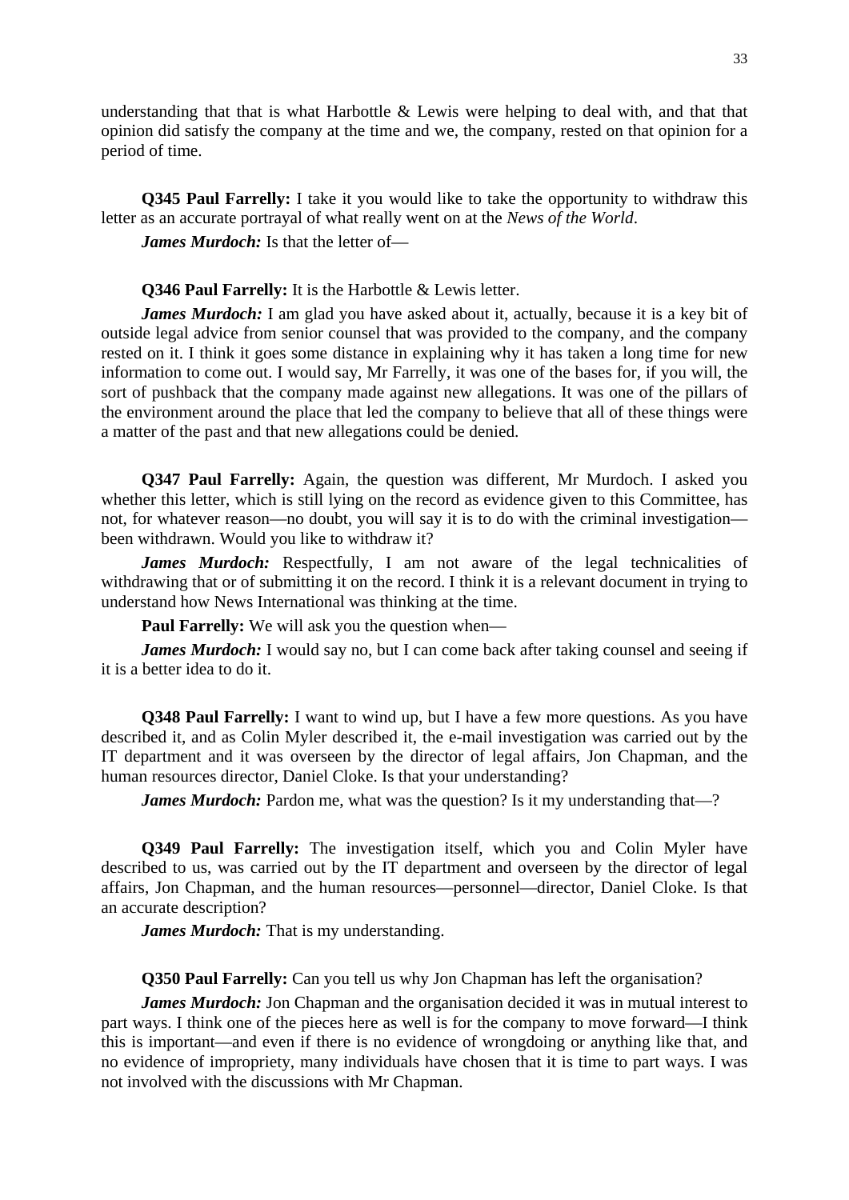understanding that that is what Harbottle & Lewis were helping to deal with, and that that opinion did satisfy the company at the time and we, the company, rested on that opinion for a period of time.

**Q345 Paul Farrelly:** I take it you would like to take the opportunity to withdraw this letter as an accurate portrayal of what really went on at the *News of the World*.

***James Murdoch:*** Is that the letter of—

**Q346 Paul Farrelly:** It is the Harbottle & Lewis letter.

***James Murdoch:*** I am glad you have asked about it, actually, because it is a key bit of outside legal advice from senior counsel that was provided to the company, and the company rested on it. I think it goes some distance in explaining why it has taken a long time for new information to come out. I would say, Mr Farrelly, it was one of the bases for, if you will, the sort of pushback that the company made against new allegations. It was one of the pillars of the environment around the place that led the company to believe that all of these things were a matter of the past and that new allegations could be denied.

**Q347 Paul Farrelly:** Again, the question was different, Mr Murdoch. I asked you whether this letter, which is still lying on the record as evidence given to this Committee, has not, for whatever reason—no doubt, you will say it is to do with the criminal investigation—been withdrawn. Would you like to withdraw it?

***James Murdoch:*** Respectfully, I am not aware of the legal technicalities of withdrawing that or of submitting it on the record. I think it is a relevant document in trying to understand how News International was thinking at the time.

**Paul Farrelly:** We will ask you the question when—

***James Murdoch:*** I would say no, but I can come back after taking counsel and seeing if it is a better idea to do it.

**Q348 Paul Farrelly:** I want to wind up, but I have a few more questions. As you have described it, and as Colin Myler described it, the e-mail investigation was carried out by the IT department and it was overseen by the director of legal affairs, Jon Chapman, and the human resources director, Daniel Cloke. Is that your understanding?

***James Murdoch:*** Pardon me, what was the question? Is it my understanding that—?

**Q349 Paul Farrelly:** The investigation itself, which you and Colin Myler have described to us, was carried out by the IT department and overseen by the director of legal affairs, Jon Chapman, and the human resources—personnel—director, Daniel Cloke. Is that an accurate description?

***James Murdoch:*** That is my understanding.

**Q350 Paul Farrelly:** Can you tell us why Jon Chapman has left the organisation?

***James Murdoch:*** Jon Chapman and the organisation decided it was in mutual interest to part ways. I think one of the pieces here as well is for the company to move forward—I think this is important—and even if there is no evidence of wrongdoing or anything like that, and no evidence of impropriety, many individuals have chosen that it is time to part ways. I was not involved with the discussions with Mr Chapman.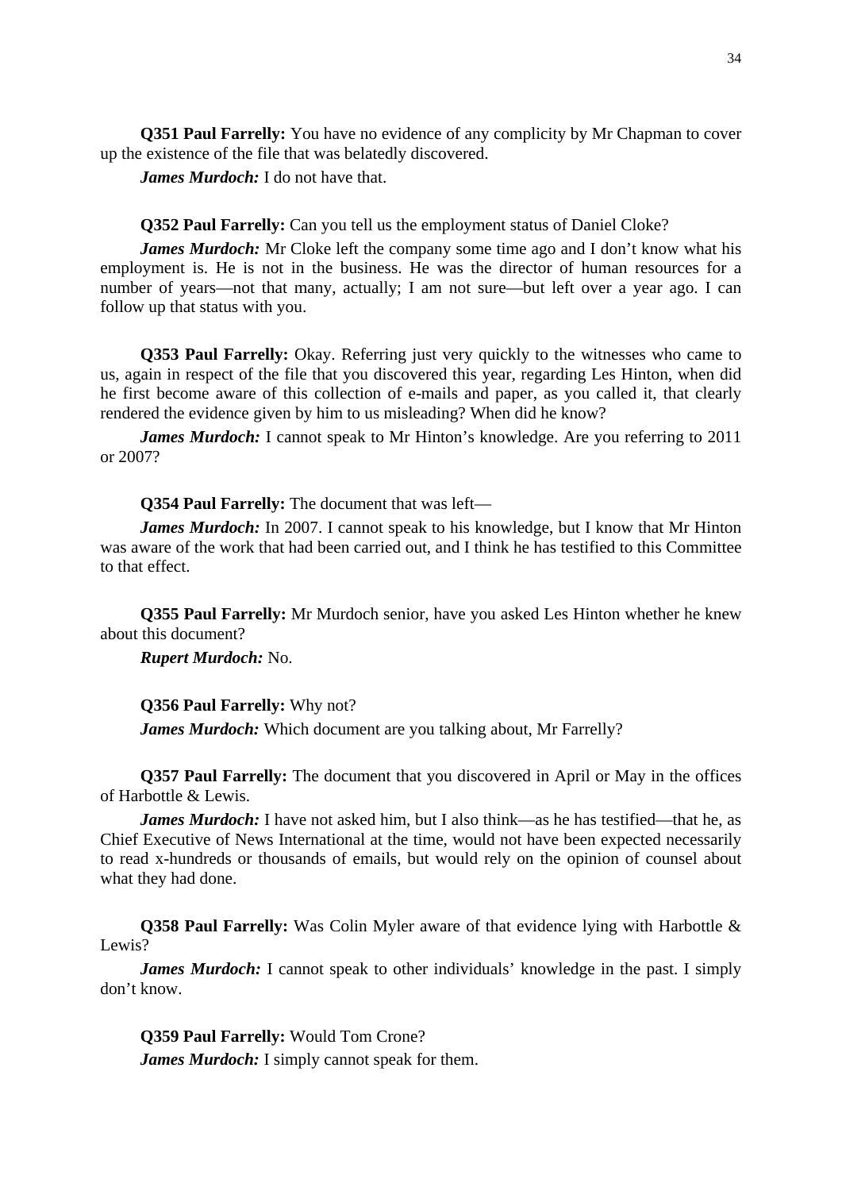**Q351 Paul Farrelly:** You have no evidence of any complicity by Mr Chapman to cover up the existence of the file that was belatedly discovered.

***James Murdoch:*** I do not have that.

**Q352 Paul Farrelly:** Can you tell us the employment status of Daniel Cloke?

***James Murdoch:*** Mr Cloke left the company some time ago and I don't know what his employment is. He is not in the business. He was the director of human resources for a number of years—not that many, actually; I am not sure—but left over a year ago. I can follow up that status with you.

**Q353 Paul Farrelly:** Okay. Referring just very quickly to the witnesses who came to us, again in respect of the file that you discovered this year, regarding Les Hinton, when did he first become aware of this collection of e-mails and paper, as you called it, that clearly rendered the evidence given by him to us misleading? When did he know?

***James Murdoch:*** I cannot speak to Mr Hinton's knowledge. Are you referring to 2011 or 2007?

**Q354 Paul Farrelly:** The document that was left—

***James Murdoch:*** In 2007. I cannot speak to his knowledge, but I know that Mr Hinton was aware of the work that had been carried out, and I think he has testified to this Committee to that effect.

**Q355 Paul Farrelly:** Mr Murdoch senior, have you asked Les Hinton whether he knew about this document?

***Rupert Murdoch:*** No.

**Q356 Paul Farrelly:** Why not?

***James Murdoch:*** Which document are you talking about, Mr Farrelly?

**Q357 Paul Farrelly:** The document that you discovered in April or May in the offices of Harbottle & Lewis.

***James Murdoch:*** I have not asked him, but I also think—as he has testified—that he, as Chief Executive of News International at the time, would not have been expected necessarily to read x-hundreds or thousands of emails, but would rely on the opinion of counsel about what they had done.

**Q358 Paul Farrelly:** Was Colin Myler aware of that evidence lying with Harbottle & Lewis?

***James Murdoch:*** I cannot speak to other individuals' knowledge in the past. I simply don't know.

**Q359 Paul Farrelly:** Would Tom Crone?

***James Murdoch:*** I simply cannot speak for them.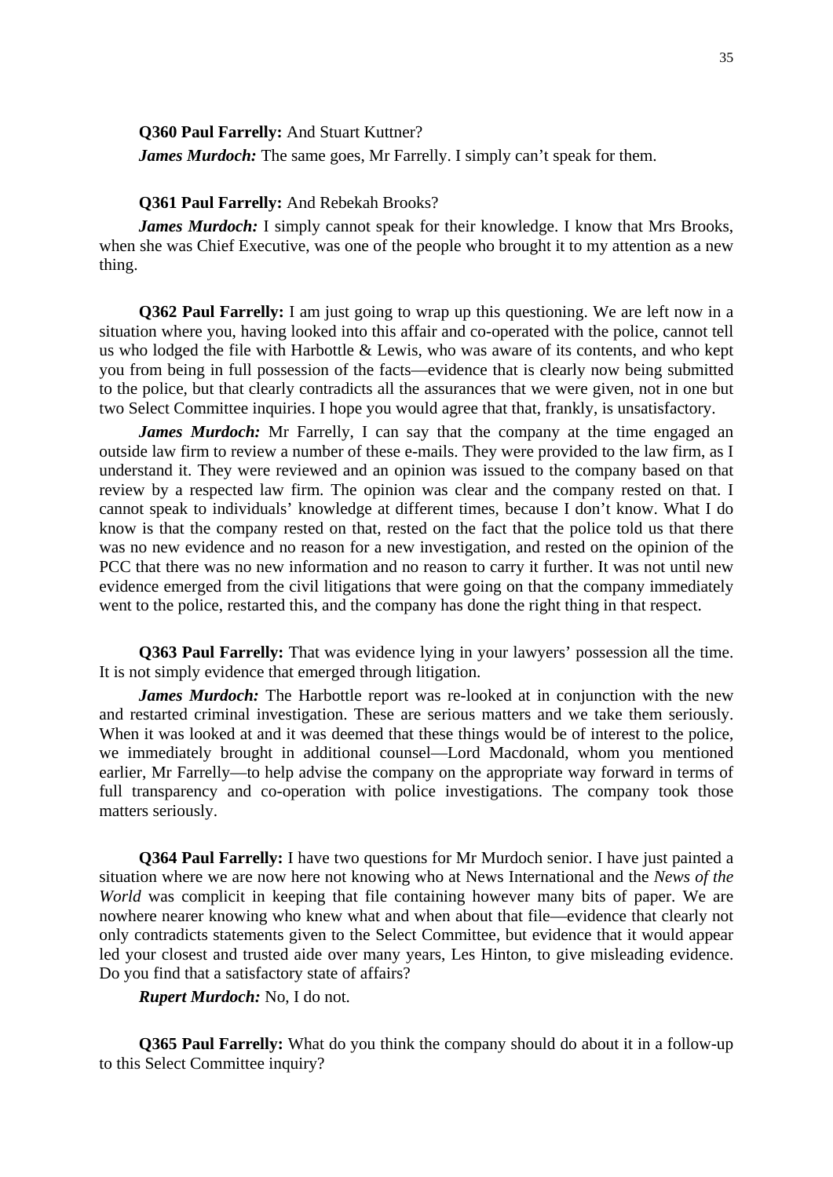**Q360 Paul Farrelly:** And Stuart Kuttner?

***James Murdoch:*** The same goes, Mr Farrelly. I simply can't speak for them.

**Q361 Paul Farrelly:** And Rebekah Brooks?

***James Murdoch:*** I simply cannot speak for their knowledge. I know that Mrs Brooks, when she was Chief Executive, was one of the people who brought it to my attention as a new thing.

**Q362 Paul Farrelly:** I am just going to wrap up this questioning. We are left now in a situation where you, having looked into this affair and co-operated with the police, cannot tell us who lodged the file with Harbottle & Lewis, who was aware of its contents, and who kept you from being in full possession of the facts—evidence that is clearly now being submitted to the police, but that clearly contradicts all the assurances that we were given, not in one but two Select Committee inquiries. I hope you would agree that that, frankly, is unsatisfactory.

***James Murdoch:*** Mr Farrelly, I can say that the company at the time engaged an outside law firm to review a number of these e-mails. They were provided to the law firm, as I understand it. They were reviewed and an opinion was issued to the company based on that review by a respected law firm. The opinion was clear and the company rested on that. I cannot speak to individuals' knowledge at different times, because I don't know. What I do know is that the company rested on that, rested on the fact that the police told us that there was no new evidence and no reason for a new investigation, and rested on the opinion of the PCC that there was no new information and no reason to carry it further. It was not until new evidence emerged from the civil litigations that were going on that the company immediately went to the police, restarted this, and the company has done the right thing in that respect.

**Q363 Paul Farrelly:** That was evidence lying in your lawyers' possession all the time. It is not simply evidence that emerged through litigation.

***James Murdoch:*** The Harbottle report was re-looked at in conjunction with the new and restarted criminal investigation. These are serious matters and we take them seriously. When it was looked at and it was deemed that these things would be of interest to the police, we immediately brought in additional counsel—Lord Macdonald, whom you mentioned earlier, Mr Farrelly—to help advise the company on the appropriate way forward in terms of full transparency and co-operation with police investigations. The company took those matters seriously.

**Q364 Paul Farrelly:** I have two questions for Mr Murdoch senior. I have just painted a situation where we are now here not knowing who at News International and the *News of the World* was complicit in keeping that file containing however many bits of paper. We are nowhere nearer knowing who knew what and when about that file—evidence that clearly not only contradicts statements given to the Select Committee, but evidence that it would appear led your closest and trusted aide over many years, Les Hinton, to give misleading evidence. Do you find that a satisfactory state of affairs?

***Rupert Murdoch:*** No, I do not.

**Q365 Paul Farrelly:** What do you think the company should do about it in a follow-up to this Select Committee inquiry?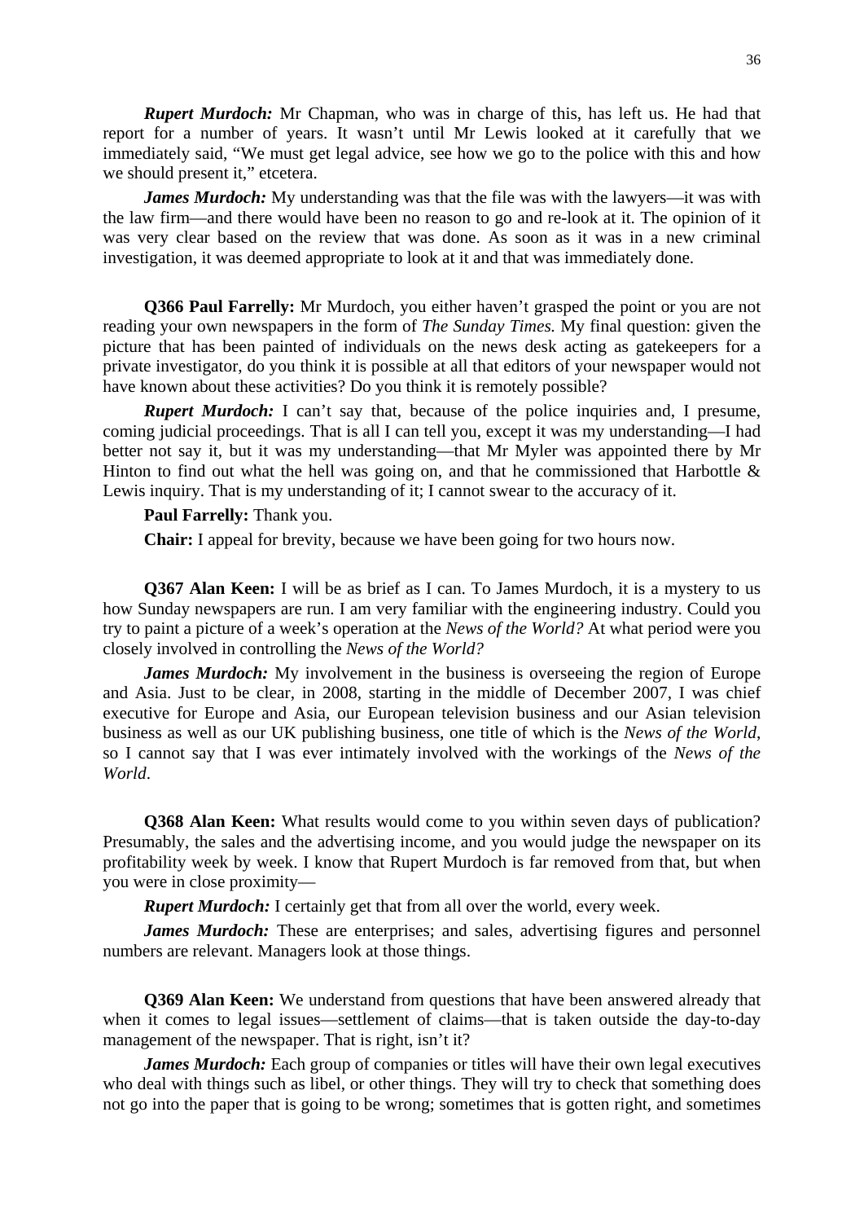***Rupert Murdoch:*** Mr Chapman, who was in charge of this, has left us. He had that report for a number of years. It wasn't until Mr Lewis looked at it carefully that we immediately said, "We must get legal advice, see how we go to the police with this and how we should present it," etcetera.

***James Murdoch:*** My understanding was that the file was with the lawyers—it was with the law firm—and there would have been no reason to go and re-look at it. The opinion of it was very clear based on the review that was done. As soon as it was in a new criminal investigation, it was deemed appropriate to look at it and that was immediately done.

**Q366 Paul Farrelly:** Mr Murdoch, you either haven't grasped the point or you are not reading your own newspapers in the form of *The Sunday Times.* My final question: given the picture that has been painted of individuals on the news desk acting as gatekeepers for a private investigator, do you think it is possible at all that editors of your newspaper would not have known about these activities? Do you think it is remotely possible?

***Rupert Murdoch:*** I can't say that, because of the police inquiries and, I presume, coming judicial proceedings. That is all I can tell you, except it was my understanding—I had better not say it, but it was my understanding—that Mr Myler was appointed there by Mr Hinton to find out what the hell was going on, and that he commissioned that Harbottle & Lewis inquiry. That is my understanding of it; I cannot swear to the accuracy of it.

**Paul Farrelly:** Thank you.

**Chair:** I appeal for brevity, because we have been going for two hours now.

**Q367 Alan Keen:** I will be as brief as I can. To James Murdoch, it is a mystery to us how Sunday newspapers are run. I am very familiar with the engineering industry. Could you try to paint a picture of a week's operation at the *News of the World?* At what period were you closely involved in controlling the *News of the World?*

***James Murdoch:*** My involvement in the business is overseeing the region of Europe and Asia. Just to be clear, in 2008, starting in the middle of December 2007, I was chief executive for Europe and Asia, our European television business and our Asian television business as well as our UK publishing business, one title of which is the *News of the World*, so I cannot say that I was ever intimately involved with the workings of the *News of the World*.

**Q368 Alan Keen:** What results would come to you within seven days of publication? Presumably, the sales and the advertising income, and you would judge the newspaper on its profitability week by week. I know that Rupert Murdoch is far removed from that, but when you were in close proximity—

***Rupert Murdoch:*** I certainly get that from all over the world, every week.

***James Murdoch:*** These are enterprises; and sales, advertising figures and personnel numbers are relevant. Managers look at those things.

**Q369 Alan Keen:** We understand from questions that have been answered already that when it comes to legal issues—settlement of claims—that is taken outside the day-to-day management of the newspaper. That is right, isn't it?

***James Murdoch:*** Each group of companies or titles will have their own legal executives who deal with things such as libel, or other things. They will try to check that something does not go into the paper that is going to be wrong; sometimes that is gotten right, and sometimes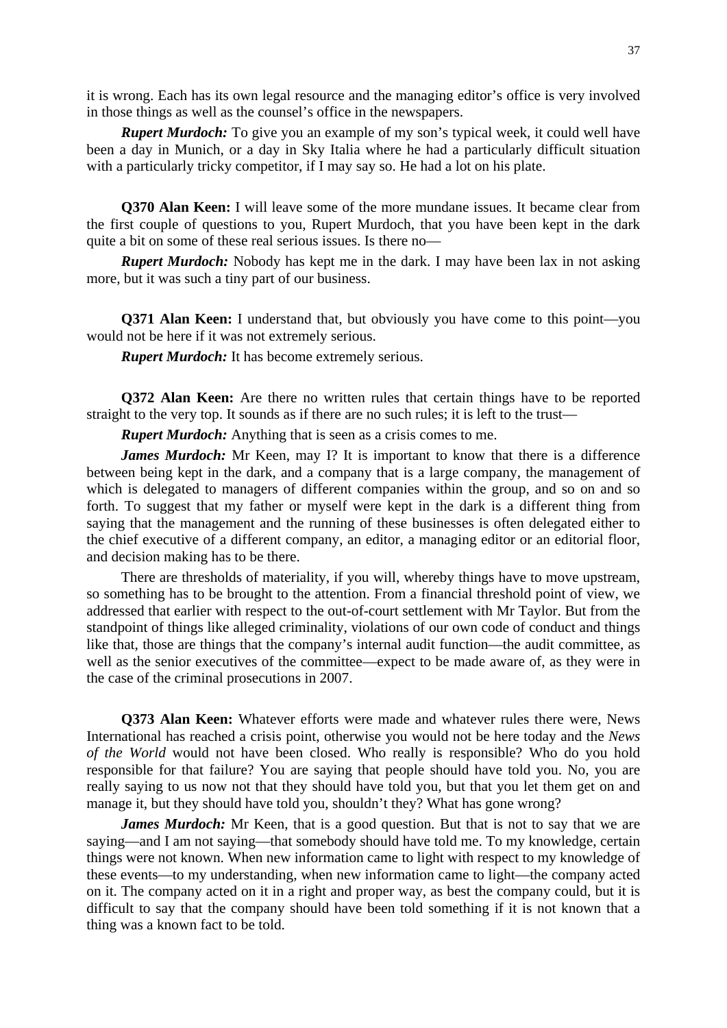it is wrong. Each has its own legal resource and the managing editor's office is very involved in those things as well as the counsel's office in the newspapers.

***Rupert Murdoch:*** To give you an example of my son's typical week, it could well have been a day in Munich, or a day in Sky Italia where he had a particularly difficult situation with a particularly tricky competitor, if I may say so. He had a lot on his plate.

**Q370 Alan Keen:** I will leave some of the more mundane issues. It became clear from the first couple of questions to you, Rupert Murdoch, that you have been kept in the dark quite a bit on some of these real serious issues. Is there no—

***Rupert Murdoch:*** Nobody has kept me in the dark. I may have been lax in not asking more, but it was such a tiny part of our business.

**Q371 Alan Keen:** I understand that, but obviously you have come to this point—you would not be here if it was not extremely serious.

***Rupert Murdoch:*** It has become extremely serious.

**Q372 Alan Keen:** Are there no written rules that certain things have to be reported straight to the very top. It sounds as if there are no such rules; it is left to the trust—

***Rupert Murdoch:*** Anything that is seen as a crisis comes to me.

***James Murdoch:*** Mr Keen, may I? It is important to know that there is a difference between being kept in the dark, and a company that is a large company, the management of which is delegated to managers of different companies within the group, and so on and so forth. To suggest that my father or myself were kept in the dark is a different thing from saying that the management and the running of these businesses is often delegated either to the chief executive of a different company, an editor, a managing editor or an editorial floor, and decision making has to be there.

There are thresholds of materiality, if you will, whereby things have to move upstream, so something has to be brought to the attention. From a financial threshold point of view, we addressed that earlier with respect to the out-of-court settlement with Mr Taylor. But from the standpoint of things like alleged criminality, violations of our own code of conduct and things like that, those are things that the company's internal audit function—the audit committee, as well as the senior executives of the committee—expect to be made aware of, as they were in the case of the criminal prosecutions in 2007.

**Q373 Alan Keen:** Whatever efforts were made and whatever rules there were, News International has reached a crisis point, otherwise you would not be here today and the *News of the World* would not have been closed. Who really is responsible? Who do you hold responsible for that failure? You are saying that people should have told you. No, you are really saying to us now not that they should have told you, but that you let them get on and manage it, but they should have told you, shouldn't they? What has gone wrong?

***James Murdoch:*** Mr Keen, that is a good question. But that is not to say that we are saying—and I am not saying—that somebody should have told me. To my knowledge, certain things were not known. When new information came to light with respect to my knowledge of these events—to my understanding, when new information came to light—the company acted on it. The company acted on it in a right and proper way, as best the company could, but it is difficult to say that the company should have been told something if it is not known that a thing was a known fact to be told.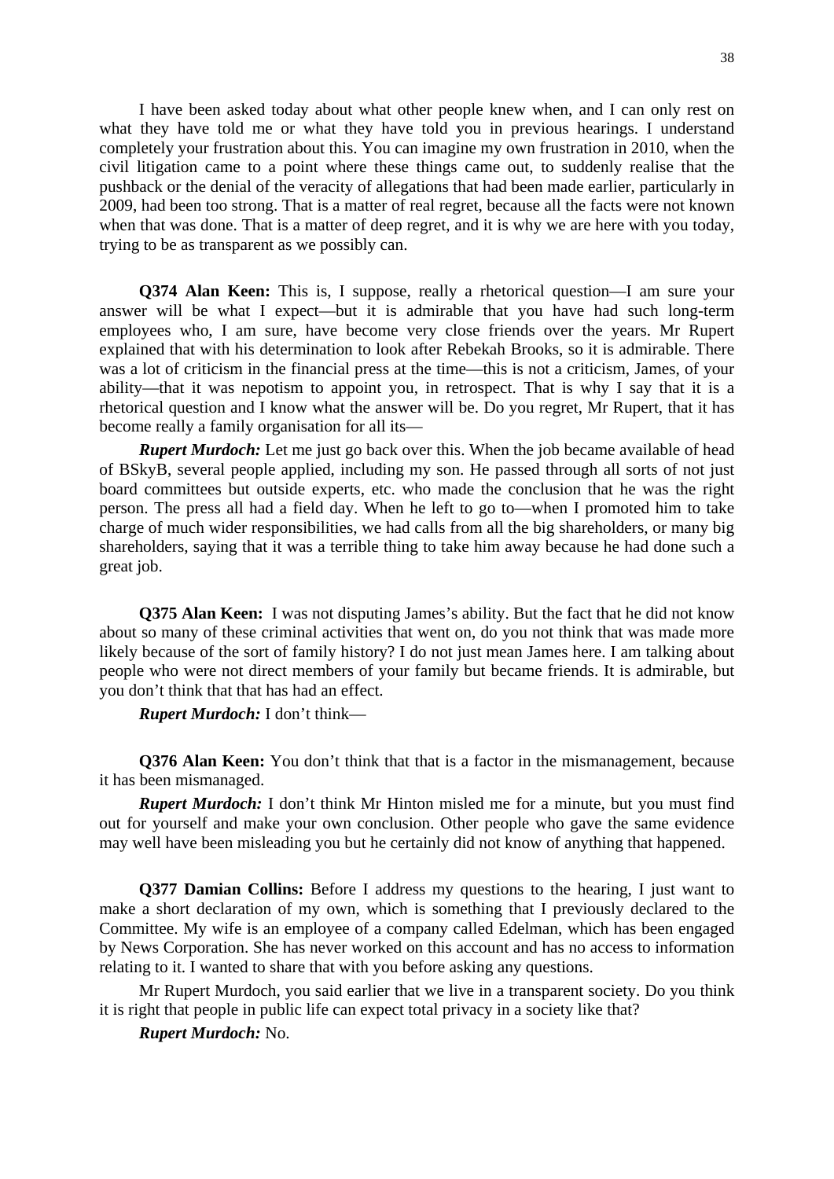I have been asked today about what other people knew when, and I can only rest on what they have told me or what they have told you in previous hearings. I understand completely your frustration about this. You can imagine my own frustration in 2010, when the civil litigation came to a point where these things came out, to suddenly realise that the pushback or the denial of the veracity of allegations that had been made earlier, particularly in 2009, had been too strong. That is a matter of real regret, because all the facts were not known when that was done. That is a matter of deep regret, and it is why we are here with you today, trying to be as transparent as we possibly can.

**Q374 Alan Keen:** This is, I suppose, really a rhetorical question—I am sure your answer will be what I expect—but it is admirable that you have had such long-term employees who, I am sure, have become very close friends over the years. Mr Rupert explained that with his determination to look after Rebekah Brooks, so it is admirable. There was a lot of criticism in the financial press at the time—this is not a criticism, James, of your ability—that it was nepotism to appoint you, in retrospect. That is why I say that it is a rhetorical question and I know what the answer will be. Do you regret, Mr Rupert, that it has become really a family organisation for all its—

***Rupert Murdoch:*** Let me just go back over this. When the job became available of head of BSkyB, several people applied, including my son. He passed through all sorts of not just board committees but outside experts, etc. who made the conclusion that he was the right person. The press all had a field day. When he left to go to—when I promoted him to take charge of much wider responsibilities, we had calls from all the big shareholders, or many big shareholders, saying that it was a terrible thing to take him away because he had done such a great job.

**Q375 Alan Keen:** I was not disputing James's ability. But the fact that he did not know about so many of these criminal activities that went on, do you not think that was made more likely because of the sort of family history? I do not just mean James here. I am talking about people who were not direct members of your family but became friends. It is admirable, but you don't think that that has had an effect.

***Rupert Murdoch:*** I don't think—

**Q376 Alan Keen:** You don't think that that is a factor in the mismanagement, because it has been mismanaged.

***Rupert Murdoch:*** I don't think Mr Hinton misled me for a minute, but you must find out for yourself and make your own conclusion. Other people who gave the same evidence may well have been misleading you but he certainly did not know of anything that happened.

**Q377 Damian Collins:** Before I address my questions to the hearing, I just want to make a short declaration of my own, which is something that I previously declared to the Committee. My wife is an employee of a company called Edelman, which has been engaged by News Corporation. She has never worked on this account and has no access to information relating to it. I wanted to share that with you before asking any questions.

Mr Rupert Murdoch, you said earlier that we live in a transparent society. Do you think it is right that people in public life can expect total privacy in a society like that?

***Rupert Murdoch:*** No.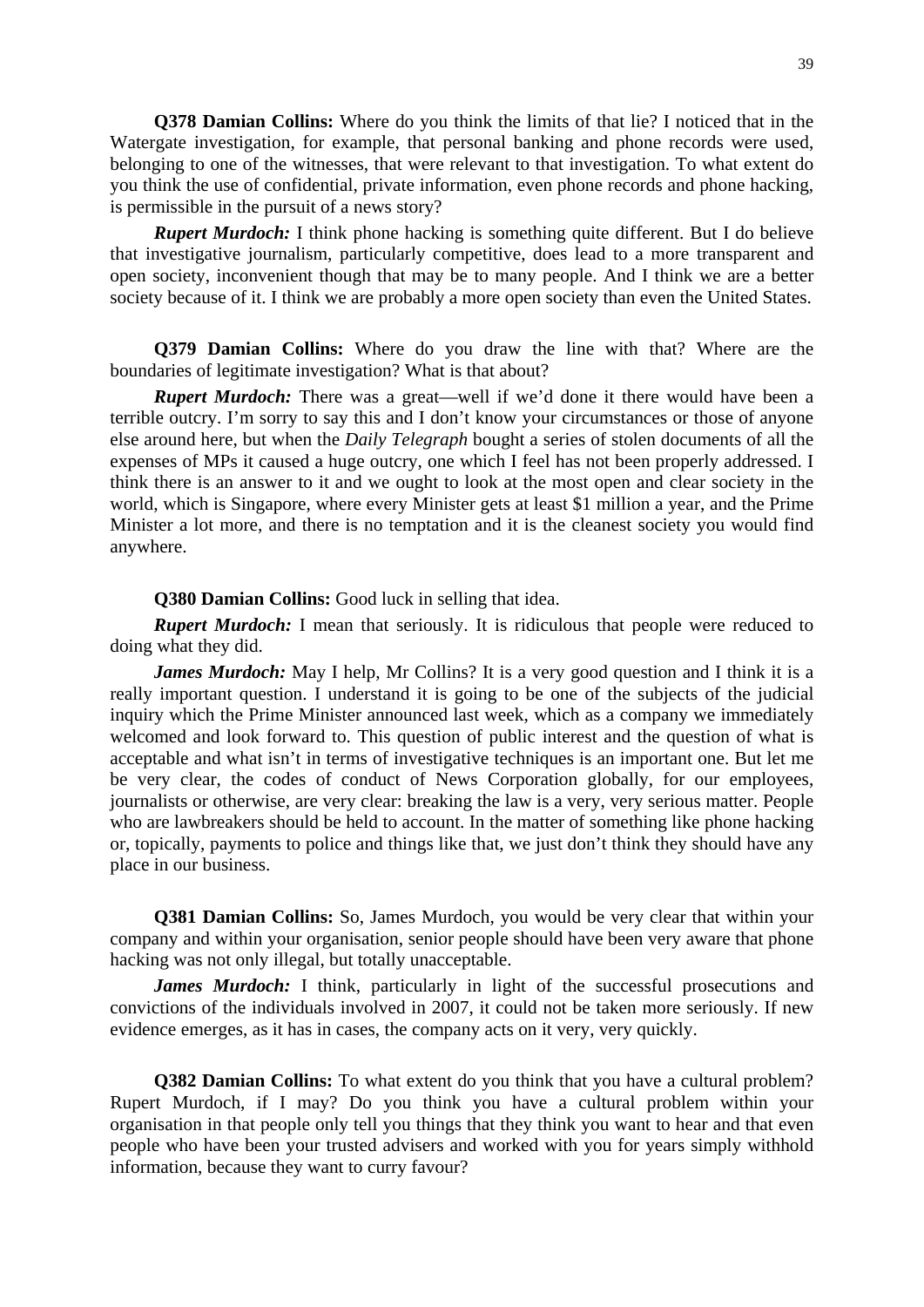**Q378 Damian Collins:** Where do you think the limits of that lie? I noticed that in the Watergate investigation, for example, that personal banking and phone records were used, belonging to one of the witnesses, that were relevant to that investigation. To what extent do you think the use of confidential, private information, even phone records and phone hacking, is permissible in the pursuit of a news story?

***Rupert Murdoch:*** I think phone hacking is something quite different. But I do believe that investigative journalism, particularly competitive, does lead to a more transparent and open society, inconvenient though that may be to many people. And I think we are a better society because of it. I think we are probably a more open society than even the United States.

**Q379 Damian Collins:** Where do you draw the line with that? Where are the boundaries of legitimate investigation? What is that about?

***Rupert Murdoch:*** There was a great—well if we'd done it there would have been a terrible outcry. I'm sorry to say this and I don't know your circumstances or those of anyone else around here, but when the *Daily Telegraph* bought a series of stolen documents of all the expenses of MPs it caused a huge outcry, one which I feel has not been properly addressed. I think there is an answer to it and we ought to look at the most open and clear society in the world, which is Singapore, where every Minister gets at least $1 million a year, and the Prime Minister a lot more, and there is no temptation and it is the cleanest society you would find anywhere.

**Q380 Damian Collins:** Good luck in selling that idea.

***Rupert Murdoch:*** I mean that seriously. It is ridiculous that people were reduced to doing what they did.

***James Murdoch:*** May I help, Mr Collins? It is a very good question and I think it is a really important question. I understand it is going to be one of the subjects of the judicial inquiry which the Prime Minister announced last week, which as a company we immediately welcomed and look forward to. This question of public interest and the question of what is acceptable and what isn't in terms of investigative techniques is an important one. But let me be very clear, the codes of conduct of News Corporation globally, for our employees, journalists or otherwise, are very clear: breaking the law is a very, very serious matter. People who are lawbreakers should be held to account. In the matter of something like phone hacking or, topically, payments to police and things like that, we just don't think they should have any place in our business.

**Q381 Damian Collins:** So, James Murdoch, you would be very clear that within your company and within your organisation, senior people should have been very aware that phone hacking was not only illegal, but totally unacceptable.

***James Murdoch:*** I think, particularly in light of the successful prosecutions and convictions of the individuals involved in 2007, it could not be taken more seriously. If new evidence emerges, as it has in cases, the company acts on it very, very quickly.

**Q382 Damian Collins:** To what extent do you think that you have a cultural problem? Rupert Murdoch, if I may? Do you think you have a cultural problem within your organisation in that people only tell you things that they think you want to hear and that even people who have been your trusted advisers and worked with you for years simply withhold information, because they want to curry favour?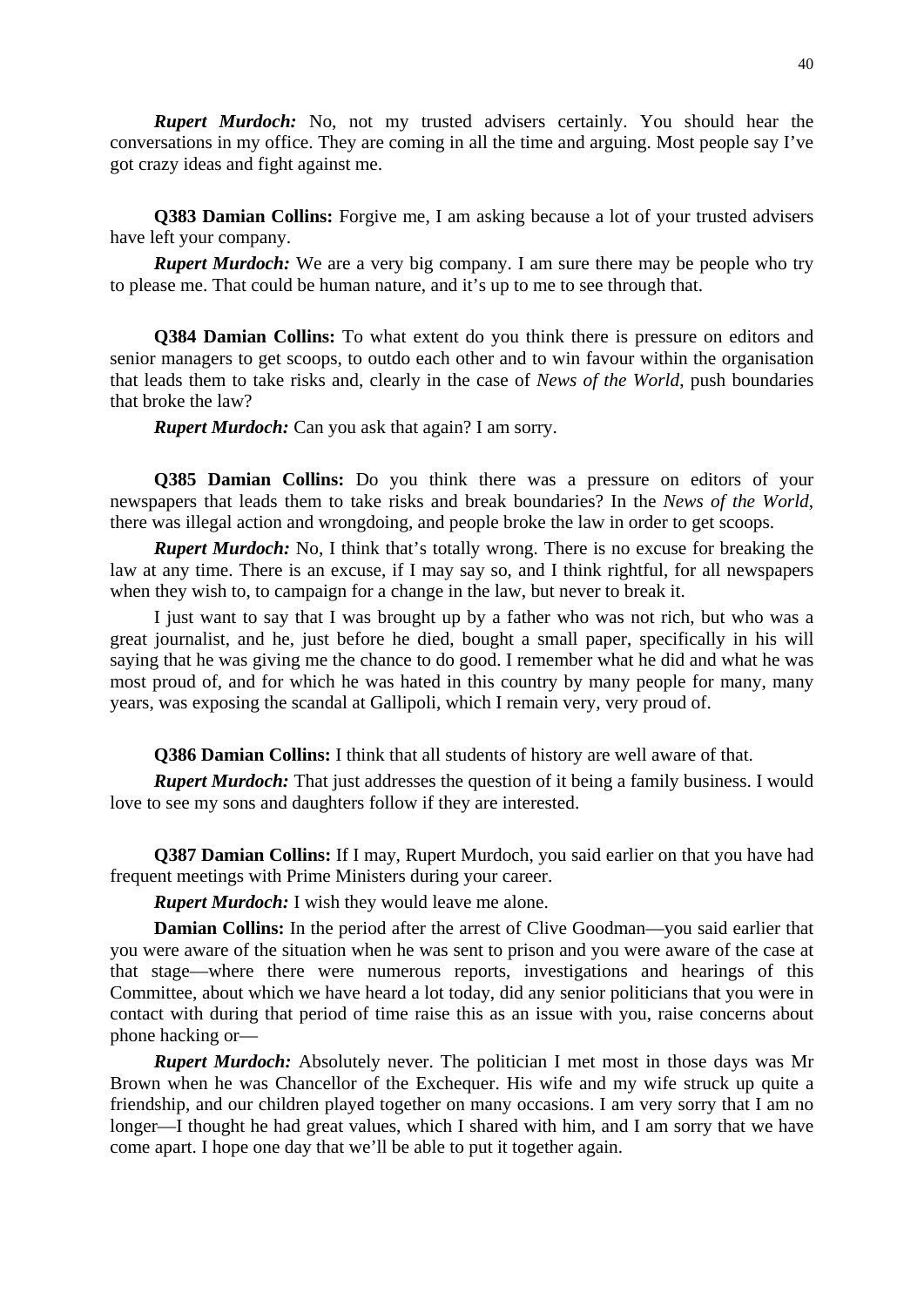***Rupert Murdoch:*** No, not my trusted advisers certainly. You should hear the conversations in my office. They are coming in all the time and arguing. Most people say I've got crazy ideas and fight against me.

**Q383 Damian Collins:** Forgive me, I am asking because a lot of your trusted advisers have left your company.

***Rupert Murdoch:*** We are a very big company. I am sure there may be people who try to please me. That could be human nature, and it's up to me to see through that.

**Q384 Damian Collins:** To what extent do you think there is pressure on editors and senior managers to get scoops, to outdo each other and to win favour within the organisation that leads them to take risks and, clearly in the case of *News of the World*, push boundaries that broke the law?

***Rupert Murdoch:*** Can you ask that again? I am sorry.

**Q385 Damian Collins:** Do you think there was a pressure on editors of your newspapers that leads them to take risks and break boundaries? In the *News of the World*, there was illegal action and wrongdoing, and people broke the law in order to get scoops.

***Rupert Murdoch:*** No, I think that's totally wrong. There is no excuse for breaking the law at any time. There is an excuse, if I may say so, and I think rightful, for all newspapers when they wish to, to campaign for a change in the law, but never to break it.

I just want to say that I was brought up by a father who was not rich, but who was a great journalist, and he, just before he died, bought a small paper, specifically in his will saying that he was giving me the chance to do good. I remember what he did and what he was most proud of, and for which he was hated in this country by many people for many, many years, was exposing the scandal at Gallipoli, which I remain very, very proud of.

**Q386 Damian Collins:** I think that all students of history are well aware of that.

***Rupert Murdoch:*** That just addresses the question of it being a family business. I would love to see my sons and daughters follow if they are interested.

**Q387 Damian Collins:** If I may, Rupert Murdoch, you said earlier on that you have had frequent meetings with Prime Ministers during your career.

***Rupert Murdoch:*** I wish they would leave me alone.

**Damian Collins:** In the period after the arrest of Clive Goodman—you said earlier that you were aware of the situation when he was sent to prison and you were aware of the case at that stage—where there were numerous reports, investigations and hearings of this Committee, about which we have heard a lot today, did any senior politicians that you were in contact with during that period of time raise this as an issue with you, raise concerns about phone hacking or—

***Rupert Murdoch:*** Absolutely never. The politician I met most in those days was Mr Brown when he was Chancellor of the Exchequer. His wife and my wife struck up quite a friendship, and our children played together on many occasions. I am very sorry that I am no longer—I thought he had great values, which I shared with him, and I am sorry that we have come apart. I hope one day that we'll be able to put it together again.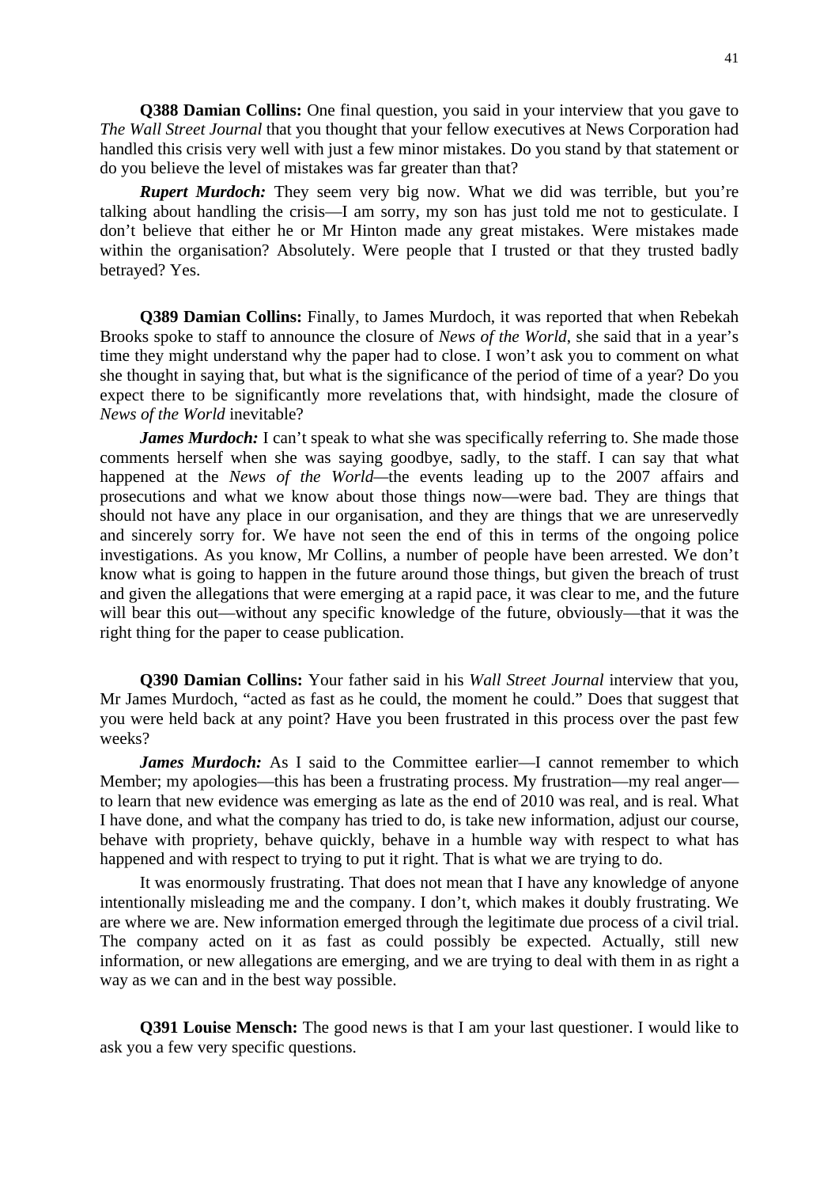**Q388 Damian Collins:** One final question, you said in your interview that you gave to *The Wall Street Journal* that you thought that your fellow executives at News Corporation had handled this crisis very well with just a few minor mistakes. Do you stand by that statement or do you believe the level of mistakes was far greater than that?

***Rupert Murdoch:*** They seem very big now. What we did was terrible, but you're talking about handling the crisis—I am sorry, my son has just told me not to gesticulate. I don't believe that either he or Mr Hinton made any great mistakes. Were mistakes made within the organisation? Absolutely. Were people that I trusted or that they trusted badly betrayed? Yes.

**Q389 Damian Collins:** Finally, to James Murdoch, it was reported that when Rebekah Brooks spoke to staff to announce the closure of *News of the World*, she said that in a year's time they might understand why the paper had to close. I won't ask you to comment on what she thought in saying that, but what is the significance of the period of time of a year? Do you expect there to be significantly more revelations that, with hindsight, made the closure of *News of the World* inevitable?

***James Murdoch:*** I can't speak to what she was specifically referring to. She made those comments herself when she was saying goodbye, sadly, to the staff. I can say that what happened at the *News of the World*—the events leading up to the 2007 affairs and prosecutions and what we know about those things now—were bad. They are things that should not have any place in our organisation, and they are things that we are unreservedly and sincerely sorry for. We have not seen the end of this in terms of the ongoing police investigations. As you know, Mr Collins, a number of people have been arrested. We don't know what is going to happen in the future around those things, but given the breach of trust and given the allegations that were emerging at a rapid pace, it was clear to me, and the future will bear this out—without any specific knowledge of the future, obviously—that it was the right thing for the paper to cease publication.

**Q390 Damian Collins:** Your father said in his *Wall Street Journal* interview that you, Mr James Murdoch, "acted as fast as he could, the moment he could." Does that suggest that you were held back at any point? Have you been frustrated in this process over the past few weeks?

***James Murdoch:*** As I said to the Committee earlier—I cannot remember to which Member; my apologies—this has been a frustrating process. My frustration—my real anger—to learn that new evidence was emerging as late as the end of 2010 was real, and is real. What I have done, and what the company has tried to do, is take new information, adjust our course, behave with propriety, behave quickly, behave in a humble way with respect to what has happened and with respect to trying to put it right. That is what we are trying to do.

It was enormously frustrating. That does not mean that I have any knowledge of anyone intentionally misleading me and the company. I don't, which makes it doubly frustrating. We are where we are. New information emerged through the legitimate due process of a civil trial. The company acted on it as fast as could possibly be expected. Actually, still new information, or new allegations are emerging, and we are trying to deal with them in as right a way as we can and in the best way possible.

**Q391 Louise Mensch:** The good news is that I am your last questioner. I would like to ask you a few very specific questions.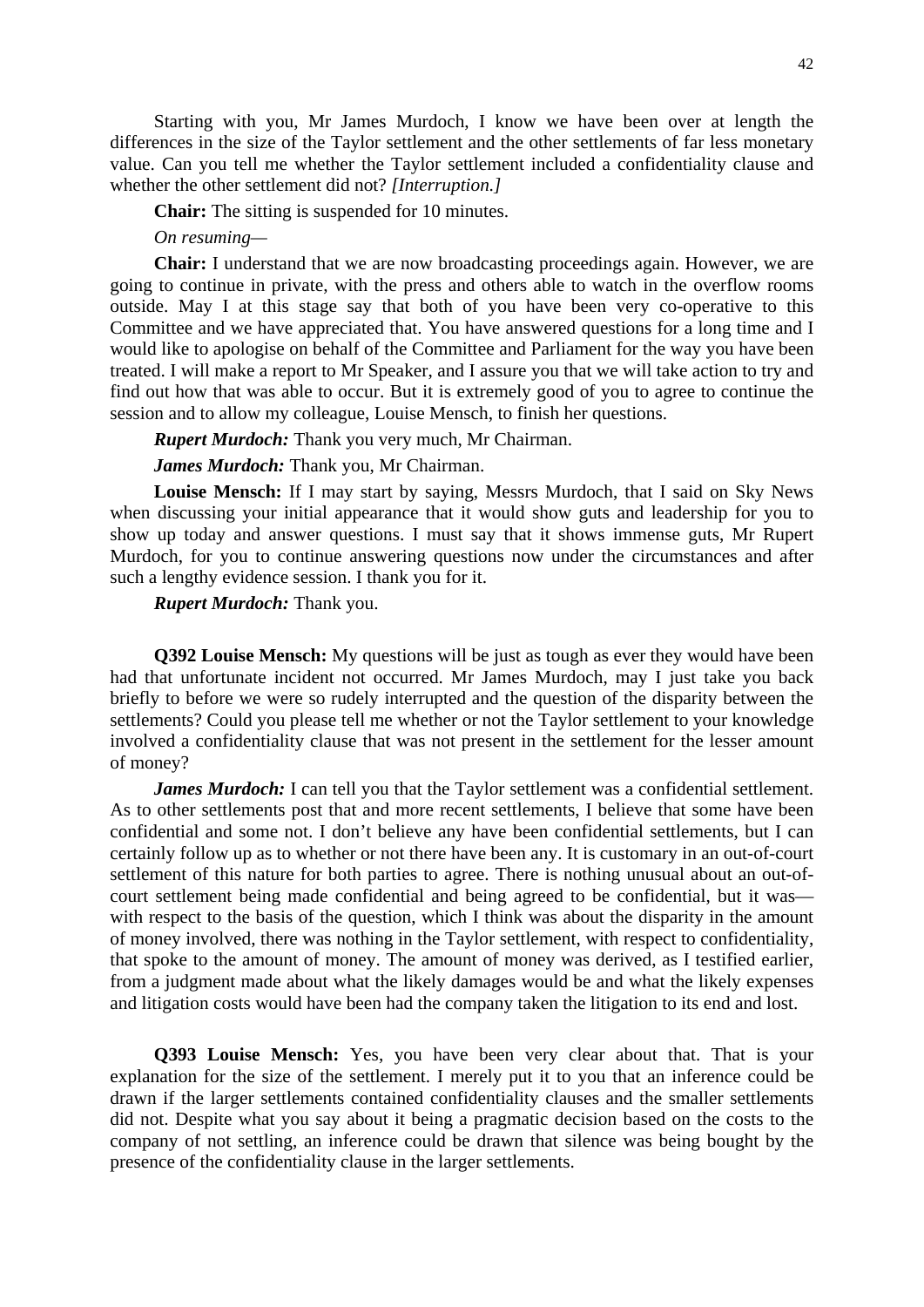Starting with you, Mr James Murdoch, I know we have been over at length the differences in the size of the Taylor settlement and the other settlements of far less monetary value. Can you tell me whether the Taylor settlement included a confidentiality clause and whether the other settlement did not? *[Interruption.]*

**Chair:** The sitting is suspended for 10 minutes.

*On resuming*—

**Chair:** I understand that we are now broadcasting proceedings again. However, we are going to continue in private, with the press and others able to watch in the overflow rooms outside. May I at this stage say that both of you have been very co-operative to this Committee and we have appreciated that. You have answered questions for a long time and I would like to apologise on behalf of the Committee and Parliament for the way you have been treated. I will make a report to Mr Speaker, and I assure you that we will take action to try and find out how that was able to occur. But it is extremely good of you to agree to continue the session and to allow my colleague, Louise Mensch, to finish her questions.

***Rupert Murdoch:*** Thank you very much, Mr Chairman.

***James Murdoch:*** Thank you, Mr Chairman.

**Louise Mensch:** If I may start by saying, Messrs Murdoch, that I said on Sky News when discussing your initial appearance that it would show guts and leadership for you to show up today and answer questions. I must say that it shows immense guts, Mr Rupert Murdoch, for you to continue answering questions now under the circumstances and after such a lengthy evidence session. I thank you for it.

***Rupert Murdoch:*** Thank you.

**Q392 Louise Mensch:** My questions will be just as tough as ever they would have been had that unfortunate incident not occurred. Mr James Murdoch, may I just take you back briefly to before we were so rudely interrupted and the question of the disparity between the settlements? Could you please tell me whether or not the Taylor settlement to your knowledge involved a confidentiality clause that was not present in the settlement for the lesser amount of money?

***James Murdoch:*** I can tell you that the Taylor settlement was a confidential settlement. As to other settlements post that and more recent settlements, I believe that some have been confidential and some not. I don't believe any have been confidential settlements, but I can certainly follow up as to whether or not there have been any. It is customary in an out-of-court settlement of this nature for both parties to agree. There is nothing unusual about an out-of-court settlement being made confidential and being agreed to be confidential, but it was—with respect to the basis of the question, which I think was about the disparity in the amount of money involved, there was nothing in the Taylor settlement, with respect to confidentiality, that spoke to the amount of money. The amount of money was derived, as I testified earlier, from a judgment made about what the likely damages would be and what the likely expenses and litigation costs would have been had the company taken the litigation to its end and lost.

**Q393 Louise Mensch:** Yes, you have been very clear about that. That is your explanation for the size of the settlement. I merely put it to you that an inference could be drawn if the larger settlements contained confidentiality clauses and the smaller settlements did not. Despite what you say about it being a pragmatic decision based on the costs to the company of not settling, an inference could be drawn that silence was being bought by the presence of the confidentiality clause in the larger settlements.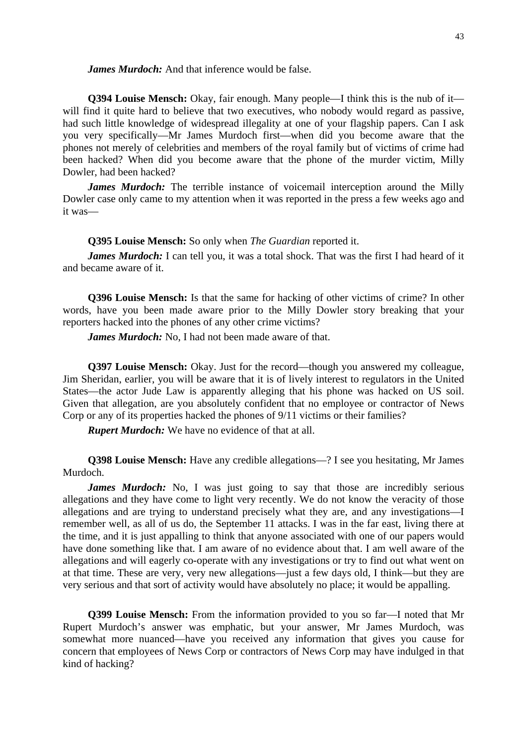***James Murdoch:*** And that inference would be false.

**Q394 Louise Mensch:** Okay, fair enough. Many people—I think this is the nub of it—will find it quite hard to believe that two executives, who nobody would regard as passive, had such little knowledge of widespread illegality at one of your flagship papers. Can I ask you very specifically—Mr James Murdoch first—when did you become aware that the phones not merely of celebrities and members of the royal family but of victims of crime had been hacked? When did you become aware that the phone of the murder victim, Milly Dowler, had been hacked?

***James Murdoch:*** The terrible instance of voicemail interception around the Milly Dowler case only came to my attention when it was reported in the press a few weeks ago and it was—

**Q395 Louise Mensch:** So only when *The Guardian* reported it.

***James Murdoch:*** I can tell you, it was a total shock. That was the first I had heard of it and became aware of it.

**Q396 Louise Mensch:** Is that the same for hacking of other victims of crime? In other words, have you been made aware prior to the Milly Dowler story breaking that your reporters hacked into the phones of any other crime victims?

***James Murdoch:*** No, I had not been made aware of that.

**Q397 Louise Mensch:** Okay. Just for the record—though you answered my colleague, Jim Sheridan, earlier, you will be aware that it is of lively interest to regulators in the United States—the actor Jude Law is apparently alleging that his phone was hacked on US soil. Given that allegation, are you absolutely confident that no employee or contractor of News Corp or any of its properties hacked the phones of 9/11 victims or their families?

***Rupert Murdoch:*** We have no evidence of that at all.

**Q398 Louise Mensch:** Have any credible allegations—? I see you hesitating, Mr James Murdoch.

***James Murdoch:*** No, I was just going to say that those are incredibly serious allegations and they have come to light very recently. We do not know the veracity of those allegations and are trying to understand precisely what they are, and any investigations—I remember well, as all of us do, the September 11 attacks. I was in the far east, living there at the time, and it is just appalling to think that anyone associated with one of our papers would have done something like that. I am aware of no evidence about that. I am well aware of the allegations and will eagerly co-operate with any investigations or try to find out what went on at that time. These are very, very new allegations—just a few days old, I think—but they are very serious and that sort of activity would have absolutely no place; it would be appalling.

**Q399 Louise Mensch:** From the information provided to you so far—I noted that Mr Rupert Murdoch's answer was emphatic, but your answer, Mr James Murdoch, was somewhat more nuanced—have you received any information that gives you cause for concern that employees of News Corp or contractors of News Corp may have indulged in that kind of hacking?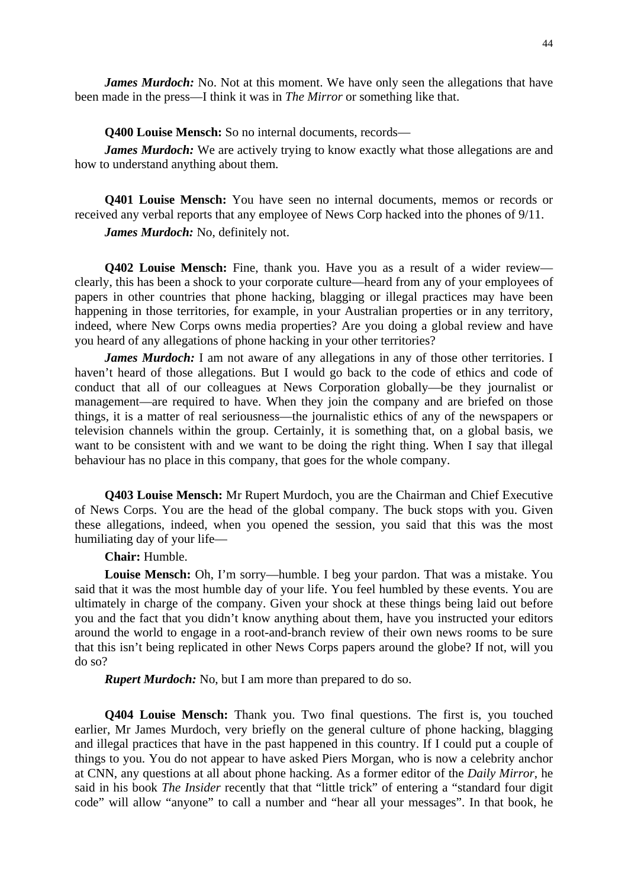***James Murdoch:*** No. Not at this moment. We have only seen the allegations that have been made in the press—I think it was in *The Mirror* or something like that.

**Q400 Louise Mensch:** So no internal documents, records—

***James Murdoch:*** We are actively trying to know exactly what those allegations are and how to understand anything about them.

**Q401 Louise Mensch:** You have seen no internal documents, memos or records or received any verbal reports that any employee of News Corp hacked into the phones of 9/11.

***James Murdoch:*** No, definitely not.

**Q402 Louise Mensch:** Fine, thank you. Have you as a result of a wider review—clearly, this has been a shock to your corporate culture—heard from any of your employees of papers in other countries that phone hacking, blagging or illegal practices may have been happening in those territories, for example, in your Australian properties or in any territory, indeed, where New Corps owns media properties? Are you doing a global review and have you heard of any allegations of phone hacking in your other territories?

***James Murdoch:*** I am not aware of any allegations in any of those other territories. I haven't heard of those allegations. But I would go back to the code of ethics and code of conduct that all of our colleagues at News Corporation globally—be they journalist or management—are required to have. When they join the company and are briefed on those things, it is a matter of real seriousness—the journalistic ethics of any of the newspapers or television channels within the group. Certainly, it is something that, on a global basis, we want to be consistent with and we want to be doing the right thing. When I say that illegal behaviour has no place in this company, that goes for the whole company.

**Q403 Louise Mensch:** Mr Rupert Murdoch, you are the Chairman and Chief Executive of News Corps. You are the head of the global company. The buck stops with you. Given these allegations, indeed, when you opened the session, you said that this was the most humiliating day of your life—

**Chair:** Humble.

**Louise Mensch:** Oh, I'm sorry—humble. I beg your pardon. That was a mistake. You said that it was the most humble day of your life. You feel humbled by these events. You are ultimately in charge of the company. Given your shock at these things being laid out before you and the fact that you didn't know anything about them, have you instructed your editors around the world to engage in a root-and-branch review of their own news rooms to be sure that this isn't being replicated in other News Corps papers around the globe? If not, will you do so?

***Rupert Murdoch:*** No, but I am more than prepared to do so.

**Q404 Louise Mensch:** Thank you. Two final questions. The first is, you touched earlier, Mr James Murdoch, very briefly on the general culture of phone hacking, blagging and illegal practices that have in the past happened in this country. If I could put a couple of things to you. You do not appear to have asked Piers Morgan, who is now a celebrity anchor at CNN, any questions at all about phone hacking. As a former editor of the *Daily Mirror*, he said in his book *The Insider* recently that that "little trick" of entering a "standard four digit code" will allow "anyone" to call a number and "hear all your messages". In that book, he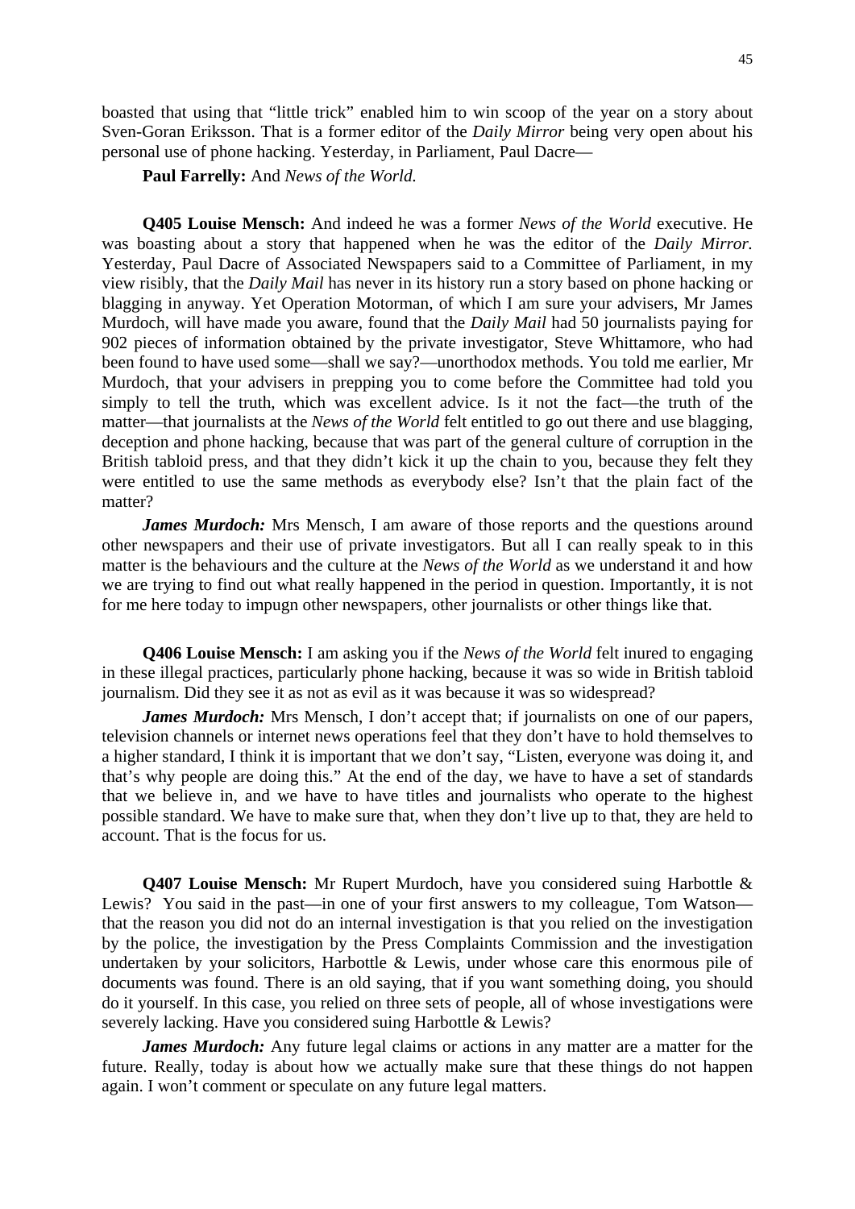boasted that using that "little trick" enabled him to win scoop of the year on a story about Sven-Goran Eriksson. That is a former editor of the *Daily Mirror* being very open about his personal use of phone hacking. Yesterday, in Parliament, Paul Dacre—

**Paul Farrelly:** And *News of the World.*

**Q405 Louise Mensch:** And indeed he was a former *News of the World* executive. He was boasting about a story that happened when he was the editor of the *Daily Mirror.* Yesterday, Paul Dacre of Associated Newspapers said to a Committee of Parliament, in my view risibly, that the *Daily Mail* has never in its history run a story based on phone hacking or blagging in anyway. Yet Operation Motorman, of which I am sure your advisers, Mr James Murdoch, will have made you aware, found that the *Daily Mail* had 50 journalists paying for 902 pieces of information obtained by the private investigator, Steve Whittamore, who had been found to have used some—shall we say?—unorthodox methods. You told me earlier, Mr Murdoch, that your advisers in prepping you to come before the Committee had told you simply to tell the truth, which was excellent advice. Is it not the fact—the truth of the matter—that journalists at the *News of the World* felt entitled to go out there and use blagging, deception and phone hacking, because that was part of the general culture of corruption in the British tabloid press, and that they didn't kick it up the chain to you, because they felt they were entitled to use the same methods as everybody else? Isn't that the plain fact of the matter?

***James Murdoch:*** Mrs Mensch, I am aware of those reports and the questions around other newspapers and their use of private investigators. But all I can really speak to in this matter is the behaviours and the culture at the *News of the World* as we understand it and how we are trying to find out what really happened in the period in question. Importantly, it is not for me here today to impugn other newspapers, other journalists or other things like that.

**Q406 Louise Mensch:** I am asking you if the *News of the World* felt inured to engaging in these illegal practices, particularly phone hacking, because it was so wide in British tabloid journalism. Did they see it as not as evil as it was because it was so widespread?

***James Murdoch:*** Mrs Mensch, I don't accept that; if journalists on one of our papers, television channels or internet news operations feel that they don't have to hold themselves to a higher standard, I think it is important that we don't say, "Listen, everyone was doing it, and that's why people are doing this." At the end of the day, we have to have a set of standards that we believe in, and we have to have titles and journalists who operate to the highest possible standard. We have to make sure that, when they don't live up to that, they are held to account. That is the focus for us.

**Q407 Louise Mensch:** Mr Rupert Murdoch, have you considered suing Harbottle & Lewis? You said in the past—in one of your first answers to my colleague, Tom Watson—that the reason you did not do an internal investigation is that you relied on the investigation by the police, the investigation by the Press Complaints Commission and the investigation undertaken by your solicitors, Harbottle & Lewis, under whose care this enormous pile of documents was found. There is an old saying, that if you want something doing, you should do it yourself. In this case, you relied on three sets of people, all of whose investigations were severely lacking. Have you considered suing Harbottle & Lewis?

***James Murdoch:*** Any future legal claims or actions in any matter are a matter for the future. Really, today is about how we actually make sure that these things do not happen again. I won't comment or speculate on any future legal matters.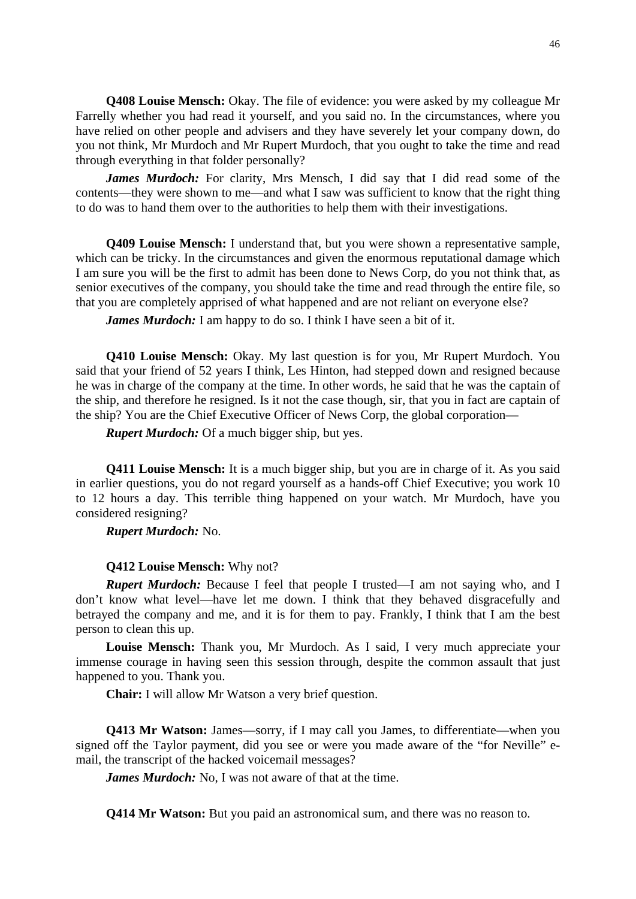**Q408 Louise Mensch:** Okay. The file of evidence: you were asked by my colleague Mr Farrelly whether you had read it yourself, and you said no. In the circumstances, where you have relied on other people and advisers and they have severely let your company down, do you not think, Mr Murdoch and Mr Rupert Murdoch, that you ought to take the time and read through everything in that folder personally?

***James Murdoch:*** For clarity, Mrs Mensch, I did say that I did read some of the contents—they were shown to me—and what I saw was sufficient to know that the right thing to do was to hand them over to the authorities to help them with their investigations.

**Q409 Louise Mensch:** I understand that, but you were shown a representative sample, which can be tricky. In the circumstances and given the enormous reputational damage which I am sure you will be the first to admit has been done to News Corp, do you not think that, as senior executives of the company, you should take the time and read through the entire file, so that you are completely apprised of what happened and are not reliant on everyone else?

***James Murdoch:*** I am happy to do so. I think I have seen a bit of it.

**Q410 Louise Mensch:** Okay. My last question is for you, Mr Rupert Murdoch. You said that your friend of 52 years I think, Les Hinton, had stepped down and resigned because he was in charge of the company at the time. In other words, he said that he was the captain of the ship, and therefore he resigned. Is it not the case though, sir, that you in fact are captain of the ship? You are the Chief Executive Officer of News Corp, the global corporation—

***Rupert Murdoch:*** Of a much bigger ship, but yes.

**Q411 Louise Mensch:** It is a much bigger ship, but you are in charge of it. As you said in earlier questions, you do not regard yourself as a hands-off Chief Executive; you work 10 to 12 hours a day. This terrible thing happened on your watch. Mr Murdoch, have you considered resigning?

***Rupert Murdoch:*** No.

**Q412 Louise Mensch:** Why not?

***Rupert Murdoch:*** Because I feel that people I trusted—I am not saying who, and I don't know what level—have let me down. I think that they behaved disgracefully and betrayed the company and me, and it is for them to pay. Frankly, I think that I am the best person to clean this up.

**Louise Mensch:** Thank you, Mr Murdoch. As I said, I very much appreciate your immense courage in having seen this session through, despite the common assault that just happened to you. Thank you.

**Chair:** I will allow Mr Watson a very brief question.

**Q413 Mr Watson:** James—sorry, if I may call you James, to differentiate—when you signed off the Taylor payment, did you see or were you made aware of the "for Neville" e-mail, the transcript of the hacked voicemail messages?

***James Murdoch:*** No, I was not aware of that at the time.

**Q414 Mr Watson:** But you paid an astronomical sum, and there was no reason to.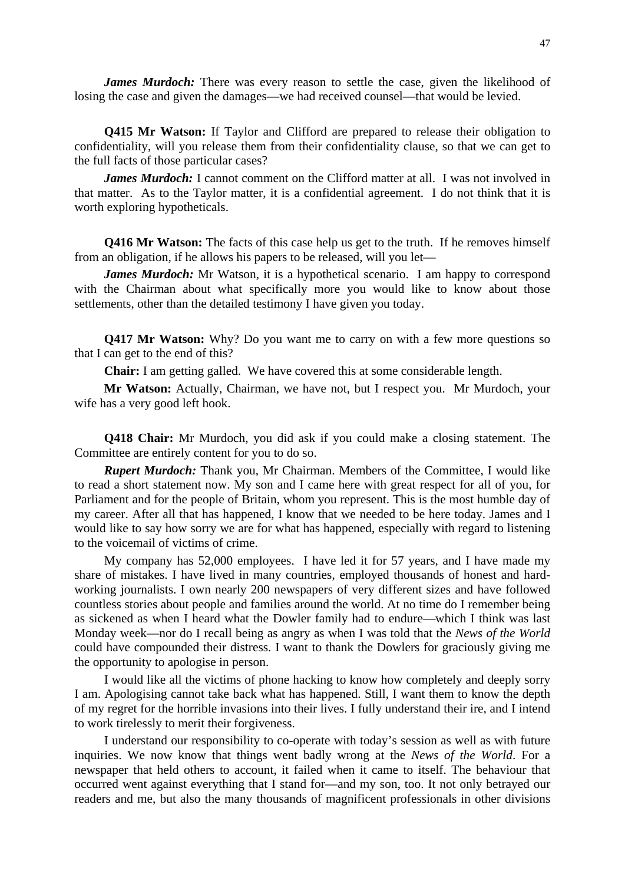***James Murdoch:*** There was every reason to settle the case, given the likelihood of losing the case and given the damages—we had received counsel—that would be levied.

**Q415 Mr Watson:** If Taylor and Clifford are prepared to release their obligation to confidentiality, will you release them from their confidentiality clause, so that we can get to the full facts of those particular cases?

***James Murdoch:*** I cannot comment on the Clifford matter at all. I was not involved in that matter. As to the Taylor matter, it is a confidential agreement. I do not think that it is worth exploring hypotheticals.

**Q416 Mr Watson:** The facts of this case help us get to the truth. If he removes himself from an obligation, if he allows his papers to be released, will you let—

***James Murdoch:*** Mr Watson, it is a hypothetical scenario. I am happy to correspond with the Chairman about what specifically more you would like to know about those settlements, other than the detailed testimony I have given you today.

**Q417 Mr Watson:** Why? Do you want me to carry on with a few more questions so that I can get to the end of this?

**Chair:** I am getting galled. We have covered this at some considerable length.

**Mr Watson:** Actually, Chairman, we have not, but I respect you. Mr Murdoch, your wife has a very good left hook.

**Q418 Chair:** Mr Murdoch, you did ask if you could make a closing statement. The Committee are entirely content for you to do so.

***Rupert Murdoch:*** Thank you, Mr Chairman. Members of the Committee, I would like to read a short statement now. My son and I came here with great respect for all of you, for Parliament and for the people of Britain, whom you represent. This is the most humble day of my career. After all that has happened, I know that we needed to be here today. James and I would like to say how sorry we are for what has happened, especially with regard to listening to the voicemail of victims of crime.

My company has 52,000 employees. I have led it for 57 years, and I have made my share of mistakes. I have lived in many countries, employed thousands of honest and hard-working journalists. I own nearly 200 newspapers of very different sizes and have followed countless stories about people and families around the world. At no time do I remember being as sickened as when I heard what the Dowler family had to endure—which I think was last Monday week—nor do I recall being as angry as when I was told that the *News of the World* could have compounded their distress. I want to thank the Dowlers for graciously giving me the opportunity to apologise in person.

I would like all the victims of phone hacking to know how completely and deeply sorry I am. Apologising cannot take back what has happened. Still, I want them to know the depth of my regret for the horrible invasions into their lives. I fully understand their ire, and I intend to work tirelessly to merit their forgiveness.

I understand our responsibility to co-operate with today's session as well as with future inquiries. We now know that things went badly wrong at the *News of the World*. For a newspaper that held others to account, it failed when it came to itself. The behaviour that occurred went against everything that I stand for—and my son, too. It not only betrayed our readers and me, but also the many thousands of magnificent professionals in other divisions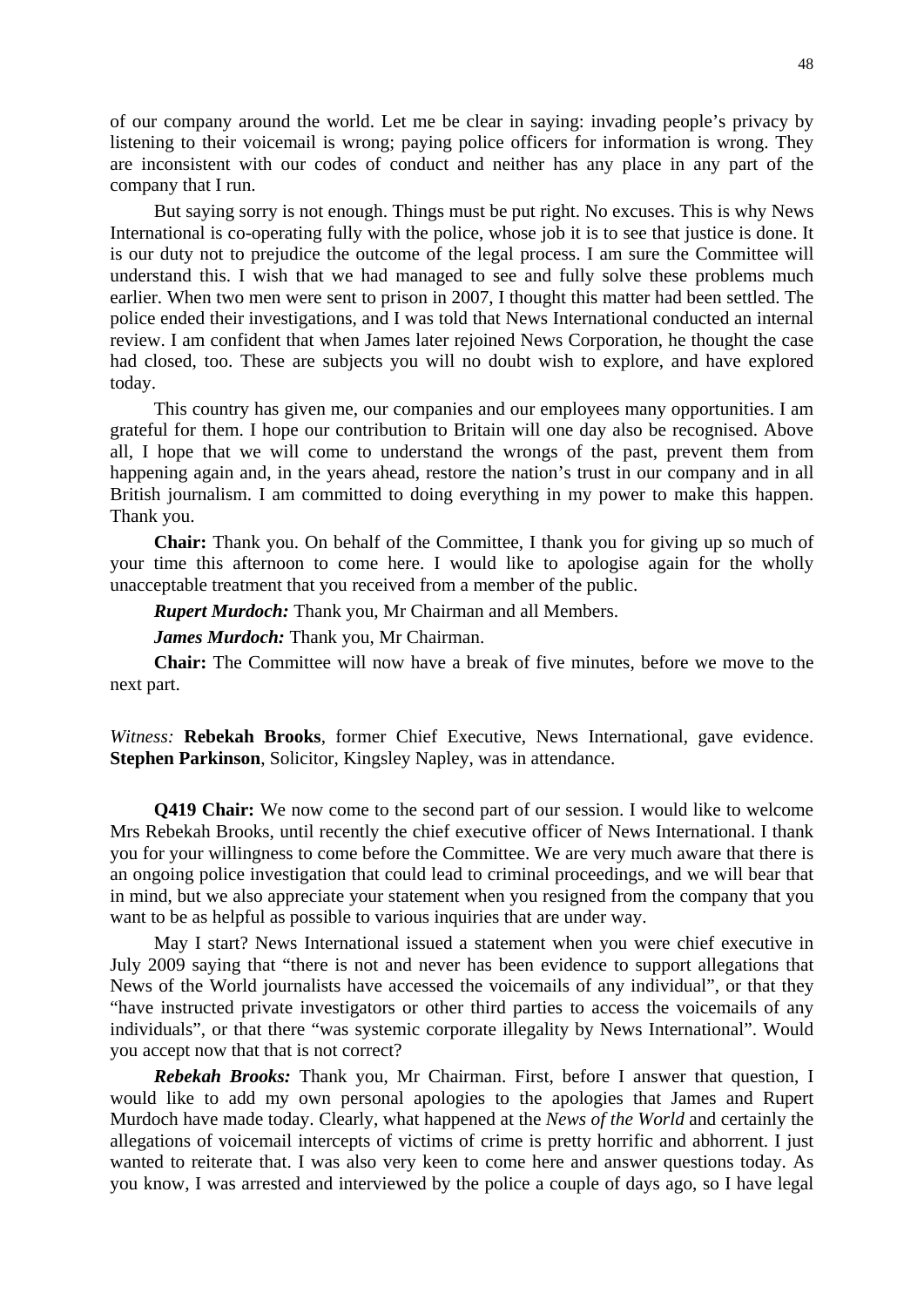of our company around the world. Let me be clear in saying: invading people's privacy by listening to their voicemail is wrong; paying police officers for information is wrong. They are inconsistent with our codes of conduct and neither has any place in any part of the company that I run.

But saying sorry is not enough. Things must be put right. No excuses. This is why News International is co-operating fully with the police, whose job it is to see that justice is done. It is our duty not to prejudice the outcome of the legal process. I am sure the Committee will understand this. I wish that we had managed to see and fully solve these problems much earlier. When two men were sent to prison in 2007, I thought this matter had been settled. The police ended their investigations, and I was told that News International conducted an internal review. I am confident that when James later rejoined News Corporation, he thought the case had closed, too. These are subjects you will no doubt wish to explore, and have explored today.

This country has given me, our companies and our employees many opportunities. I am grateful for them. I hope our contribution to Britain will one day also be recognised. Above all, I hope that we will come to understand the wrongs of the past, prevent them from happening again and, in the years ahead, restore the nation's trust in our company and in all British journalism. I am committed to doing everything in my power to make this happen. Thank you.

**Chair:** Thank you. On behalf of the Committee, I thank you for giving up so much of your time this afternoon to come here. I would like to apologise again for the wholly unacceptable treatment that you received from a member of the public.

***Rupert Murdoch:*** Thank you, Mr Chairman and all Members.

***James Murdoch:*** Thank you, Mr Chairman.

**Chair:** The Committee will now have a break of five minutes, before we move to the next part.

*Witness:* **Rebekah Brooks**, former Chief Executive, News International, gave evidence. **Stephen Parkinson**, Solicitor, Kingsley Napley, was in attendance.

**Q419 Chair:** We now come to the second part of our session. I would like to welcome Mrs Rebekah Brooks, until recently the chief executive officer of News International. I thank you for your willingness to come before the Committee. We are very much aware that there is an ongoing police investigation that could lead to criminal proceedings, and we will bear that in mind, but we also appreciate your statement when you resigned from the company that you want to be as helpful as possible to various inquiries that are under way.

May I start? News International issued a statement when you were chief executive in July 2009 saying that "there is not and never has been evidence to support allegations that News of the World journalists have accessed the voicemails of any individual", or that they "have instructed private investigators or other third parties to access the voicemails of any individuals", or that there "was systemic corporate illegality by News International". Would you accept now that that is not correct?

***Rebekah Brooks:*** Thank you, Mr Chairman. First, before I answer that question, I would like to add my own personal apologies to the apologies that James and Rupert Murdoch have made today. Clearly, what happened at the *News of the World* and certainly the allegations of voicemail intercepts of victims of crime is pretty horrific and abhorrent. I just wanted to reiterate that. I was also very keen to come here and answer questions today. As you know, I was arrested and interviewed by the police a couple of days ago, so I have legal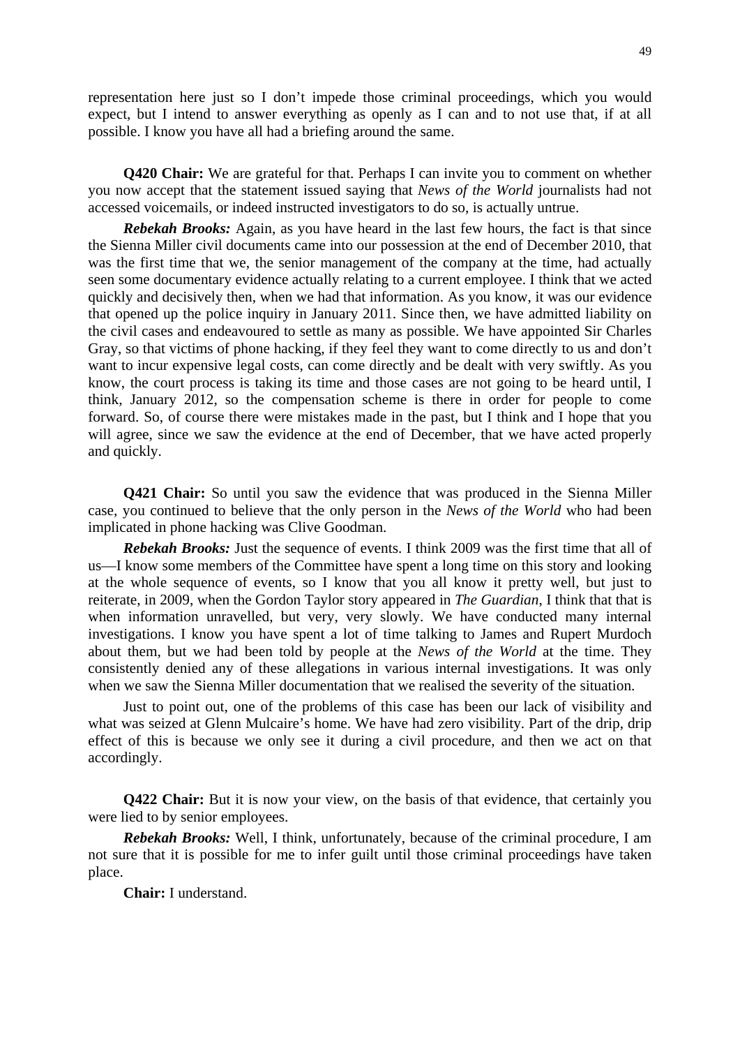representation here just so I don't impede those criminal proceedings, which you would expect, but I intend to answer everything as openly as I can and to not use that, if at all possible. I know you have all had a briefing around the same.

**Q420 Chair:** We are grateful for that. Perhaps I can invite you to comment on whether you now accept that the statement issued saying that *News of the World* journalists had not accessed voicemails, or indeed instructed investigators to do so, is actually untrue.

***Rebekah Brooks:*** Again, as you have heard in the last few hours, the fact is that since the Sienna Miller civil documents came into our possession at the end of December 2010, that was the first time that we, the senior management of the company at the time, had actually seen some documentary evidence actually relating to a current employee. I think that we acted quickly and decisively then, when we had that information. As you know, it was our evidence that opened up the police inquiry in January 2011. Since then, we have admitted liability on the civil cases and endeavoured to settle as many as possible. We have appointed Sir Charles Gray, so that victims of phone hacking, if they feel they want to come directly to us and don't want to incur expensive legal costs, can come directly and be dealt with very swiftly. As you know, the court process is taking its time and those cases are not going to be heard until, I think, January 2012, so the compensation scheme is there in order for people to come forward. So, of course there were mistakes made in the past, but I think and I hope that you will agree, since we saw the evidence at the end of December, that we have acted properly and quickly.

**Q421 Chair:** So until you saw the evidence that was produced in the Sienna Miller case, you continued to believe that the only person in the *News of the World* who had been implicated in phone hacking was Clive Goodman.

***Rebekah Brooks:*** Just the sequence of events. I think 2009 was the first time that all of us—I know some members of the Committee have spent a long time on this story and looking at the whole sequence of events, so I know that you all know it pretty well, but just to reiterate, in 2009, when the Gordon Taylor story appeared in *The Guardian*, I think that that is when information unravelled, but very, very slowly. We have conducted many internal investigations. I know you have spent a lot of time talking to James and Rupert Murdoch about them, but we had been told by people at the *News of the World* at the time. They consistently denied any of these allegations in various internal investigations. It was only when we saw the Sienna Miller documentation that we realised the severity of the situation.

Just to point out, one of the problems of this case has been our lack of visibility and what was seized at Glenn Mulcaire's home. We have had zero visibility. Part of the drip, drip effect of this is because we only see it during a civil procedure, and then we act on that accordingly.

**Q422 Chair:** But it is now your view, on the basis of that evidence, that certainly you were lied to by senior employees.

***Rebekah Brooks:*** Well, I think, unfortunately, because of the criminal procedure, I am not sure that it is possible for me to infer guilt until those criminal proceedings have taken place.

**Chair:** I understand.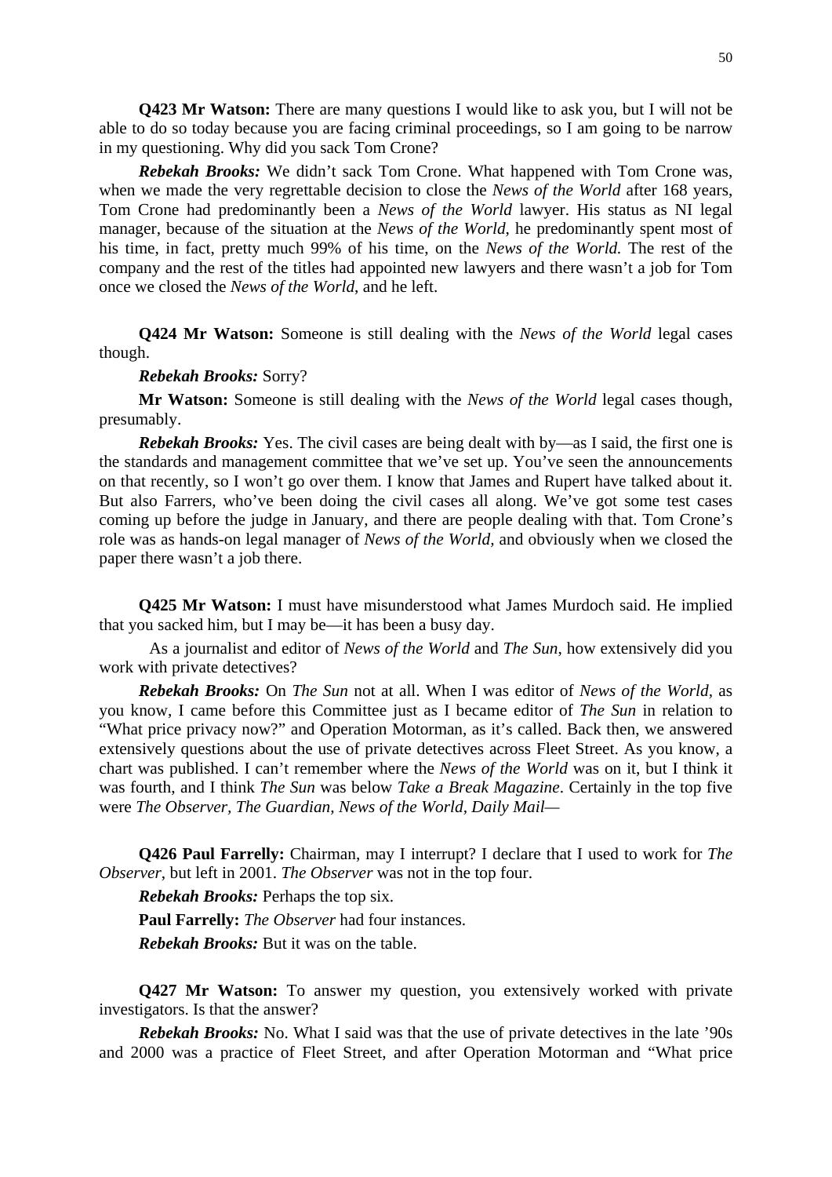**Q423 Mr Watson:** There are many questions I would like to ask you, but I will not be able to do so today because you are facing criminal proceedings, so I am going to be narrow in my questioning. Why did you sack Tom Crone?

***Rebekah Brooks:*** We didn't sack Tom Crone. What happened with Tom Crone was, when we made the very regrettable decision to close the *News of the World* after 168 years, Tom Crone had predominantly been a *News of the World* lawyer. His status as NI legal manager, because of the situation at the *News of the World*, he predominantly spent most of his time, in fact, pretty much 99% of his time, on the *News of the World.* The rest of the company and the rest of the titles had appointed new lawyers and there wasn't a job for Tom once we closed the *News of the World*, and he left.

**Q424 Mr Watson:** Someone is still dealing with the *News of the World* legal cases though.

***Rebekah Brooks:*** Sorry?

**Mr Watson:** Someone is still dealing with the *News of the World* legal cases though, presumably.

***Rebekah Brooks:*** Yes. The civil cases are being dealt with by—as I said, the first one is the standards and management committee that we've set up. You've seen the announcements on that recently, so I won't go over them. I know that James and Rupert have talked about it. But also Farrers, who've been doing the civil cases all along. We've got some test cases coming up before the judge in January, and there are people dealing with that. Tom Crone's role was as hands-on legal manager of *News of the World,* and obviously when we closed the paper there wasn't a job there.

**Q425 Mr Watson:** I must have misunderstood what James Murdoch said. He implied that you sacked him, but I may be—it has been a busy day.

As a journalist and editor of *News of the World* and *The Sun*, how extensively did you work with private detectives?

***Rebekah Brooks:*** On *The Sun* not at all. When I was editor of *News of the World*, as you know, I came before this Committee just as I became editor of *The Sun* in relation to "What price privacy now?" and Operation Motorman, as it's called. Back then, we answered extensively questions about the use of private detectives across Fleet Street. As you know, a chart was published. I can't remember where the *News of the World* was on it, but I think it was fourth, and I think *The Sun* was below *Take a Break Magazine*. Certainly in the top five were *The Observer, The Guardian, News of the World, Daily Mail*—

**Q426 Paul Farrelly:** Chairman, may I interrupt? I declare that I used to work for *The Observer*, but left in 2001. *The Observer* was not in the top four.

***Rebekah Brooks:*** Perhaps the top six.

**Paul Farrelly:** *The Observer* had four instances.

***Rebekah Brooks:*** But it was on the table.

**Q427 Mr Watson:** To answer my question, you extensively worked with private investigators. Is that the answer?

***Rebekah Brooks:*** No. What I said was that the use of private detectives in the late '90s and 2000 was a practice of Fleet Street, and after Operation Motorman and "What price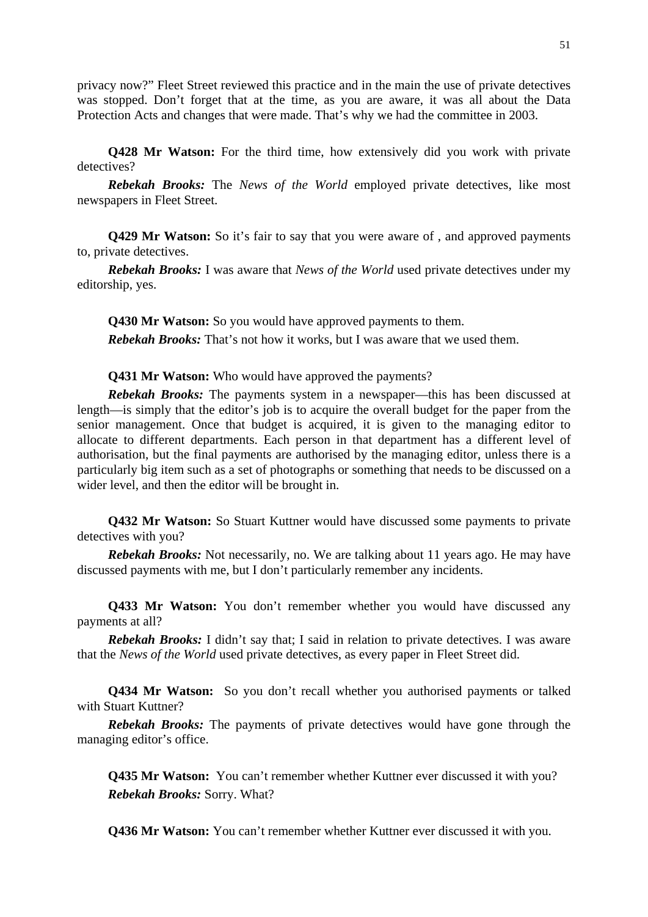privacy now?" Fleet Street reviewed this practice and in the main the use of private detectives was stopped. Don't forget that at the time, as you are aware, it was all about the Data Protection Acts and changes that were made. That's why we had the committee in 2003.

**Q428 Mr Watson:** For the third time, how extensively did you work with private detectives?

***Rebekah Brooks:*** The *News of the World* employed private detectives, like most newspapers in Fleet Street.

**Q429 Mr Watson:** So it's fair to say that you were aware of , and approved payments to, private detectives.

***Rebekah Brooks:*** I was aware that *News of the World* used private detectives under my editorship, yes.

**Q430 Mr Watson:** So you would have approved payments to them.

***Rebekah Brooks:*** That's not how it works, but I was aware that we used them.

**Q431 Mr Watson:** Who would have approved the payments?

***Rebekah Brooks:*** The payments system in a newspaper—this has been discussed at length—is simply that the editor's job is to acquire the overall budget for the paper from the senior management. Once that budget is acquired, it is given to the managing editor to allocate to different departments. Each person in that department has a different level of authorisation, but the final payments are authorised by the managing editor, unless there is a particularly big item such as a set of photographs or something that needs to be discussed on a wider level, and then the editor will be brought in.

**Q432 Mr Watson:** So Stuart Kuttner would have discussed some payments to private detectives with you?

***Rebekah Brooks:*** Not necessarily, no. We are talking about 11 years ago. He may have discussed payments with me, but I don't particularly remember any incidents.

**Q433 Mr Watson:** You don't remember whether you would have discussed any payments at all?

***Rebekah Brooks:*** I didn't say that; I said in relation to private detectives. I was aware that the *News of the World* used private detectives, as every paper in Fleet Street did.

**Q434 Mr Watson:** So you don't recall whether you authorised payments or talked with Stuart Kuttner?

***Rebekah Brooks:*** The payments of private detectives would have gone through the managing editor's office.

**Q435 Mr Watson:** You can't remember whether Kuttner ever discussed it with you?

***Rebekah Brooks:*** Sorry. What?

**Q436 Mr Watson:** You can't remember whether Kuttner ever discussed it with you.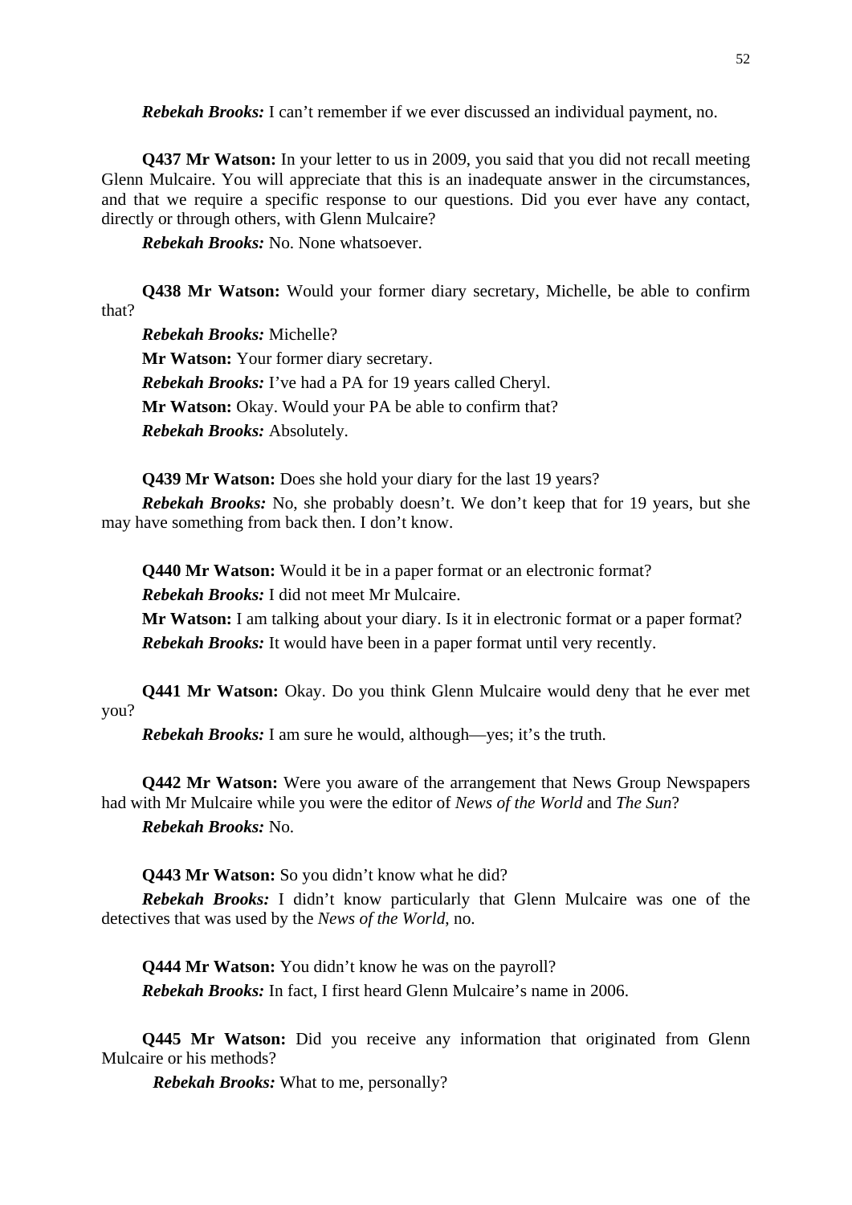***Rebekah Brooks:*** I can't remember if we ever discussed an individual payment, no.

**Q437 Mr Watson:** In your letter to us in 2009, you said that you did not recall meeting Glenn Mulcaire. You will appreciate that this is an inadequate answer in the circumstances, and that we require a specific response to our questions. Did you ever have any contact, directly or through others, with Glenn Mulcaire?

***Rebekah Brooks:*** No. None whatsoever.

**Q438 Mr Watson:** Would your former diary secretary, Michelle, be able to confirm that?

***Rebekah Brooks:*** Michelle?

**Mr Watson:** Your former diary secretary.

***Rebekah Brooks:*** I've had a PA for 19 years called Cheryl.

**Mr Watson:** Okay. Would your PA be able to confirm that?

***Rebekah Brooks:*** Absolutely.

**Q439 Mr Watson:** Does she hold your diary for the last 19 years?

***Rebekah Brooks:*** No, she probably doesn't. We don't keep that for 19 years, but she may have something from back then. I don't know.

**Q440 Mr Watson:** Would it be in a paper format or an electronic format?

***Rebekah Brooks:*** I did not meet Mr Mulcaire.

**Mr Watson:** I am talking about your diary. Is it in electronic format or a paper format?

***Rebekah Brooks:*** It would have been in a paper format until very recently.

**Q441 Mr Watson:** Okay. Do you think Glenn Mulcaire would deny that he ever met you?

***Rebekah Brooks:*** I am sure he would, although—yes; it's the truth.

**Q442 Mr Watson:** Were you aware of the arrangement that News Group Newspapers had with Mr Mulcaire while you were the editor of *News of the World* and *The Sun*?

***Rebekah Brooks:*** No.

**Q443 Mr Watson:** So you didn't know what he did?

***Rebekah Brooks:*** I didn't know particularly that Glenn Mulcaire was one of the detectives that was used by the *News of the World*, no.

**Q444 Mr Watson:** You didn't know he was on the payroll?

***Rebekah Brooks:*** In fact, I first heard Glenn Mulcaire's name in 2006.

**Q445 Mr Watson:** Did you receive any information that originated from Glenn Mulcaire or his methods?

***Rebekah Brooks:*** What to me, personally?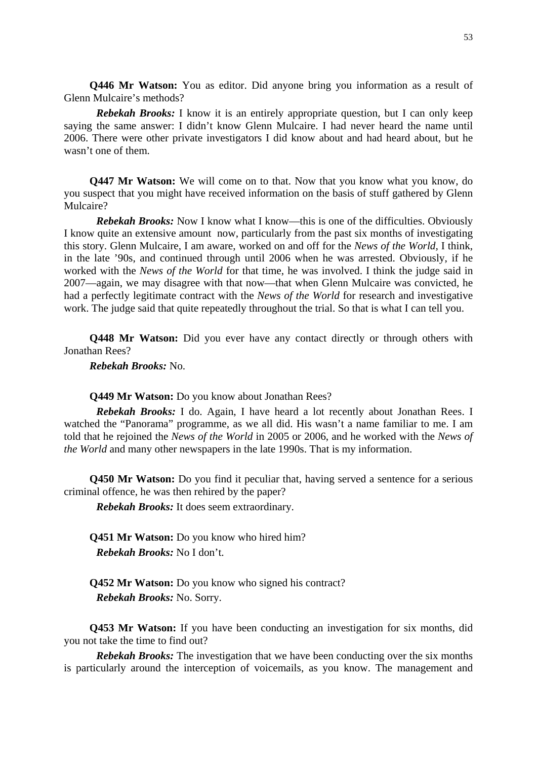**Q446 Mr Watson:** You as editor. Did anyone bring you information as a result of Glenn Mulcaire's methods?

***Rebekah Brooks:*** I know it is an entirely appropriate question, but I can only keep saying the same answer: I didn't know Glenn Mulcaire. I had never heard the name until 2006. There were other private investigators I did know about and had heard about, but he wasn't one of them.

**Q447 Mr Watson:** We will come on to that. Now that you know what you know, do you suspect that you might have received information on the basis of stuff gathered by Glenn Mulcaire?

***Rebekah Brooks:*** Now I know what I know—this is one of the difficulties. Obviously I know quite an extensive amount now, particularly from the past six months of investigating this story. Glenn Mulcaire, I am aware, worked on and off for the *News of the World,* I think, in the late '90s, and continued through until 2006 when he was arrested. Obviously, if he worked with the *News of the World* for that time, he was involved. I think the judge said in 2007—again, we may disagree with that now—that when Glenn Mulcaire was convicted, he had a perfectly legitimate contract with the *News of the World* for research and investigative work. The judge said that quite repeatedly throughout the trial. So that is what I can tell you.

**Q448 Mr Watson:** Did you ever have any contact directly or through others with Jonathan Rees?

***Rebekah Brooks:*** No.

**Q449 Mr Watson:** Do you know about Jonathan Rees?

***Rebekah Brooks:*** I do. Again, I have heard a lot recently about Jonathan Rees. I watched the "Panorama" programme, as we all did. His wasn't a name familiar to me. I am told that he rejoined the *News of the World* in 2005 or 2006, and he worked with the *News of the World* and many other newspapers in the late 1990s. That is my information.

**Q450 Mr Watson:** Do you find it peculiar that, having served a sentence for a serious criminal offence, he was then rehired by the paper?

***Rebekah Brooks:*** It does seem extraordinary.

**Q451 Mr Watson:** Do you know who hired him?

***Rebekah Brooks:*** No I don't.

**Q452 Mr Watson:** Do you know who signed his contract?

***Rebekah Brooks:*** No. Sorry.

**Q453 Mr Watson:** If you have been conducting an investigation for six months, did you not take the time to find out?

***Rebekah Brooks:*** The investigation that we have been conducting over the six months is particularly around the interception of voicemails, as you know. The management and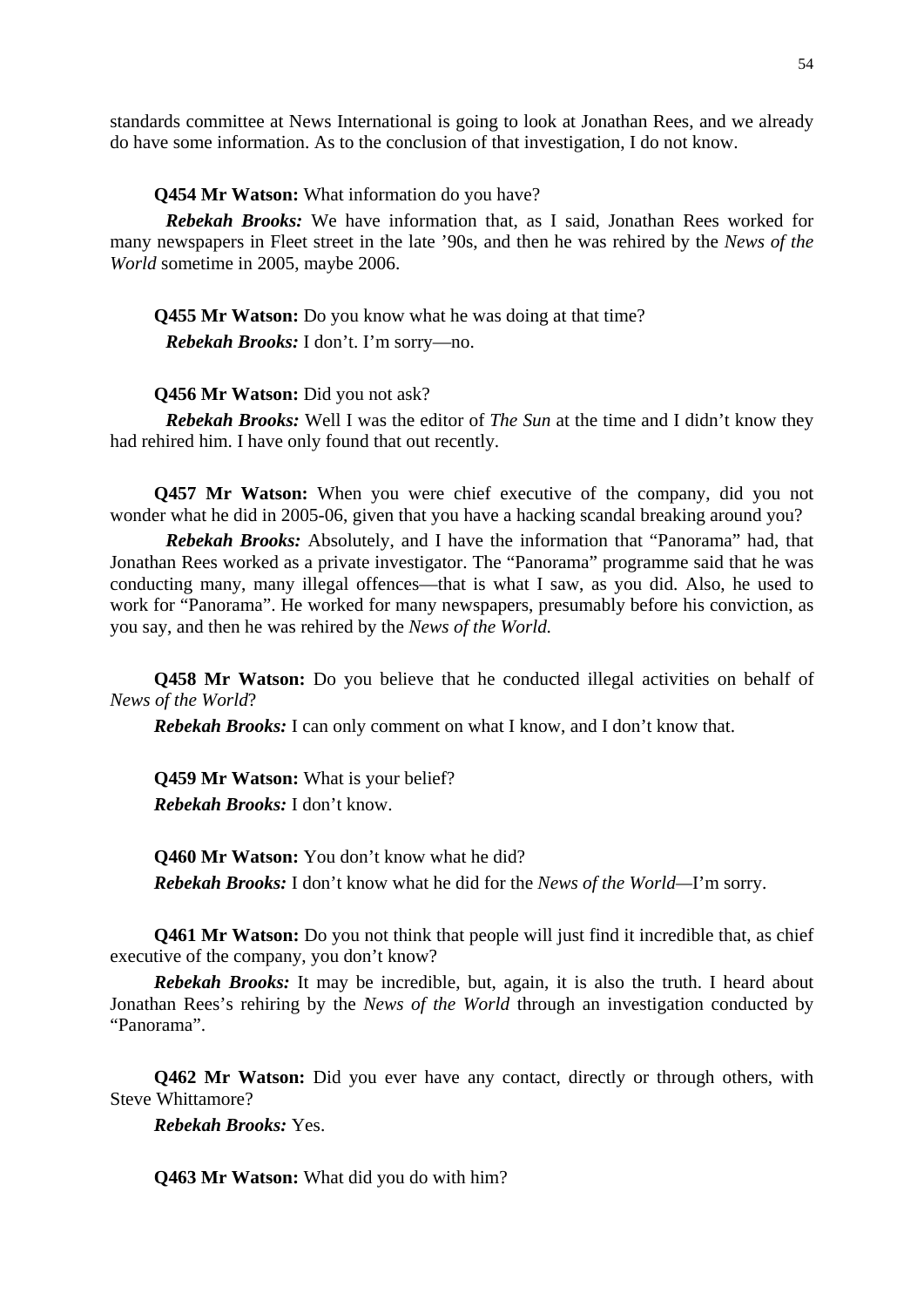standards committee at News International is going to look at Jonathan Rees, and we already do have some information. As to the conclusion of that investigation, I do not know.

**Q454 Mr Watson:** What information do you have?

***Rebekah Brooks:*** We have information that, as I said, Jonathan Rees worked for many newspapers in Fleet street in the late '90s, and then he was rehired by the *News of the World* sometime in 2005, maybe 2006.

**Q455 Mr Watson:** Do you know what he was doing at that time?

***Rebekah Brooks:*** I don't. I'm sorry—no.

**Q456 Mr Watson:** Did you not ask?

***Rebekah Brooks:*** Well I was the editor of *The Sun* at the time and I didn't know they had rehired him. I have only found that out recently.

**Q457 Mr Watson:** When you were chief executive of the company, did you not wonder what he did in 2005-06, given that you have a hacking scandal breaking around you?

***Rebekah Brooks:*** Absolutely, and I have the information that "Panorama" had, that Jonathan Rees worked as a private investigator. The "Panorama" programme said that he was conducting many, many illegal offences—that is what I saw, as you did. Also, he used to work for "Panorama". He worked for many newspapers, presumably before his conviction, as you say, and then he was rehired by the *News of the World.*

**Q458 Mr Watson:** Do you believe that he conducted illegal activities on behalf of *News of the World*?

***Rebekah Brooks:*** I can only comment on what I know, and I don't know that.

**Q459 Mr Watson:** What is your belief?

***Rebekah Brooks:*** I don't know.

**Q460 Mr Watson:** You don't know what he did?

***Rebekah Brooks:*** I don't know what he did for the *News of the World*—I'm sorry.

**Q461 Mr Watson:** Do you not think that people will just find it incredible that, as chief executive of the company, you don't know?

***Rebekah Brooks:*** It may be incredible, but, again, it is also the truth. I heard about Jonathan Rees's rehiring by the *News of the World* through an investigation conducted by "Panorama".

**Q462 Mr Watson:** Did you ever have any contact, directly or through others, with Steve Whittamore?

***Rebekah Brooks:*** Yes.

**Q463 Mr Watson:** What did you do with him?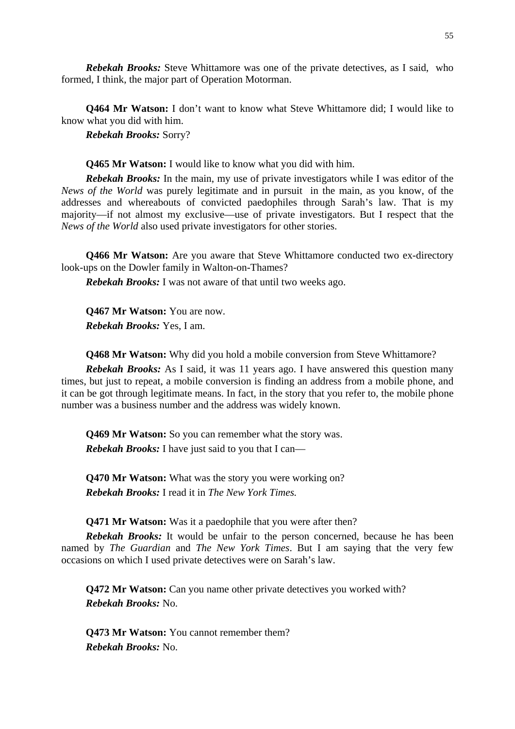***Rebekah Brooks:*** Steve Whittamore was one of the private detectives, as I said, who formed, I think, the major part of Operation Motorman.

**Q464 Mr Watson:** I don't want to know what Steve Whittamore did; I would like to know what you did with him.

***Rebekah Brooks:*** Sorry?

**Q465 Mr Watson:** I would like to know what you did with him.

***Rebekah Brooks:*** In the main, my use of private investigators while I was editor of the *News of the World* was purely legitimate and in pursuit in the main, as you know, of the addresses and whereabouts of convicted paedophiles through Sarah's law. That is my majority—if not almost my exclusive—use of private investigators. But I respect that the *News of the World* also used private investigators for other stories.

**Q466 Mr Watson:** Are you aware that Steve Whittamore conducted two ex-directory look-ups on the Dowler family in Walton-on-Thames?

***Rebekah Brooks:*** I was not aware of that until two weeks ago.

**Q467 Mr Watson:** You are now.

***Rebekah Brooks:*** Yes, I am.

**Q468 Mr Watson:** Why did you hold a mobile conversion from Steve Whittamore?

***Rebekah Brooks:*** As I said, it was 11 years ago. I have answered this question many times, but just to repeat, a mobile conversion is finding an address from a mobile phone, and it can be got through legitimate means. In fact, in the story that you refer to, the mobile phone number was a business number and the address was widely known.

**Q469 Mr Watson:** So you can remember what the story was.

***Rebekah Brooks:*** I have just said to you that I can—

**Q470 Mr Watson:** What was the story you were working on?

***Rebekah Brooks:*** I read it in *The New York Times.*

**Q471 Mr Watson:** Was it a paedophile that you were after then?

***Rebekah Brooks:*** It would be unfair to the person concerned, because he has been named by *The Guardian* and *The New York Times*. But I am saying that the very few occasions on which I used private detectives were on Sarah's law.

**Q472 Mr Watson:** Can you name other private detectives you worked with?

***Rebekah Brooks:*** No.

**Q473 Mr Watson:** You cannot remember them?

***Rebekah Brooks:*** No.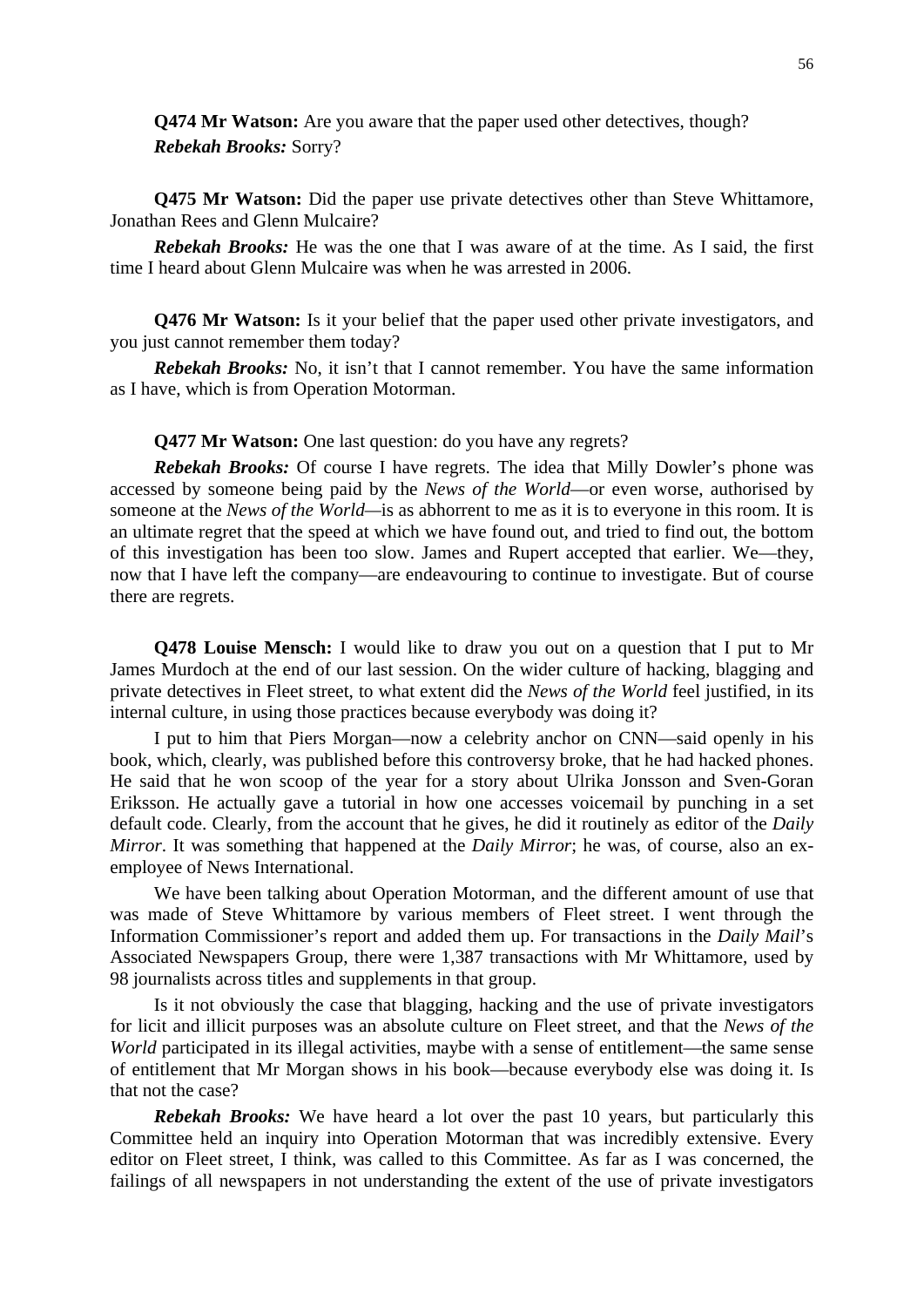**Q474 Mr Watson:** Are you aware that the paper used other detectives, though?

***Rebekah Brooks:*** Sorry?

**Q475 Mr Watson:** Did the paper use private detectives other than Steve Whittamore, Jonathan Rees and Glenn Mulcaire?

***Rebekah Brooks:*** He was the one that I was aware of at the time. As I said, the first time I heard about Glenn Mulcaire was when he was arrested in 2006.

**Q476 Mr Watson:** Is it your belief that the paper used other private investigators, and you just cannot remember them today?

***Rebekah Brooks:*** No, it isn't that I cannot remember. You have the same information as I have, which is from Operation Motorman.

**Q477 Mr Watson:** One last question: do you have any regrets?

***Rebekah Brooks:*** Of course I have regrets. The idea that Milly Dowler's phone was accessed by someone being paid by the *News of the World*—or even worse, authorised by someone at the *News of the World*—is as abhorrent to me as it is to everyone in this room. It is an ultimate regret that the speed at which we have found out, and tried to find out, the bottom of this investigation has been too slow. James and Rupert accepted that earlier. We—they, now that I have left the company—are endeavouring to continue to investigate. But of course there are regrets.

**Q478 Louise Mensch:** I would like to draw you out on a question that I put to Mr James Murdoch at the end of our last session. On the wider culture of hacking, blagging and private detectives in Fleet street, to what extent did the *News of the World* feel justified, in its internal culture, in using those practices because everybody was doing it?

I put to him that Piers Morgan—now a celebrity anchor on CNN—said openly in his book, which, clearly, was published before this controversy broke, that he had hacked phones. He said that he won scoop of the year for a story about Ulrika Jonsson and Sven-Goran Eriksson. He actually gave a tutorial in how one accesses voicemail by punching in a set default code. Clearly, from the account that he gives, he did it routinely as editor of the *Daily Mirror*. It was something that happened at the *Daily Mirror*; he was, of course, also an ex-employee of News International.

We have been talking about Operation Motorman, and the different amount of use that was made of Steve Whittamore by various members of Fleet street. I went through the Information Commissioner's report and added them up. For transactions in the *Daily Mail*'s Associated Newspapers Group, there were 1,387 transactions with Mr Whittamore, used by 98 journalists across titles and supplements in that group.

Is it not obviously the case that blagging, hacking and the use of private investigators for licit and illicit purposes was an absolute culture on Fleet street, and that the *News of the World* participated in its illegal activities, maybe with a sense of entitlement—the same sense of entitlement that Mr Morgan shows in his book—because everybody else was doing it. Is that not the case?

***Rebekah Brooks:*** We have heard a lot over the past 10 years, but particularly this Committee held an inquiry into Operation Motorman that was incredibly extensive. Every editor on Fleet street, I think, was called to this Committee. As far as I was concerned, the failings of all newspapers in not understanding the extent of the use of private investigators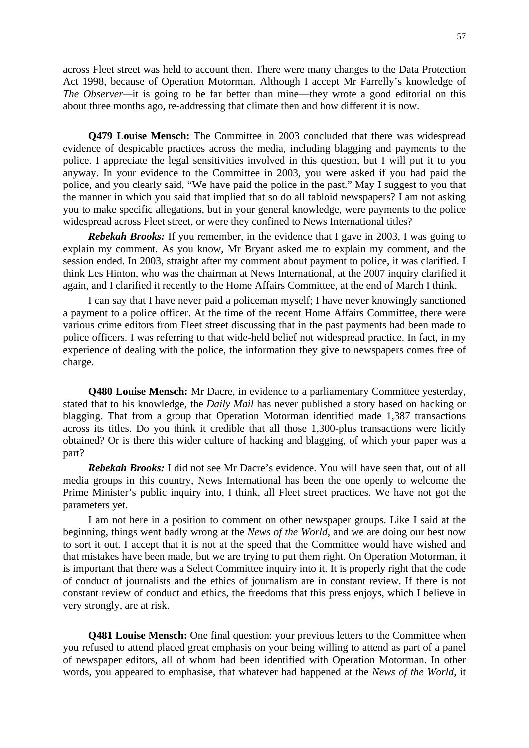across Fleet street was held to account then. There were many changes to the Data Protection Act 1998, because of Operation Motorman. Although I accept Mr Farrelly's knowledge of *The Observer*—it is going to be far better than mine—they wrote a good editorial on this about three months ago, re-addressing that climate then and how different it is now.

**Q479 Louise Mensch:** The Committee in 2003 concluded that there was widespread evidence of despicable practices across the media, including blagging and payments to the police. I appreciate the legal sensitivities involved in this question, but I will put it to you anyway. In your evidence to the Committee in 2003, you were asked if you had paid the police, and you clearly said, "We have paid the police in the past." May I suggest to you that the manner in which you said that implied that so do all tabloid newspapers? I am not asking you to make specific allegations, but in your general knowledge, were payments to the police widespread across Fleet street, or were they confined to News International titles?

***Rebekah Brooks:*** If you remember, in the evidence that I gave in 2003, I was going to explain my comment. As you know, Mr Bryant asked me to explain my comment, and the session ended. In 2003, straight after my comment about payment to police, it was clarified. I think Les Hinton, who was the chairman at News International, at the 2007 inquiry clarified it again, and I clarified it recently to the Home Affairs Committee, at the end of March I think.

I can say that I have never paid a policeman myself; I have never knowingly sanctioned a payment to a police officer. At the time of the recent Home Affairs Committee, there were various crime editors from Fleet street discussing that in the past payments had been made to police officers. I was referring to that wide-held belief not widespread practice. In fact, in my experience of dealing with the police, the information they give to newspapers comes free of charge.

**Q480 Louise Mensch:** Mr Dacre, in evidence to a parliamentary Committee yesterday, stated that to his knowledge, the *Daily Mail* has never published a story based on hacking or blagging. That from a group that Operation Motorman identified made 1,387 transactions across its titles. Do you think it credible that all those 1,300-plus transactions were licitly obtained? Or is there this wider culture of hacking and blagging, of which your paper was a part?

***Rebekah Brooks:*** I did not see Mr Dacre's evidence. You will have seen that, out of all media groups in this country, News International has been the one openly to welcome the Prime Minister's public inquiry into, I think, all Fleet street practices. We have not got the parameters yet.

I am not here in a position to comment on other newspaper groups. Like I said at the beginning, things went badly wrong at the *News of the World*, and we are doing our best now to sort it out. I accept that it is not at the speed that the Committee would have wished and that mistakes have been made, but we are trying to put them right. On Operation Motorman, it is important that there was a Select Committee inquiry into it. It is properly right that the code of conduct of journalists and the ethics of journalism are in constant review. If there is not constant review of conduct and ethics, the freedoms that this press enjoys, which I believe in very strongly, are at risk.

**Q481 Louise Mensch:** One final question: your previous letters to the Committee when you refused to attend placed great emphasis on your being willing to attend as part of a panel of newspaper editors, all of whom had been identified with Operation Motorman. In other words, you appeared to emphasise, that whatever had happened at the *News of the World*, it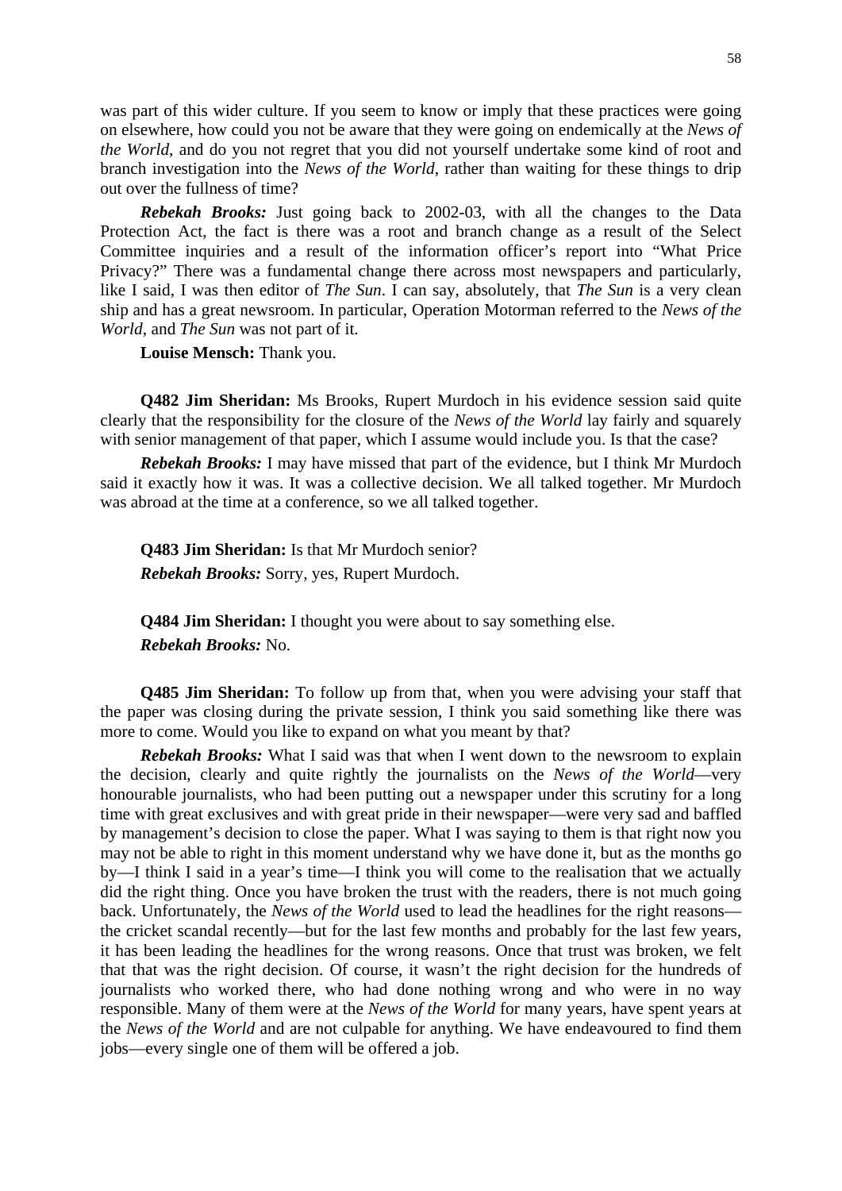was part of this wider culture. If you seem to know or imply that these practices were going on elsewhere, how could you not be aware that they were going on endemically at the *News of the World*, and do you not regret that you did not yourself undertake some kind of root and branch investigation into the *News of the World*, rather than waiting for these things to drip out over the fullness of time?

***Rebekah Brooks:*** Just going back to 2002-03, with all the changes to the Data Protection Act, the fact is there was a root and branch change as a result of the Select Committee inquiries and a result of the information officer's report into "What Price Privacy?" There was a fundamental change there across most newspapers and particularly, like I said, I was then editor of *The Sun*. I can say, absolutely, that *The Sun* is a very clean ship and has a great newsroom. In particular, Operation Motorman referred to the *News of the World*, and *The Sun* was not part of it.

**Louise Mensch:** Thank you.

**Q482 Jim Sheridan:** Ms Brooks, Rupert Murdoch in his evidence session said quite clearly that the responsibility for the closure of the *News of the World* lay fairly and squarely with senior management of that paper, which I assume would include you. Is that the case?

***Rebekah Brooks:*** I may have missed that part of the evidence, but I think Mr Murdoch said it exactly how it was. It was a collective decision. We all talked together. Mr Murdoch was abroad at the time at a conference, so we all talked together.

**Q483 Jim Sheridan:** Is that Mr Murdoch senior?

***Rebekah Brooks:*** Sorry, yes, Rupert Murdoch.

**Q484 Jim Sheridan:** I thought you were about to say something else.

***Rebekah Brooks:*** No.

**Q485 Jim Sheridan:** To follow up from that, when you were advising your staff that the paper was closing during the private session, I think you said something like there was more to come. Would you like to expand on what you meant by that?

***Rebekah Brooks:*** What I said was that when I went down to the newsroom to explain the decision, clearly and quite rightly the journalists on the *News of the World*—very honourable journalists, who had been putting out a newspaper under this scrutiny for a long time with great exclusives and with great pride in their newspaper—were very sad and baffled by management's decision to close the paper. What I was saying to them is that right now you may not be able to right in this moment understand why we have done it, but as the months go by—I think I said in a year's time—I think you will come to the realisation that we actually did the right thing. Once you have broken the trust with the readers, there is not much going back. Unfortunately, the *News of the World* used to lead the headlines for the right reasons—the cricket scandal recently—but for the last few months and probably for the last few years, it has been leading the headlines for the wrong reasons. Once that trust was broken, we felt that that was the right decision. Of course, it wasn't the right decision for the hundreds of journalists who worked there, who had done nothing wrong and who were in no way responsible. Many of them were at the *News of the World* for many years, have spent years at the *News of the World* and are not culpable for anything. We have endeavoured to find them jobs—every single one of them will be offered a job.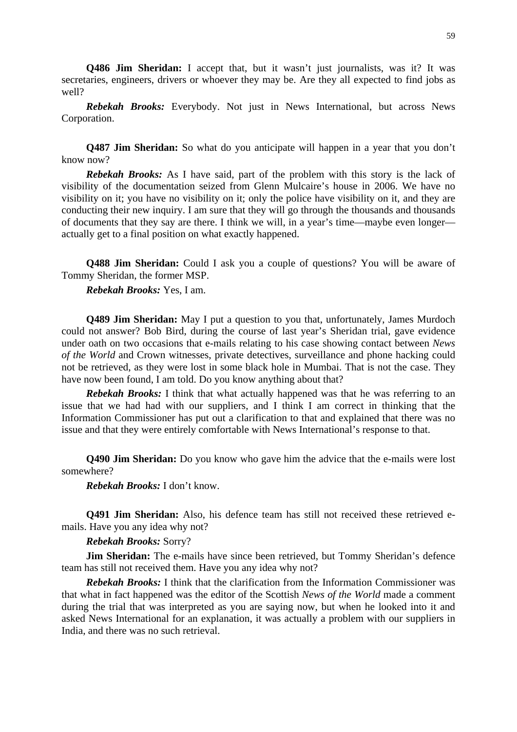**Q486 Jim Sheridan:** I accept that, but it wasn't just journalists, was it? It was secretaries, engineers, drivers or whoever they may be. Are they all expected to find jobs as well?

***Rebekah Brooks:*** Everybody. Not just in News International, but across News Corporation.

**Q487 Jim Sheridan:** So what do you anticipate will happen in a year that you don't know now?

***Rebekah Brooks:*** As I have said, part of the problem with this story is the lack of visibility of the documentation seized from Glenn Mulcaire's house in 2006. We have no visibility on it; you have no visibility on it; only the police have visibility on it, and they are conducting their new inquiry. I am sure that they will go through the thousands and thousands of documents that they say are there. I think we will, in a year's time—maybe even longer—actually get to a final position on what exactly happened.

**Q488 Jim Sheridan:** Could I ask you a couple of questions? You will be aware of Tommy Sheridan, the former MSP.

***Rebekah Brooks:*** Yes, I am.

**Q489 Jim Sheridan:** May I put a question to you that, unfortunately, James Murdoch could not answer? Bob Bird, during the course of last year's Sheridan trial, gave evidence under oath on two occasions that e-mails relating to his case showing contact between *News of the World* and Crown witnesses, private detectives, surveillance and phone hacking could not be retrieved, as they were lost in some black hole in Mumbai. That is not the case. They have now been found, I am told. Do you know anything about that?

***Rebekah Brooks:*** I think that what actually happened was that he was referring to an issue that we had had with our suppliers, and I think I am correct in thinking that the Information Commissioner has put out a clarification to that and explained that there was no issue and that they were entirely comfortable with News International's response to that.

**Q490 Jim Sheridan:** Do you know who gave him the advice that the e-mails were lost somewhere?

***Rebekah Brooks:*** I don't know.

**Q491 Jim Sheridan:** Also, his defence team has still not received these retrieved e-mails. Have you any idea why not?

***Rebekah Brooks:*** Sorry?

**Jim Sheridan:** The e-mails have since been retrieved, but Tommy Sheridan's defence team has still not received them. Have you any idea why not?

***Rebekah Brooks:*** I think that the clarification from the Information Commissioner was that what in fact happened was the editor of the Scottish *News of the World* made a comment during the trial that was interpreted as you are saying now, but when he looked into it and asked News International for an explanation, it was actually a problem with our suppliers in India, and there was no such retrieval.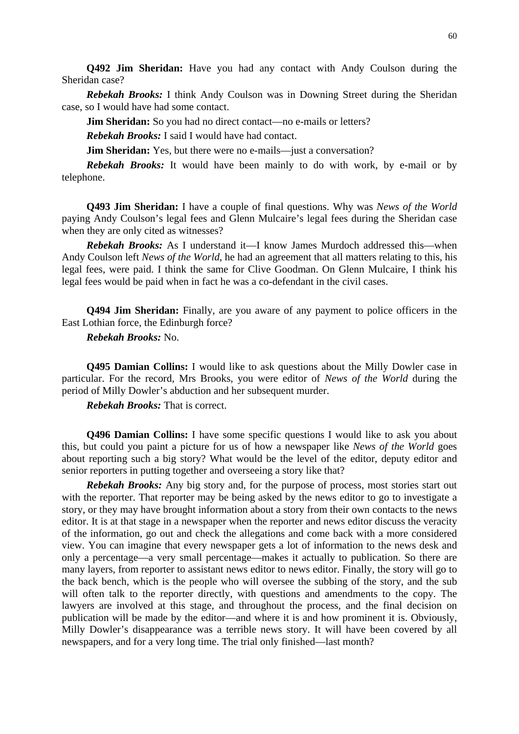**Q492 Jim Sheridan:** Have you had any contact with Andy Coulson during the Sheridan case?

***Rebekah Brooks:*** I think Andy Coulson was in Downing Street during the Sheridan case, so I would have had some contact.

**Jim Sheridan:** So you had no direct contact—no e-mails or letters?

***Rebekah Brooks:*** I said I would have had contact.

**Jim Sheridan:** Yes, but there were no e-mails—just a conversation?

***Rebekah Brooks:*** It would have been mainly to do with work, by e-mail or by telephone.

**Q493 Jim Sheridan:** I have a couple of final questions. Why was *News of the World* paying Andy Coulson's legal fees and Glenn Mulcaire's legal fees during the Sheridan case when they are only cited as witnesses?

***Rebekah Brooks:*** As I understand it—I know James Murdoch addressed this—when Andy Coulson left *News of the World*, he had an agreement that all matters relating to this, his legal fees, were paid. I think the same for Clive Goodman. On Glenn Mulcaire, I think his legal fees would be paid when in fact he was a co-defendant in the civil cases.

**Q494 Jim Sheridan:** Finally, are you aware of any payment to police officers in the East Lothian force, the Edinburgh force?

***Rebekah Brooks:*** No.

**Q495 Damian Collins:** I would like to ask questions about the Milly Dowler case in particular. For the record, Mrs Brooks, you were editor of *News of the World* during the period of Milly Dowler's abduction and her subsequent murder.

***Rebekah Brooks:*** That is correct.

**Q496 Damian Collins:** I have some specific questions I would like to ask you about this, but could you paint a picture for us of how a newspaper like *News of the World* goes about reporting such a big story? What would be the level of the editor, deputy editor and senior reporters in putting together and overseeing a story like that?

***Rebekah Brooks:*** Any big story and, for the purpose of process, most stories start out with the reporter. That reporter may be being asked by the news editor to go to investigate a story, or they may have brought information about a story from their own contacts to the news editor. It is at that stage in a newspaper when the reporter and news editor discuss the veracity of the information, go out and check the allegations and come back with a more considered view. You can imagine that every newspaper gets a lot of information to the news desk and only a percentage—a very small percentage—makes it actually to publication. So there are many layers, from reporter to assistant news editor to news editor. Finally, the story will go to the back bench, which is the people who will oversee the subbing of the story, and the sub will often talk to the reporter directly, with questions and amendments to the copy. The lawyers are involved at this stage, and throughout the process, and the final decision on publication will be made by the editor—and where it is and how prominent it is. Obviously, Milly Dowler's disappearance was a terrible news story. It will have been covered by all newspapers, and for a very long time. The trial only finished—last month?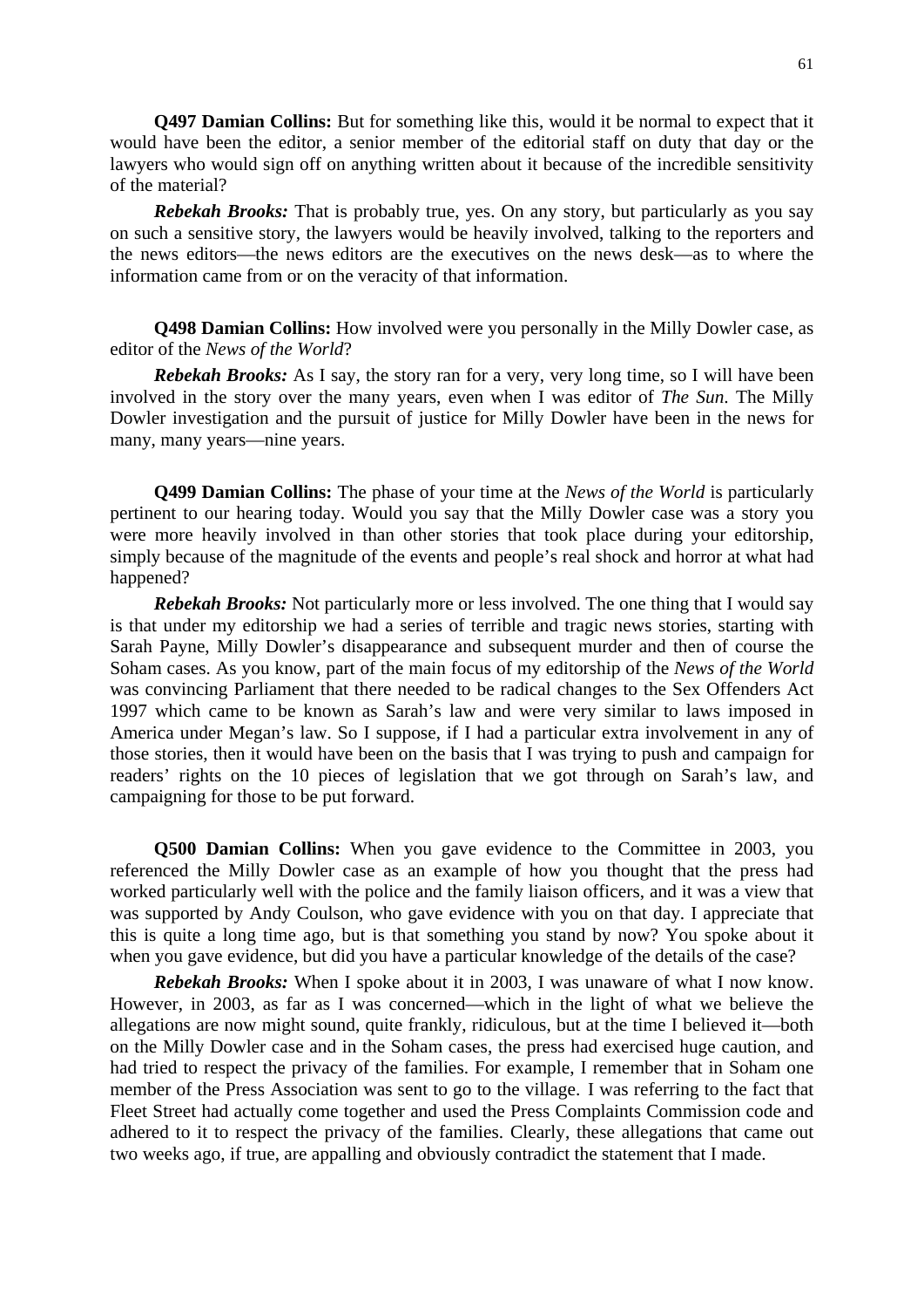**Q497 Damian Collins:** But for something like this, would it be normal to expect that it would have been the editor, a senior member of the editorial staff on duty that day or the lawyers who would sign off on anything written about it because of the incredible sensitivity of the material?

***Rebekah Brooks:*** That is probably true, yes. On any story, but particularly as you say on such a sensitive story, the lawyers would be heavily involved, talking to the reporters and the news editors—the news editors are the executives on the news desk—as to where the information came from or on the veracity of that information.

**Q498 Damian Collins:** How involved were you personally in the Milly Dowler case, as editor of the *News of the World*?

***Rebekah Brooks:*** As I say, the story ran for a very, very long time, so I will have been involved in the story over the many years, even when I was editor of *The Sun*. The Milly Dowler investigation and the pursuit of justice for Milly Dowler have been in the news for many, many years—nine years.

**Q499 Damian Collins:** The phase of your time at the *News of the World* is particularly pertinent to our hearing today. Would you say that the Milly Dowler case was a story you were more heavily involved in than other stories that took place during your editorship, simply because of the magnitude of the events and people's real shock and horror at what had happened?

***Rebekah Brooks:*** Not particularly more or less involved. The one thing that I would say is that under my editorship we had a series of terrible and tragic news stories, starting with Sarah Payne, Milly Dowler's disappearance and subsequent murder and then of course the Soham cases. As you know, part of the main focus of my editorship of the *News of the World* was convincing Parliament that there needed to be radical changes to the Sex Offenders Act 1997 which came to be known as Sarah's law and were very similar to laws imposed in America under Megan's law. So I suppose, if I had a particular extra involvement in any of those stories, then it would have been on the basis that I was trying to push and campaign for readers' rights on the 10 pieces of legislation that we got through on Sarah's law, and campaigning for those to be put forward.

**Q500 Damian Collins:** When you gave evidence to the Committee in 2003, you referenced the Milly Dowler case as an example of how you thought that the press had worked particularly well with the police and the family liaison officers, and it was a view that was supported by Andy Coulson, who gave evidence with you on that day. I appreciate that this is quite a long time ago, but is that something you stand by now? You spoke about it when you gave evidence, but did you have a particular knowledge of the details of the case?

***Rebekah Brooks:*** When I spoke about it in 2003, I was unaware of what I now know. However, in 2003, as far as I was concerned—which in the light of what we believe the allegations are now might sound, quite frankly, ridiculous, but at the time I believed it—both on the Milly Dowler case and in the Soham cases, the press had exercised huge caution, and had tried to respect the privacy of the families. For example, I remember that in Soham one member of the Press Association was sent to go to the village. I was referring to the fact that Fleet Street had actually come together and used the Press Complaints Commission code and adhered to it to respect the privacy of the families. Clearly, these allegations that came out two weeks ago, if true, are appalling and obviously contradict the statement that I made.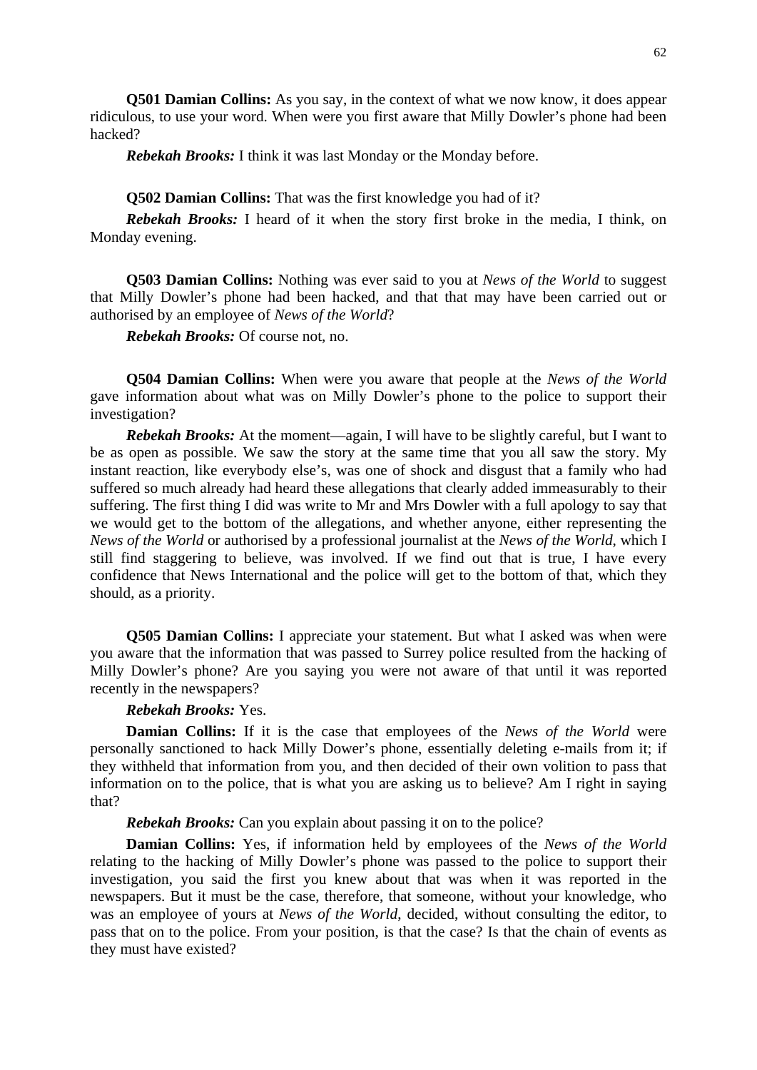**Q501 Damian Collins:** As you say, in the context of what we now know, it does appear ridiculous, to use your word. When were you first aware that Milly Dowler's phone had been hacked?

***Rebekah Brooks:*** I think it was last Monday or the Monday before.

**Q502 Damian Collins:** That was the first knowledge you had of it?

***Rebekah Brooks:*** I heard of it when the story first broke in the media, I think, on Monday evening.

**Q503 Damian Collins:** Nothing was ever said to you at *News of the World* to suggest that Milly Dowler's phone had been hacked, and that that may have been carried out or authorised by an employee of *News of the World*?

***Rebekah Brooks:*** Of course not, no.

**Q504 Damian Collins:** When were you aware that people at the *News of the World* gave information about what was on Milly Dowler's phone to the police to support their investigation?

***Rebekah Brooks:*** At the moment—again, I will have to be slightly careful, but I want to be as open as possible. We saw the story at the same time that you all saw the story. My instant reaction, like everybody else's, was one of shock and disgust that a family who had suffered so much already had heard these allegations that clearly added immeasurably to their suffering. The first thing I did was write to Mr and Mrs Dowler with a full apology to say that we would get to the bottom of the allegations, and whether anyone, either representing the *News of the World* or authorised by a professional journalist at the *News of the World*, which I still find staggering to believe, was involved. If we find out that is true, I have every confidence that News International and the police will get to the bottom of that, which they should, as a priority.

**Q505 Damian Collins:** I appreciate your statement. But what I asked was when were you aware that the information that was passed to Surrey police resulted from the hacking of Milly Dowler's phone? Are you saying you were not aware of that until it was reported recently in the newspapers?

***Rebekah Brooks:*** Yes.

**Damian Collins:** If it is the case that employees of the *News of the World* were personally sanctioned to hack Milly Dower's phone, essentially deleting e-mails from it; if they withheld that information from you, and then decided of their own volition to pass that information on to the police, that is what you are asking us to believe? Am I right in saying that?

***Rebekah Brooks:*** Can you explain about passing it on to the police?

**Damian Collins:** Yes, if information held by employees of the *News of the World* relating to the hacking of Milly Dowler's phone was passed to the police to support their investigation, you said the first you knew about that was when it was reported in the newspapers. But it must be the case, therefore, that someone, without your knowledge, who was an employee of yours at *News of the World*, decided, without consulting the editor, to pass that on to the police. From your position, is that the case? Is that the chain of events as they must have existed?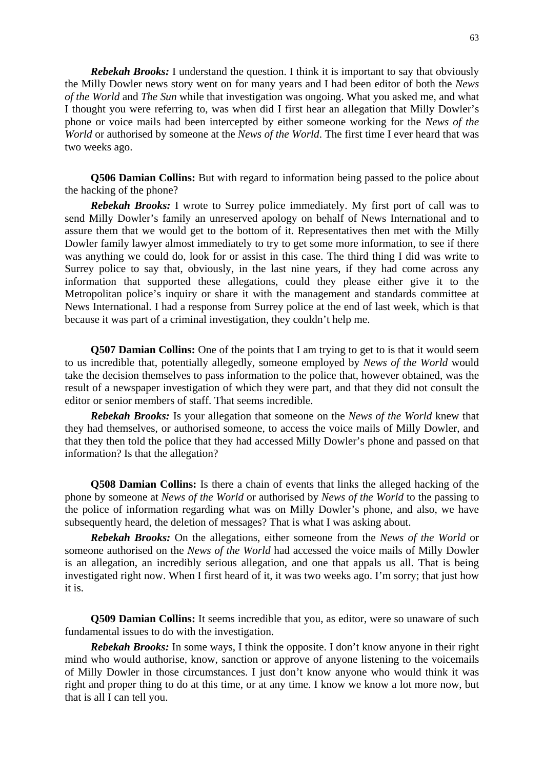***Rebekah Brooks:*** I understand the question. I think it is important to say that obviously the Milly Dowler news story went on for many years and I had been editor of both the *News of the World* and *The Sun* while that investigation was ongoing. What you asked me, and what I thought you were referring to, was when did I first hear an allegation that Milly Dowler's phone or voice mails had been intercepted by either someone working for the *News of the World* or authorised by someone at the *News of the World*. The first time I ever heard that was two weeks ago.

**Q506 Damian Collins:** But with regard to information being passed to the police about the hacking of the phone?

***Rebekah Brooks:*** I wrote to Surrey police immediately. My first port of call was to send Milly Dowler's family an unreserved apology on behalf of News International and to assure them that we would get to the bottom of it. Representatives then met with the Milly Dowler family lawyer almost immediately to try to get some more information, to see if there was anything we could do, look for or assist in this case. The third thing I did was write to Surrey police to say that, obviously, in the last nine years, if they had come across any information that supported these allegations, could they please either give it to the Metropolitan police's inquiry or share it with the management and standards committee at News International. I had a response from Surrey police at the end of last week, which is that because it was part of a criminal investigation, they couldn't help me.

**Q507 Damian Collins:** One of the points that I am trying to get to is that it would seem to us incredible that, potentially allegedly, someone employed by *News of the World* would take the decision themselves to pass information to the police that, however obtained, was the result of a newspaper investigation of which they were part, and that they did not consult the editor or senior members of staff. That seems incredible.

***Rebekah Brooks:*** Is your allegation that someone on the *News of the World* knew that they had themselves, or authorised someone, to access the voice mails of Milly Dowler, and that they then told the police that they had accessed Milly Dowler's phone and passed on that information? Is that the allegation?

**Q508 Damian Collins:** Is there a chain of events that links the alleged hacking of the phone by someone at *News of the World* or authorised by *News of the World* to the passing to the police of information regarding what was on Milly Dowler's phone, and also, we have subsequently heard, the deletion of messages? That is what I was asking about.

***Rebekah Brooks:*** On the allegations, either someone from the *News of the World* or someone authorised on the *News of the World* had accessed the voice mails of Milly Dowler is an allegation, an incredibly serious allegation, and one that appals us all. That is being investigated right now. When I first heard of it, it was two weeks ago. I'm sorry; that just how it is.

**Q509 Damian Collins:** It seems incredible that you, as editor, were so unaware of such fundamental issues to do with the investigation.

***Rebekah Brooks:*** In some ways, I think the opposite. I don't know anyone in their right mind who would authorise, know, sanction or approve of anyone listening to the voicemails of Milly Dowler in those circumstances. I just don't know anyone who would think it was right and proper thing to do at this time, or at any time. I know we know a lot more now, but that is all I can tell you.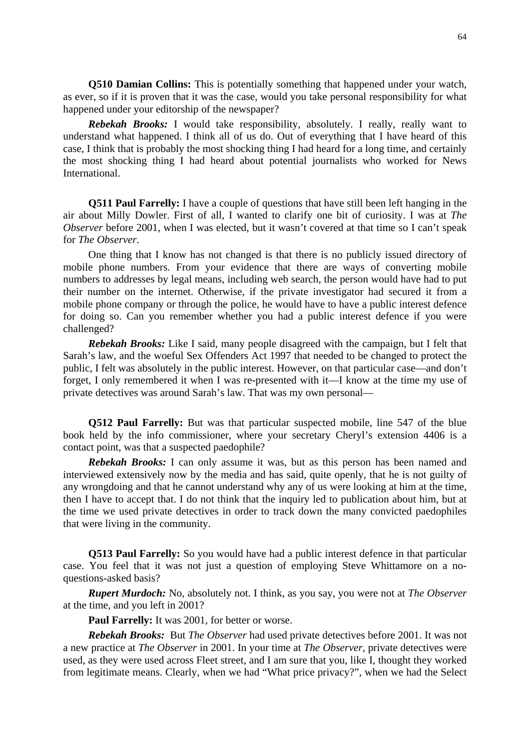**Q510 Damian Collins:** This is potentially something that happened under your watch, as ever, so if it is proven that it was the case, would you take personal responsibility for what happened under your editorship of the newspaper?

***Rebekah Brooks:*** I would take responsibility, absolutely. I really, really want to understand what happened. I think all of us do. Out of everything that I have heard of this case, I think that is probably the most shocking thing I had heard for a long time, and certainly the most shocking thing I had heard about potential journalists who worked for News International.

**Q511 Paul Farrelly:** I have a couple of questions that have still been left hanging in the air about Milly Dowler. First of all, I wanted to clarify one bit of curiosity. I was at *The Observer* before 2001, when I was elected, but it wasn't covered at that time so I can't speak for *The Observer*.

One thing that I know has not changed is that there is no publicly issued directory of mobile phone numbers. From your evidence that there are ways of converting mobile numbers to addresses by legal means, including web search, the person would have had to put their number on the internet. Otherwise, if the private investigator had secured it from a mobile phone company or through the police, he would have to have a public interest defence for doing so. Can you remember whether you had a public interest defence if you were challenged?

***Rebekah Brooks:*** Like I said, many people disagreed with the campaign, but I felt that Sarah's law, and the woeful Sex Offenders Act 1997 that needed to be changed to protect the public, I felt was absolutely in the public interest. However, on that particular case—and don't forget, I only remembered it when I was re-presented with it—I know at the time my use of private detectives was around Sarah's law. That was my own personal—

**Q512 Paul Farrelly:** But was that particular suspected mobile, line 547 of the blue book held by the info commissioner, where your secretary Cheryl's extension 4406 is a contact point, was that a suspected paedophile?

***Rebekah Brooks:*** I can only assume it was, but as this person has been named and interviewed extensively now by the media and has said, quite openly, that he is not guilty of any wrongdoing and that he cannot understand why any of us were looking at him at the time, then I have to accept that. I do not think that the inquiry led to publication about him, but at the time we used private detectives in order to track down the many convicted paedophiles that were living in the community.

**Q513 Paul Farrelly:** So you would have had a public interest defence in that particular case. You feel that it was not just a question of employing Steve Whittamore on a no-questions-asked basis?

***Rupert Murdoch:*** No, absolutely not. I think, as you say, you were not at *The Observer* at the time, and you left in 2001?

**Paul Farrelly:** It was 2001, for better or worse.

***Rebekah Brooks:*** But *The Observer* had used private detectives before 2001. It was not a new practice at *The Observer* in 2001. In your time at *The Observer*, private detectives were used, as they were used across Fleet street, and I am sure that you, like I, thought they worked from legitimate means. Clearly, when we had "What price privacy?", when we had the Select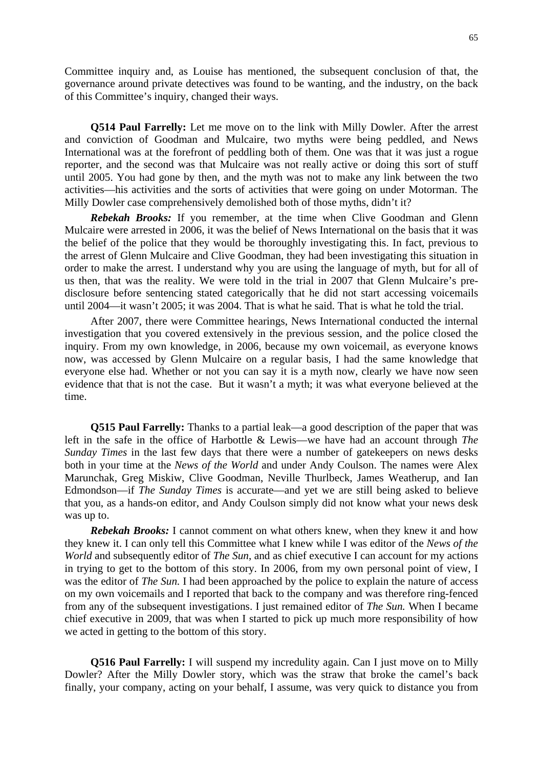Committee inquiry and, as Louise has mentioned, the subsequent conclusion of that, the governance around private detectives was found to be wanting, and the industry, on the back of this Committee's inquiry, changed their ways.

**Q514 Paul Farrelly:** Let me move on to the link with Milly Dowler. After the arrest and conviction of Goodman and Mulcaire, two myths were being peddled, and News International was at the forefront of peddling both of them. One was that it was just a rogue reporter, and the second was that Mulcaire was not really active or doing this sort of stuff until 2005. You had gone by then, and the myth was not to make any link between the two activities—his activities and the sorts of activities that were going on under Motorman. The Milly Dowler case comprehensively demolished both of those myths, didn't it?

***Rebekah Brooks:*** If you remember, at the time when Clive Goodman and Glenn Mulcaire were arrested in 2006, it was the belief of News International on the basis that it was the belief of the police that they would be thoroughly investigating this. In fact, previous to the arrest of Glenn Mulcaire and Clive Goodman, they had been investigating this situation in order to make the arrest. I understand why you are using the language of myth, but for all of us then, that was the reality. We were told in the trial in 2007 that Glenn Mulcaire's pre-disclosure before sentencing stated categorically that he did not start accessing voicemails until 2004—it wasn't 2005; it was 2004. That is what he said. That is what he told the trial.

After 2007, there were Committee hearings, News International conducted the internal investigation that you covered extensively in the previous session, and the police closed the inquiry. From my own knowledge, in 2006, because my own voicemail, as everyone knows now, was accessed by Glenn Mulcaire on a regular basis, I had the same knowledge that everyone else had. Whether or not you can say it is a myth now, clearly we have now seen evidence that that is not the case. But it wasn't a myth; it was what everyone believed at the time.

**Q515 Paul Farrelly:** Thanks to a partial leak—a good description of the paper that was left in the safe in the office of Harbottle & Lewis—we have had an account through *The Sunday Times* in the last few days that there were a number of gatekeepers on news desks both in your time at the *News of the World* and under Andy Coulson. The names were Alex Marunchak, Greg Miskiw, Clive Goodman, Neville Thurlbeck, James Weatherup, and Ian Edmondson—if *The Sunday Times* is accurate—and yet we are still being asked to believe that you, as a hands-on editor, and Andy Coulson simply did not know what your news desk was up to.

***Rebekah Brooks:*** I cannot comment on what others knew, when they knew it and how they knew it. I can only tell this Committee what I knew while I was editor of the *News of the World* and subsequently editor of *The Sun*, and as chief executive I can account for my actions in trying to get to the bottom of this story. In 2006, from my own personal point of view, I was the editor of *The Sun.* I had been approached by the police to explain the nature of access on my own voicemails and I reported that back to the company and was therefore ring-fenced from any of the subsequent investigations. I just remained editor of *The Sun.* When I became chief executive in 2009, that was when I started to pick up much more responsibility of how we acted in getting to the bottom of this story.

**Q516 Paul Farrelly:** I will suspend my incredulity again. Can I just move on to Milly Dowler? After the Milly Dowler story, which was the straw that broke the camel's back finally, your company, acting on your behalf, I assume, was very quick to distance you from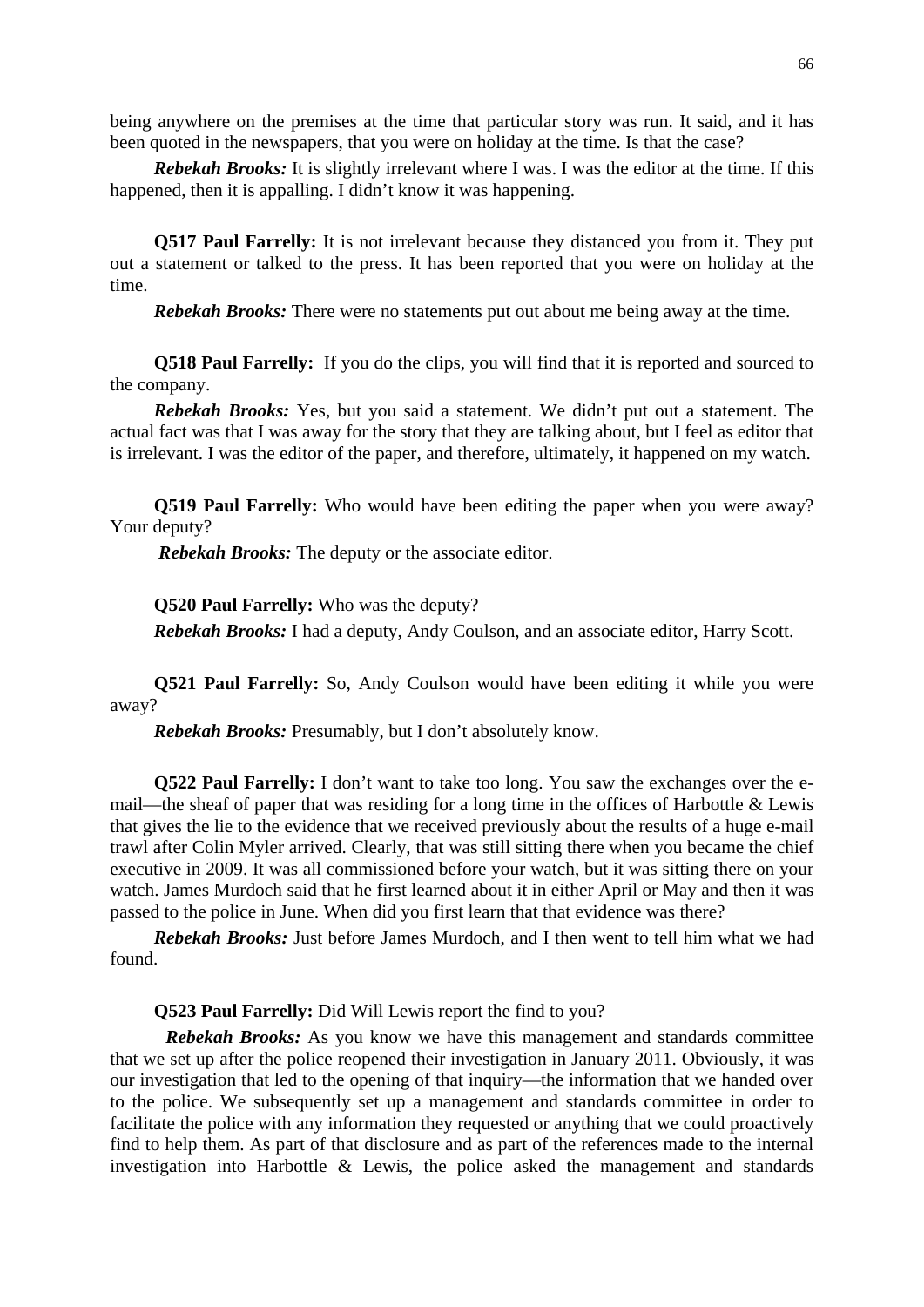being anywhere on the premises at the time that particular story was run. It said, and it has been quoted in the newspapers, that you were on holiday at the time. Is that the case?

***Rebekah Brooks:*** It is slightly irrelevant where I was. I was the editor at the time. If this happened, then it is appalling. I didn't know it was happening.

**Q517 Paul Farrelly:** It is not irrelevant because they distanced you from it. They put out a statement or talked to the press. It has been reported that you were on holiday at the time.

***Rebekah Brooks:*** There were no statements put out about me being away at the time.

**Q518 Paul Farrelly:** If you do the clips, you will find that it is reported and sourced to the company.

***Rebekah Brooks:*** Yes, but you said a statement. We didn't put out a statement. The actual fact was that I was away for the story that they are talking about, but I feel as editor that is irrelevant. I was the editor of the paper, and therefore, ultimately, it happened on my watch.

**Q519 Paul Farrelly:** Who would have been editing the paper when you were away? Your deputy?

***Rebekah Brooks:*** The deputy or the associate editor.

**Q520 Paul Farrelly:** Who was the deputy?

***Rebekah Brooks:*** I had a deputy, Andy Coulson, and an associate editor, Harry Scott.

**Q521 Paul Farrelly:** So, Andy Coulson would have been editing it while you were away?

***Rebekah Brooks:*** Presumably, but I don't absolutely know.

**Q522 Paul Farrelly:** I don't want to take too long. You saw the exchanges over the e-mail—the sheaf of paper that was residing for a long time in the offices of Harbottle & Lewis that gives the lie to the evidence that we received previously about the results of a huge e-mail trawl after Colin Myler arrived. Clearly, that was still sitting there when you became the chief executive in 2009. It was all commissioned before your watch, but it was sitting there on your watch. James Murdoch said that he first learned about it in either April or May and then it was passed to the police in June. When did you first learn that that evidence was there?

***Rebekah Brooks:*** Just before James Murdoch, and I then went to tell him what we had found.

**Q523 Paul Farrelly:** Did Will Lewis report the find to you?

***Rebekah Brooks:*** As you know we have this management and standards committee that we set up after the police reopened their investigation in January 2011. Obviously, it was our investigation that led to the opening of that inquiry—the information that we handed over to the police. We subsequently set up a management and standards committee in order to facilitate the police with any information they requested or anything that we could proactively find to help them. As part of that disclosure and as part of the references made to the internal investigation into Harbottle & Lewis, the police asked the management and standards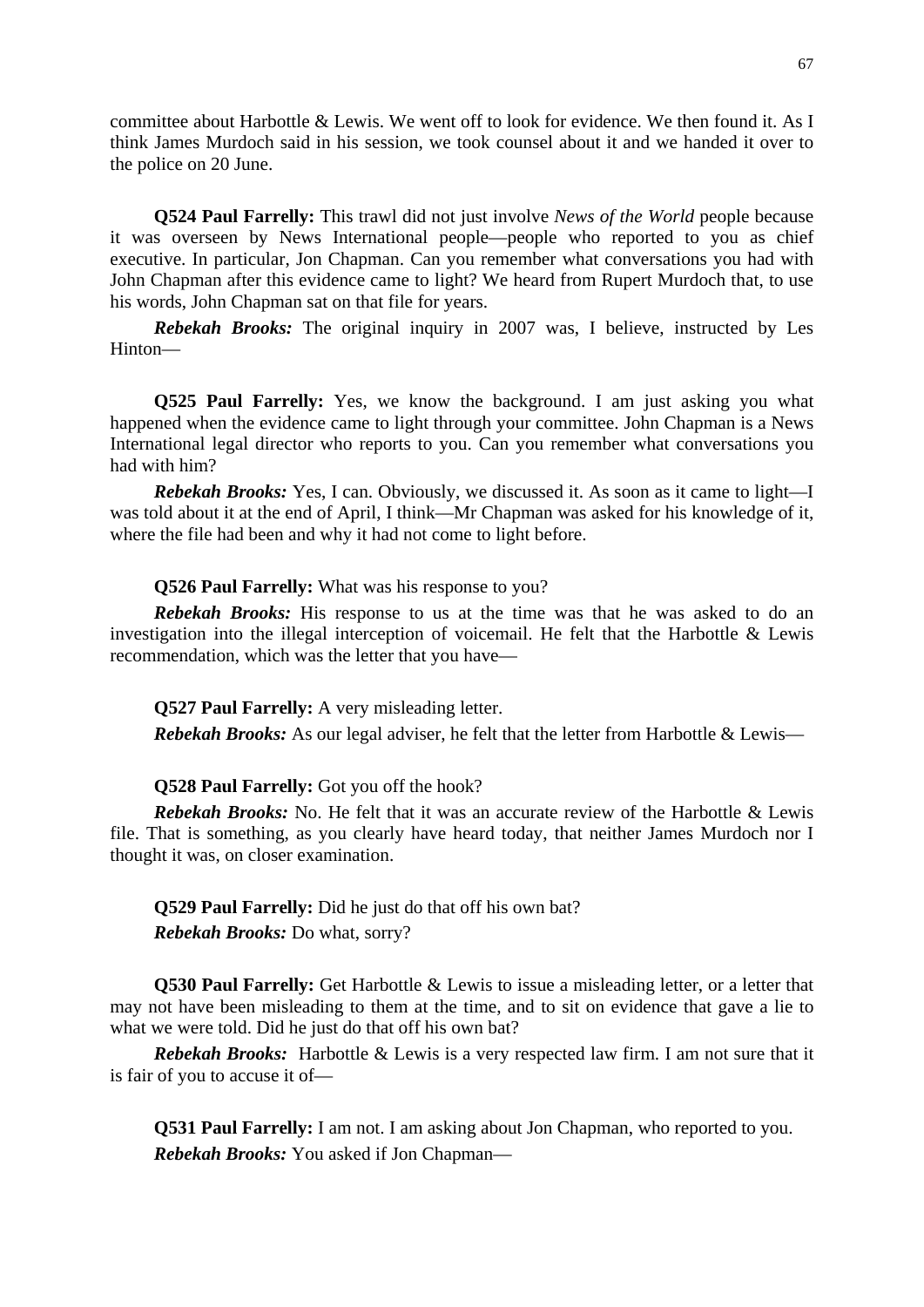committee about Harbottle & Lewis. We went off to look for evidence. We then found it. As I think James Murdoch said in his session, we took counsel about it and we handed it over to the police on 20 June.

**Q524 Paul Farrelly:** This trawl did not just involve *News of the World* people because it was overseen by News International people—people who reported to you as chief executive. In particular, Jon Chapman. Can you remember what conversations you had with John Chapman after this evidence came to light? We heard from Rupert Murdoch that, to use his words, John Chapman sat on that file for years.

***Rebekah Brooks:*** The original inquiry in 2007 was, I believe, instructed by Les Hinton—

**Q525 Paul Farrelly:** Yes, we know the background. I am just asking you what happened when the evidence came to light through your committee. John Chapman is a News International legal director who reports to you. Can you remember what conversations you had with him?

***Rebekah Brooks:*** Yes, I can. Obviously, we discussed it. As soon as it came to light—I was told about it at the end of April, I think—Mr Chapman was asked for his knowledge of it, where the file had been and why it had not come to light before.

**Q526 Paul Farrelly:** What was his response to you?

***Rebekah Brooks:*** His response to us at the time was that he was asked to do an investigation into the illegal interception of voicemail. He felt that the Harbottle & Lewis recommendation, which was the letter that you have—

**Q527 Paul Farrelly:** A very misleading letter.

***Rebekah Brooks:*** As our legal adviser, he felt that the letter from Harbottle & Lewis—

**Q528 Paul Farrelly:** Got you off the hook?

***Rebekah Brooks:*** No. He felt that it was an accurate review of the Harbottle & Lewis file. That is something, as you clearly have heard today, that neither James Murdoch nor I thought it was, on closer examination.

**Q529 Paul Farrelly:** Did he just do that off his own bat?

***Rebekah Brooks:*** Do what, sorry?

**Q530 Paul Farrelly:** Get Harbottle & Lewis to issue a misleading letter, or a letter that may not have been misleading to them at the time, and to sit on evidence that gave a lie to what we were told. Did he just do that off his own bat?

***Rebekah Brooks:*** Harbottle & Lewis is a very respected law firm. I am not sure that it is fair of you to accuse it of—

**Q531 Paul Farrelly:** I am not. I am asking about Jon Chapman, who reported to you.

***Rebekah Brooks:*** You asked if Jon Chapman—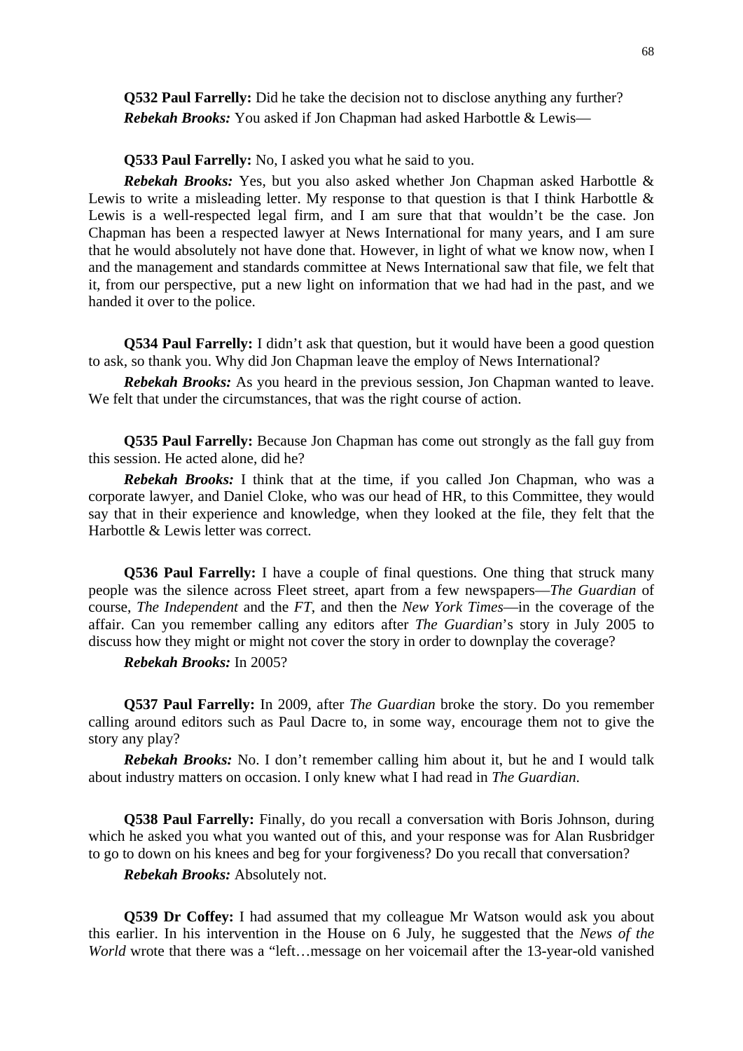**Q532 Paul Farrelly:** Did he take the decision not to disclose anything any further?

***Rebekah Brooks:*** You asked if Jon Chapman had asked Harbottle & Lewis—

**Q533 Paul Farrelly:** No, I asked you what he said to you.

***Rebekah Brooks:*** Yes, but you also asked whether Jon Chapman asked Harbottle & Lewis to write a misleading letter. My response to that question is that I think Harbottle & Lewis is a well-respected legal firm, and I am sure that that wouldn't be the case. Jon Chapman has been a respected lawyer at News International for many years, and I am sure that he would absolutely not have done that. However, in light of what we know now, when I and the management and standards committee at News International saw that file, we felt that it, from our perspective, put a new light on information that we had had in the past, and we handed it over to the police.

**Q534 Paul Farrelly:** I didn't ask that question, but it would have been a good question to ask, so thank you. Why did Jon Chapman leave the employ of News International?

***Rebekah Brooks:*** As you heard in the previous session, Jon Chapman wanted to leave. We felt that under the circumstances, that was the right course of action.

**Q535 Paul Farrelly:** Because Jon Chapman has come out strongly as the fall guy from this session. He acted alone, did he?

***Rebekah Brooks:*** I think that at the time, if you called Jon Chapman, who was a corporate lawyer, and Daniel Cloke, who was our head of HR, to this Committee, they would say that in their experience and knowledge, when they looked at the file, they felt that the Harbottle & Lewis letter was correct.

**Q536 Paul Farrelly:** I have a couple of final questions. One thing that struck many people was the silence across Fleet street, apart from a few newspapers—*The Guardian* of course, *The Independent* and the *FT*, and then the *New York Times*—in the coverage of the affair. Can you remember calling any editors after *The Guardian*'s story in July 2005 to discuss how they might or might not cover the story in order to downplay the coverage?

***Rebekah Brooks:*** In 2005?

**Q537 Paul Farrelly:** In 2009, after *The Guardian* broke the story. Do you remember calling around editors such as Paul Dacre to, in some way, encourage them not to give the story any play?

***Rebekah Brooks:*** No. I don't remember calling him about it, but he and I would talk about industry matters on occasion. I only knew what I had read in *The Guardian*.

**Q538 Paul Farrelly:** Finally, do you recall a conversation with Boris Johnson, during which he asked you what you wanted out of this, and your response was for Alan Rusbridger to go to down on his knees and beg for your forgiveness? Do you recall that conversation?

***Rebekah Brooks:*** Absolutely not.

**Q539 Dr Coffey:** I had assumed that my colleague Mr Watson would ask you about this earlier. In his intervention in the House on 6 July, he suggested that the *News of the World* wrote that there was a "left…message on her voicemail after the 13-year-old vanished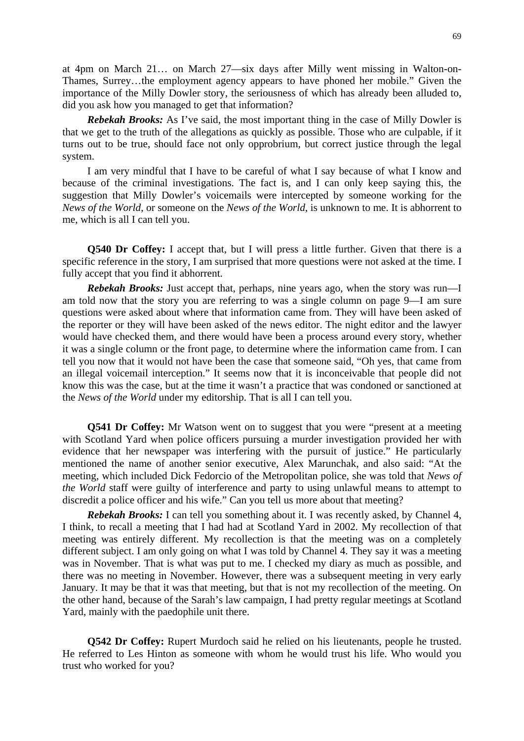at 4pm on March 21… on March 27—six days after Milly went missing in Walton-on-Thames, Surrey…the employment agency appears to have phoned her mobile." Given the importance of the Milly Dowler story, the seriousness of which has already been alluded to, did you ask how you managed to get that information?

***Rebekah Brooks:*** As I've said, the most important thing in the case of Milly Dowler is that we get to the truth of the allegations as quickly as possible. Those who are culpable, if it turns out to be true, should face not only opprobrium, but correct justice through the legal system.

I am very mindful that I have to be careful of what I say because of what I know and because of the criminal investigations. The fact is, and I can only keep saying this, the suggestion that Milly Dowler's voicemails were intercepted by someone working for the *News of the World*, or someone on the *News of the World*, is unknown to me. It is abhorrent to me, which is all I can tell you.

**Q540 Dr Coffey:** I accept that, but I will press a little further. Given that there is a specific reference in the story, I am surprised that more questions were not asked at the time. I fully accept that you find it abhorrent.

***Rebekah Brooks:*** Just accept that, perhaps, nine years ago, when the story was run—I am told now that the story you are referring to was a single column on page 9—I am sure questions were asked about where that information came from. They will have been asked of the reporter or they will have been asked of the news editor. The night editor and the lawyer would have checked them, and there would have been a process around every story, whether it was a single column or the front page, to determine where the information came from. I can tell you now that it would not have been the case that someone said, "Oh yes, that came from an illegal voicemail interception." It seems now that it is inconceivable that people did not know this was the case, but at the time it wasn't a practice that was condoned or sanctioned at the *News of the World* under my editorship. That is all I can tell you.

**Q541 Dr Coffey:** Mr Watson went on to suggest that you were "present at a meeting with Scotland Yard when police officers pursuing a murder investigation provided her with evidence that her newspaper was interfering with the pursuit of justice." He particularly mentioned the name of another senior executive, Alex Marunchak, and also said: "At the meeting, which included Dick Fedorcio of the Metropolitan police, she was told that *News of the World* staff were guilty of interference and party to using unlawful means to attempt to discredit a police officer and his wife." Can you tell us more about that meeting?

***Rebekah Brooks:*** I can tell you something about it. I was recently asked, by Channel 4, I think, to recall a meeting that I had had at Scotland Yard in 2002. My recollection of that meeting was entirely different. My recollection is that the meeting was on a completely different subject. I am only going on what I was told by Channel 4. They say it was a meeting was in November. That is what was put to me. I checked my diary as much as possible, and there was no meeting in November. However, there was a subsequent meeting in very early January. It may be that it was that meeting, but that is not my recollection of the meeting. On the other hand, because of the Sarah's law campaign, I had pretty regular meetings at Scotland Yard, mainly with the paedophile unit there.

**Q542 Dr Coffey:** Rupert Murdoch said he relied on his lieutenants, people he trusted. He referred to Les Hinton as someone with whom he would trust his life. Who would you trust who worked for you?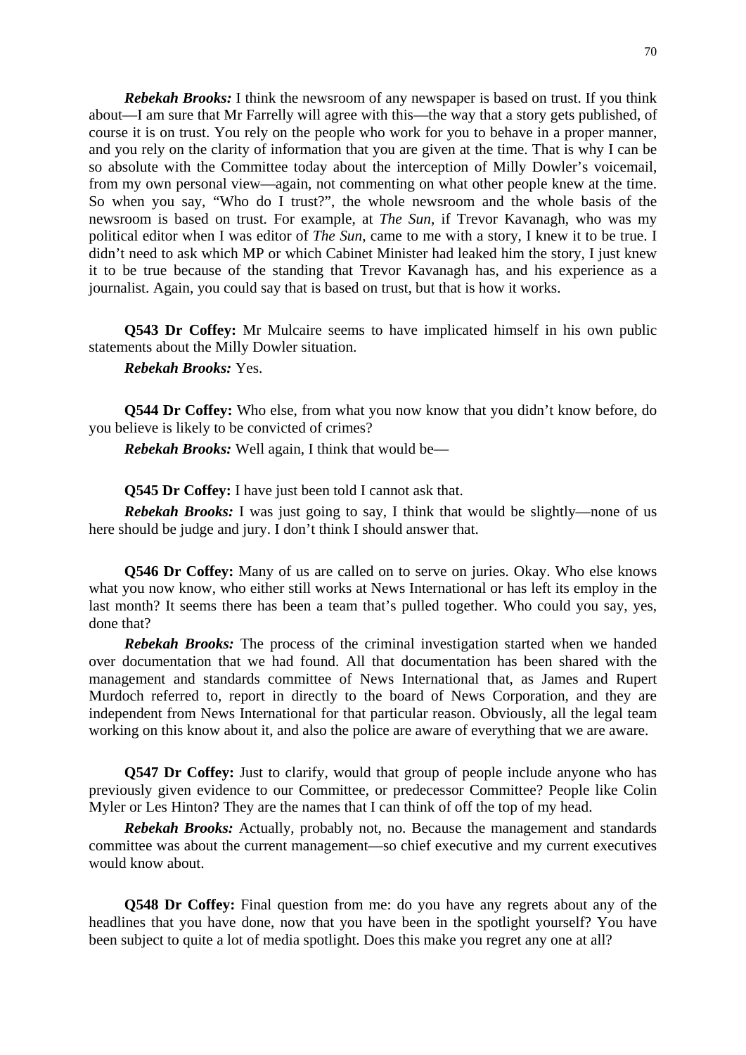***Rebekah Brooks:*** I think the newsroom of any newspaper is based on trust. If you think about—I am sure that Mr Farrelly will agree with this—the way that a story gets published, of course it is on trust. You rely on the people who work for you to behave in a proper manner, and you rely on the clarity of information that you are given at the time. That is why I can be so absolute with the Committee today about the interception of Milly Dowler's voicemail, from my own personal view—again, not commenting on what other people knew at the time. So when you say, "Who do I trust?", the whole newsroom and the whole basis of the newsroom is based on trust. For example, at *The Sun*, if Trevor Kavanagh, who was my political editor when I was editor of *The Sun*, came to me with a story, I knew it to be true. I didn't need to ask which MP or which Cabinet Minister had leaked him the story, I just knew it to be true because of the standing that Trevor Kavanagh has, and his experience as a journalist. Again, you could say that is based on trust, but that is how it works.

**Q543 Dr Coffey:** Mr Mulcaire seems to have implicated himself in his own public statements about the Milly Dowler situation.

***Rebekah Brooks:*** Yes.

**Q544 Dr Coffey:** Who else, from what you now know that you didn't know before, do you believe is likely to be convicted of crimes?

***Rebekah Brooks:*** Well again, I think that would be—

**Q545 Dr Coffey:** I have just been told I cannot ask that.

***Rebekah Brooks:*** I was just going to say, I think that would be slightly—none of us here should be judge and jury. I don't think I should answer that.

**Q546 Dr Coffey:** Many of us are called on to serve on juries. Okay. Who else knows what you now know, who either still works at News International or has left its employ in the last month? It seems there has been a team that's pulled together. Who could you say, yes, done that?

***Rebekah Brooks:*** The process of the criminal investigation started when we handed over documentation that we had found. All that documentation has been shared with the management and standards committee of News International that, as James and Rupert Murdoch referred to, report in directly to the board of News Corporation, and they are independent from News International for that particular reason. Obviously, all the legal team working on this know about it, and also the police are aware of everything that we are aware.

**Q547 Dr Coffey:** Just to clarify, would that group of people include anyone who has previously given evidence to our Committee, or predecessor Committee? People like Colin Myler or Les Hinton? They are the names that I can think of off the top of my head.

***Rebekah Brooks:*** Actually, probably not, no. Because the management and standards committee was about the current management—so chief executive and my current executives would know about.

**Q548 Dr Coffey:** Final question from me: do you have any regrets about any of the headlines that you have done, now that you have been in the spotlight yourself? You have been subject to quite a lot of media spotlight. Does this make you regret any one at all?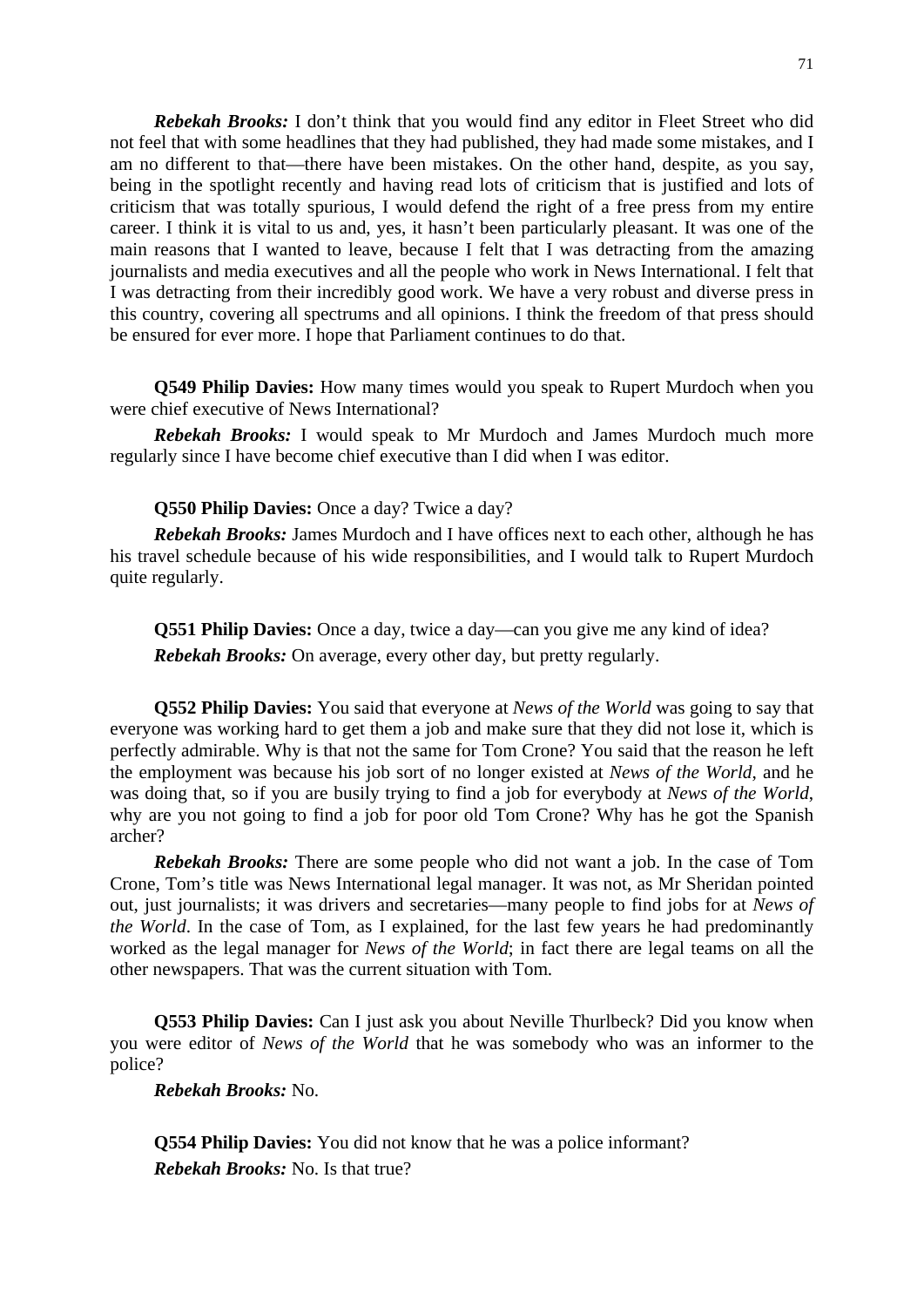*Rebekah Brooks:* I don't think that you would find any editor in Fleet Street who did not feel that with some headlines that they had published, they had made some mistakes, and I am no different to that—there have been mistakes. On the other hand, despite, as you say, being in the spotlight recently and having read lots of criticism that is justified and lots of criticism that was totally spurious, I would defend the right of a free press from my entire career. I think it is vital to us and, yes, it hasn't been particularly pleasant. It was one of the main reasons that I wanted to leave, because I felt that I was detracting from the amazing journalists and media executives and all the people who work in News International. I felt that I was detracting from their incredibly good work. We have a very robust and diverse press in this country, covering all spectrums and all opinions. I think the freedom of that press should be ensured for ever more. I hope that Parliament continues to do that.

**Q549 Philip Davies:** How many times would you speak to Rupert Murdoch when you were chief executive of News International?

*Rebekah Brooks:* I would speak to Mr Murdoch and James Murdoch much more regularly since I have become chief executive than I did when I was editor.

**Q550 Philip Davies:** Once a day? Twice a day?

*Rebekah Brooks:* James Murdoch and I have offices next to each other, although he has his travel schedule because of his wide responsibilities, and I would talk to Rupert Murdoch quite regularly.

**Q551 Philip Davies:** Once a day, twice a day—can you give me any kind of idea?

*Rebekah Brooks:* On average, every other day, but pretty regularly.

**Q552 Philip Davies:** You said that everyone at *News of the World* was going to say that everyone was working hard to get them a job and make sure that they did not lose it, which is perfectly admirable. Why is that not the same for Tom Crone? You said that the reason he left the employment was because his job sort of no longer existed at *News of the World*, and he was doing that, so if you are busily trying to find a job for everybody at *News of the World*, why are you not going to find a job for poor old Tom Crone? Why has he got the Spanish archer?

*Rebekah Brooks:* There are some people who did not want a job. In the case of Tom Crone, Tom's title was News International legal manager. It was not, as Mr Sheridan pointed out, just journalists; it was drivers and secretaries—many people to find jobs for at *News of the World*. In the case of Tom, as I explained, for the last few years he had predominantly worked as the legal manager for *News of the World*; in fact there are legal teams on all the other newspapers. That was the current situation with Tom.

**Q553 Philip Davies:** Can I just ask you about Neville Thurlbeck? Did you know when you were editor of *News of the World* that he was somebody who was an informer to the police?

*Rebekah Brooks:* No.

**Q554 Philip Davies:** You did not know that he was a police informant?

*Rebekah Brooks:* No. Is that true?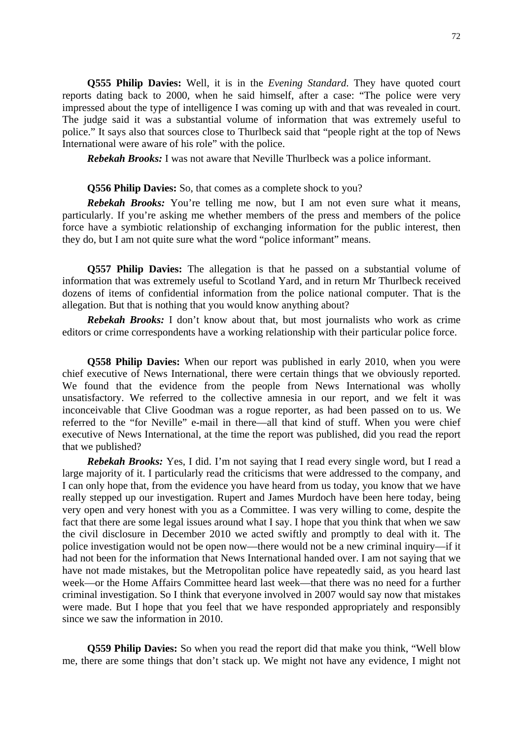**Q555 Philip Davies:** Well, it is in the *Evening Standard*. They have quoted court reports dating back to 2000, when he said himself, after a case: "The police were very impressed about the type of intelligence I was coming up with and that was revealed in court. The judge said it was a substantial volume of information that was extremely useful to police." It says also that sources close to Thurlbeck said that "people right at the top of News International were aware of his role" with the police.

***Rebekah Brooks:*** I was not aware that Neville Thurlbeck was a police informant.

**Q556 Philip Davies:** So, that comes as a complete shock to you?

***Rebekah Brooks:*** You're telling me now, but I am not even sure what it means, particularly. If you're asking me whether members of the press and members of the police force have a symbiotic relationship of exchanging information for the public interest, then they do, but I am not quite sure what the word "police informant" means.

**Q557 Philip Davies:** The allegation is that he passed on a substantial volume of information that was extremely useful to Scotland Yard, and in return Mr Thurlbeck received dozens of items of confidential information from the police national computer. That is the allegation. But that is nothing that you would know anything about?

***Rebekah Brooks:*** I don't know about that, but most journalists who work as crime editors or crime correspondents have a working relationship with their particular police force.

**Q558 Philip Davies:** When our report was published in early 2010, when you were chief executive of News International, there were certain things that we obviously reported. We found that the evidence from the people from News International was wholly unsatisfactory. We referred to the collective amnesia in our report, and we felt it was inconceivable that Clive Goodman was a rogue reporter, as had been passed on to us. We referred to the "for Neville" e-mail in there—all that kind of stuff. When you were chief executive of News International, at the time the report was published, did you read the report that we published?

***Rebekah Brooks:*** Yes, I did. I'm not saying that I read every single word, but I read a large majority of it. I particularly read the criticisms that were addressed to the company, and I can only hope that, from the evidence you have heard from us today, you know that we have really stepped up our investigation. Rupert and James Murdoch have been here today, being very open and very honest with you as a Committee. I was very willing to come, despite the fact that there are some legal issues around what I say. I hope that you think that when we saw the civil disclosure in December 2010 we acted swiftly and promptly to deal with it. The police investigation would not be open now—there would not be a new criminal inquiry—if it had not been for the information that News International handed over. I am not saying that we have not made mistakes, but the Metropolitan police have repeatedly said, as you heard last week—or the Home Affairs Committee heard last week—that there was no need for a further criminal investigation. So I think that everyone involved in 2007 would say now that mistakes were made. But I hope that you feel that we have responded appropriately and responsibly since we saw the information in 2010.

**Q559 Philip Davies:** So when you read the report did that make you think, "Well blow me, there are some things that don't stack up. We might not have any evidence, I might not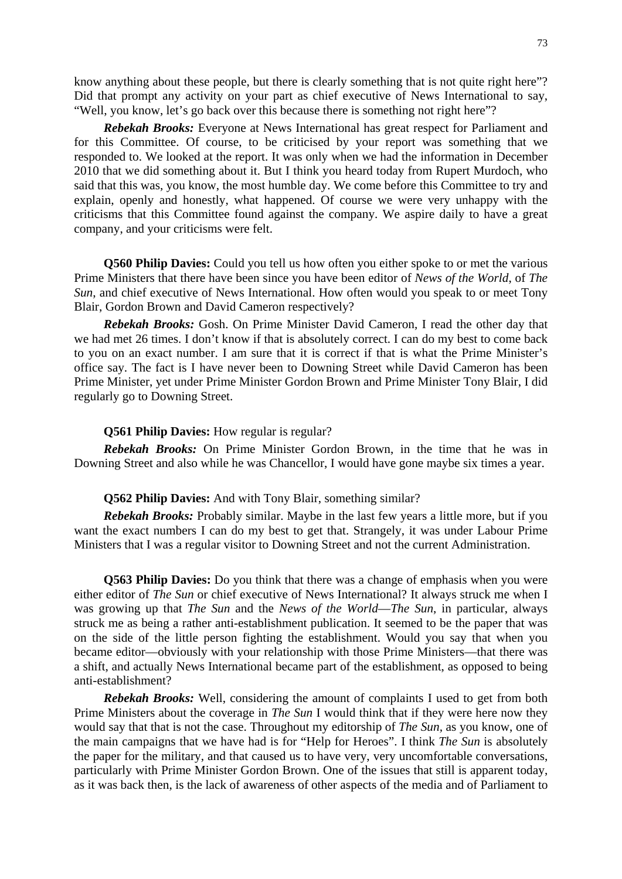know anything about these people, but there is clearly something that is not quite right here"? Did that prompt any activity on your part as chief executive of News International to say, "Well, you know, let's go back over this because there is something not right here"?

***Rebekah Brooks:*** Everyone at News International has great respect for Parliament and for this Committee. Of course, to be criticised by your report was something that we responded to. We looked at the report. It was only when we had the information in December 2010 that we did something about it. But I think you heard today from Rupert Murdoch, who said that this was, you know, the most humble day. We come before this Committee to try and explain, openly and honestly, what happened. Of course we were very unhappy with the criticisms that this Committee found against the company. We aspire daily to have a great company, and your criticisms were felt.

**Q560 Philip Davies:** Could you tell us how often you either spoke to or met the various Prime Ministers that there have been since you have been editor of *News of the World*, of *The Sun*, and chief executive of News International. How often would you speak to or meet Tony Blair, Gordon Brown and David Cameron respectively?

***Rebekah Brooks:*** Gosh. On Prime Minister David Cameron, I read the other day that we had met 26 times. I don't know if that is absolutely correct. I can do my best to come back to you on an exact number. I am sure that it is correct if that is what the Prime Minister's office say. The fact is I have never been to Downing Street while David Cameron has been Prime Minister, yet under Prime Minister Gordon Brown and Prime Minister Tony Blair, I did regularly go to Downing Street.

**Q561 Philip Davies:** How regular is regular?

***Rebekah Brooks:*** On Prime Minister Gordon Brown, in the time that he was in Downing Street and also while he was Chancellor, I would have gone maybe six times a year.

**Q562 Philip Davies:** And with Tony Blair, something similar?

***Rebekah Brooks:*** Probably similar. Maybe in the last few years a little more, but if you want the exact numbers I can do my best to get that. Strangely, it was under Labour Prime Ministers that I was a regular visitor to Downing Street and not the current Administration.

**Q563 Philip Davies:** Do you think that there was a change of emphasis when you were either editor of *The Sun* or chief executive of News International? It always struck me when I was growing up that *The Sun* and the *News of the World*—*The Sun*, in particular, always struck me as being a rather anti-establishment publication. It seemed to be the paper that was on the side of the little person fighting the establishment. Would you say that when you became editor—obviously with your relationship with those Prime Ministers—that there was a shift, and actually News International became part of the establishment, as opposed to being anti-establishment?

***Rebekah Brooks:*** Well, considering the amount of complaints I used to get from both Prime Ministers about the coverage in *The Sun* I would think that if they were here now they would say that that is not the case. Throughout my editorship of *The Sun*, as you know, one of the main campaigns that we have had is for "Help for Heroes". I think *The Sun* is absolutely the paper for the military, and that caused us to have very, very uncomfortable conversations, particularly with Prime Minister Gordon Brown. One of the issues that still is apparent today, as it was back then, is the lack of awareness of other aspects of the media and of Parliament to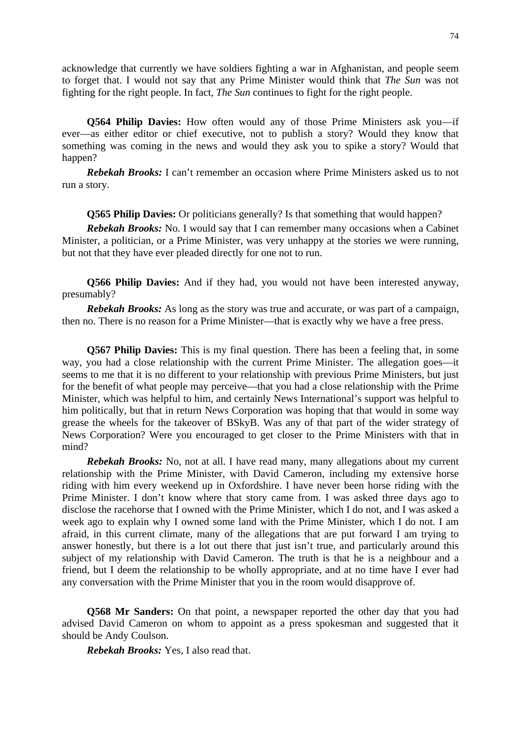acknowledge that currently we have soldiers fighting a war in Afghanistan, and people seem to forget that. I would not say that any Prime Minister would think that *The Sun* was not fighting for the right people. In fact, *The Sun* continues to fight for the right people.

**Q564 Philip Davies:** How often would any of those Prime Ministers ask you—if ever—as either editor or chief executive, not to publish a story? Would they know that something was coming in the news and would they ask you to spike a story? Would that happen?

***Rebekah Brooks:*** I can't remember an occasion where Prime Ministers asked us to not run a story.

**Q565 Philip Davies:** Or politicians generally? Is that something that would happen?

***Rebekah Brooks:*** No. I would say that I can remember many occasions when a Cabinet Minister, a politician, or a Prime Minister, was very unhappy at the stories we were running, but not that they have ever pleaded directly for one not to run.

**Q566 Philip Davies:** And if they had, you would not have been interested anyway, presumably?

***Rebekah Brooks:*** As long as the story was true and accurate, or was part of a campaign, then no. There is no reason for a Prime Minister—that is exactly why we have a free press.

**Q567 Philip Davies:** This is my final question. There has been a feeling that, in some way, you had a close relationship with the current Prime Minister. The allegation goes—it seems to me that it is no different to your relationship with previous Prime Ministers, but just for the benefit of what people may perceive—that you had a close relationship with the Prime Minister, which was helpful to him, and certainly News International's support was helpful to him politically, but that in return News Corporation was hoping that that would in some way grease the wheels for the takeover of BSkyB. Was any of that part of the wider strategy of News Corporation? Were you encouraged to get closer to the Prime Ministers with that in mind?

***Rebekah Brooks:*** No, not at all. I have read many, many allegations about my current relationship with the Prime Minister, with David Cameron, including my extensive horse riding with him every weekend up in Oxfordshire. I have never been horse riding with the Prime Minister. I don't know where that story came from. I was asked three days ago to disclose the racehorse that I owned with the Prime Minister, which I do not, and I was asked a week ago to explain why I owned some land with the Prime Minister, which I do not. I am afraid, in this current climate, many of the allegations that are put forward I am trying to answer honestly, but there is a lot out there that just isn't true, and particularly around this subject of my relationship with David Cameron. The truth is that he is a neighbour and a friend, but I deem the relationship to be wholly appropriate, and at no time have I ever had any conversation with the Prime Minister that you in the room would disapprove of.

**Q568 Mr Sanders:** On that point, a newspaper reported the other day that you had advised David Cameron on whom to appoint as a press spokesman and suggested that it should be Andy Coulson.

***Rebekah Brooks:*** Yes, I also read that.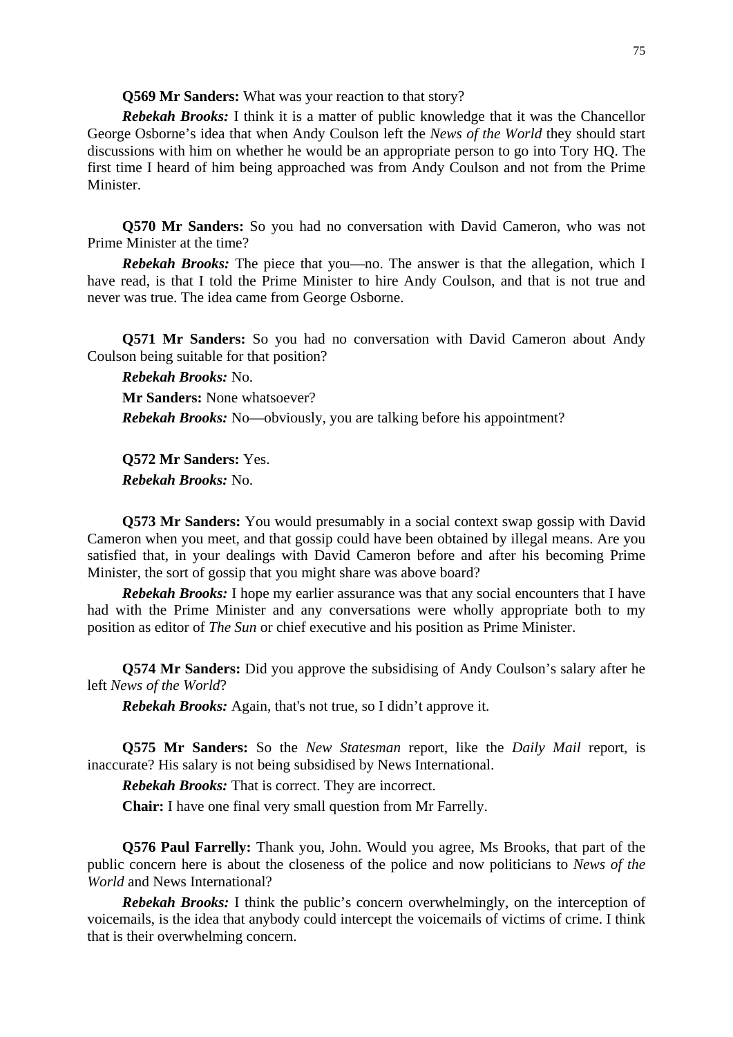**Q569 Mr Sanders:** What was your reaction to that story?

***Rebekah Brooks:*** I think it is a matter of public knowledge that it was the Chancellor George Osborne's idea that when Andy Coulson left the *News of the World* they should start discussions with him on whether he would be an appropriate person to go into Tory HQ. The first time I heard of him being approached was from Andy Coulson and not from the Prime Minister.

**Q570 Mr Sanders:** So you had no conversation with David Cameron, who was not Prime Minister at the time?

***Rebekah Brooks:*** The piece that you—no. The answer is that the allegation, which I have read, is that I told the Prime Minister to hire Andy Coulson, and that is not true and never was true. The idea came from George Osborne.

**Q571 Mr Sanders:** So you had no conversation with David Cameron about Andy Coulson being suitable for that position?

***Rebekah Brooks:*** No.

**Mr Sanders:** None whatsoever?

***Rebekah Brooks:*** No—obviously, you are talking before his appointment?

**Q572 Mr Sanders:** Yes.

***Rebekah Brooks:*** No.

**Q573 Mr Sanders:** You would presumably in a social context swap gossip with David Cameron when you meet, and that gossip could have been obtained by illegal means. Are you satisfied that, in your dealings with David Cameron before and after his becoming Prime Minister, the sort of gossip that you might share was above board?

***Rebekah Brooks:*** I hope my earlier assurance was that any social encounters that I have had with the Prime Minister and any conversations were wholly appropriate both to my position as editor of *The Sun* or chief executive and his position as Prime Minister.

**Q574 Mr Sanders:** Did you approve the subsidising of Andy Coulson's salary after he left *News of the World*?

***Rebekah Brooks:*** Again, that's not true, so I didn't approve it.

**Q575 Mr Sanders:** So the *New Statesman* report, like the *Daily Mail* report, is inaccurate? His salary is not being subsidised by News International.

***Rebekah Brooks:*** That is correct. They are incorrect.

**Chair:** I have one final very small question from Mr Farrelly.

**Q576 Paul Farrelly:** Thank you, John. Would you agree, Ms Brooks, that part of the public concern here is about the closeness of the police and now politicians to *News of the World* and News International?

***Rebekah Brooks:*** I think the public's concern overwhelmingly, on the interception of voicemails, is the idea that anybody could intercept the voicemails of victims of crime. I think that is their overwhelming concern.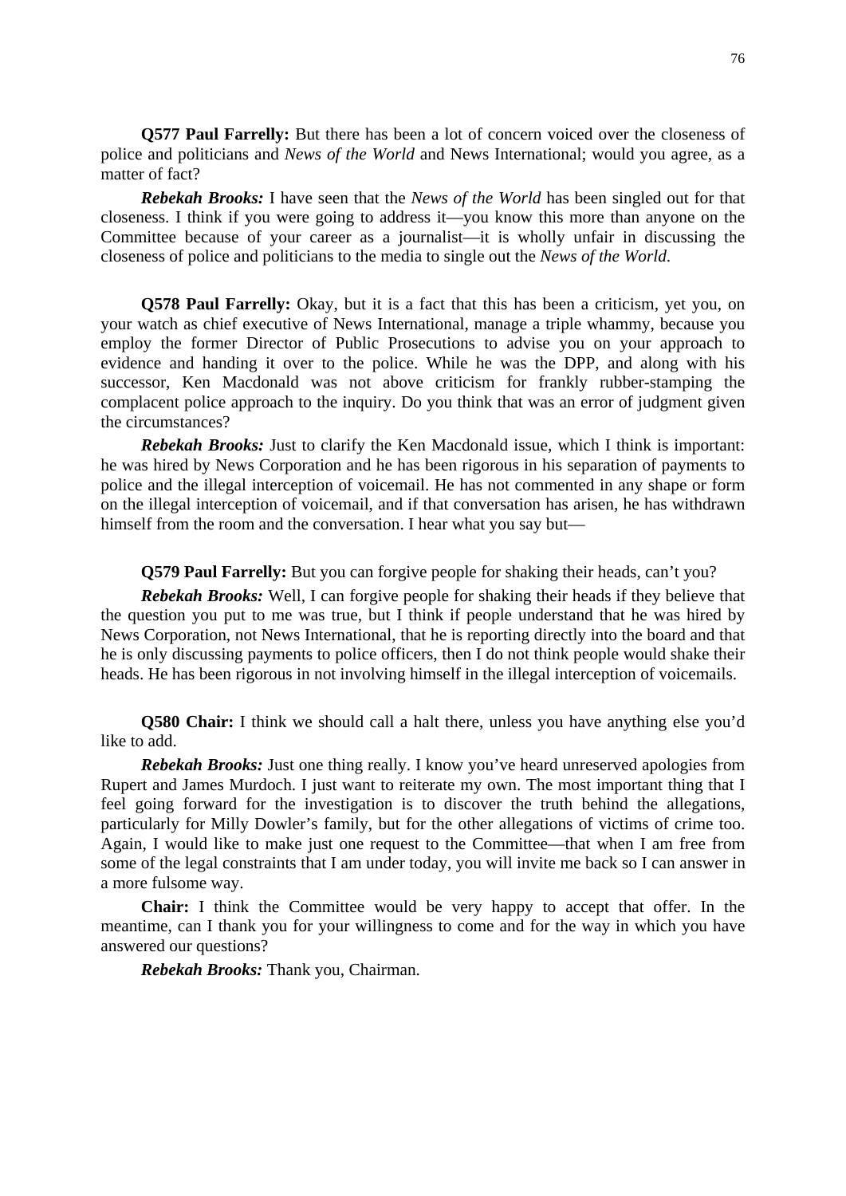**Q577 Paul Farrelly:** But there has been a lot of concern voiced over the closeness of police and politicians and *News of the World* and News International; would you agree, as a matter of fact?

***Rebekah Brooks:*** I have seen that the *News of the World* has been singled out for that closeness. I think if you were going to address it—you know this more than anyone on the Committee because of your career as a journalist—it is wholly unfair in discussing the closeness of police and politicians to the media to single out the *News of the World*.

**Q578 Paul Farrelly:** Okay, but it is a fact that this has been a criticism, yet you, on your watch as chief executive of News International, manage a triple whammy, because you employ the former Director of Public Prosecutions to advise you on your approach to evidence and handing it over to the police. While he was the DPP, and along with his successor, Ken Macdonald was not above criticism for frankly rubber-stamping the complacent police approach to the inquiry. Do you think that was an error of judgment given the circumstances?

***Rebekah Brooks:*** Just to clarify the Ken Macdonald issue, which I think is important: he was hired by News Corporation and he has been rigorous in his separation of payments to police and the illegal interception of voicemail. He has not commented in any shape or form on the illegal interception of voicemail, and if that conversation has arisen, he has withdrawn himself from the room and the conversation. I hear what you say but—

**Q579 Paul Farrelly:** But you can forgive people for shaking their heads, can't you?

***Rebekah Brooks:*** Well, I can forgive people for shaking their heads if they believe that the question you put to me was true, but I think if people understand that he was hired by News Corporation, not News International, that he is reporting directly into the board and that he is only discussing payments to police officers, then I do not think people would shake their heads. He has been rigorous in not involving himself in the illegal interception of voicemails.

**Q580 Chair:** I think we should call a halt there, unless you have anything else you'd like to add.

***Rebekah Brooks:*** Just one thing really. I know you've heard unreserved apologies from Rupert and James Murdoch. I just want to reiterate my own. The most important thing that I feel going forward for the investigation is to discover the truth behind the allegations, particularly for Milly Dowler's family, but for the other allegations of victims of crime too. Again, I would like to make just one request to the Committee—that when I am free from some of the legal constraints that I am under today, you will invite me back so I can answer in a more fulsome way.

**Chair:** I think the Committee would be very happy to accept that offer. In the meantime, can I thank you for your willingness to come and for the way in which you have answered our questions?

***Rebekah Brooks:*** Thank you, Chairman.